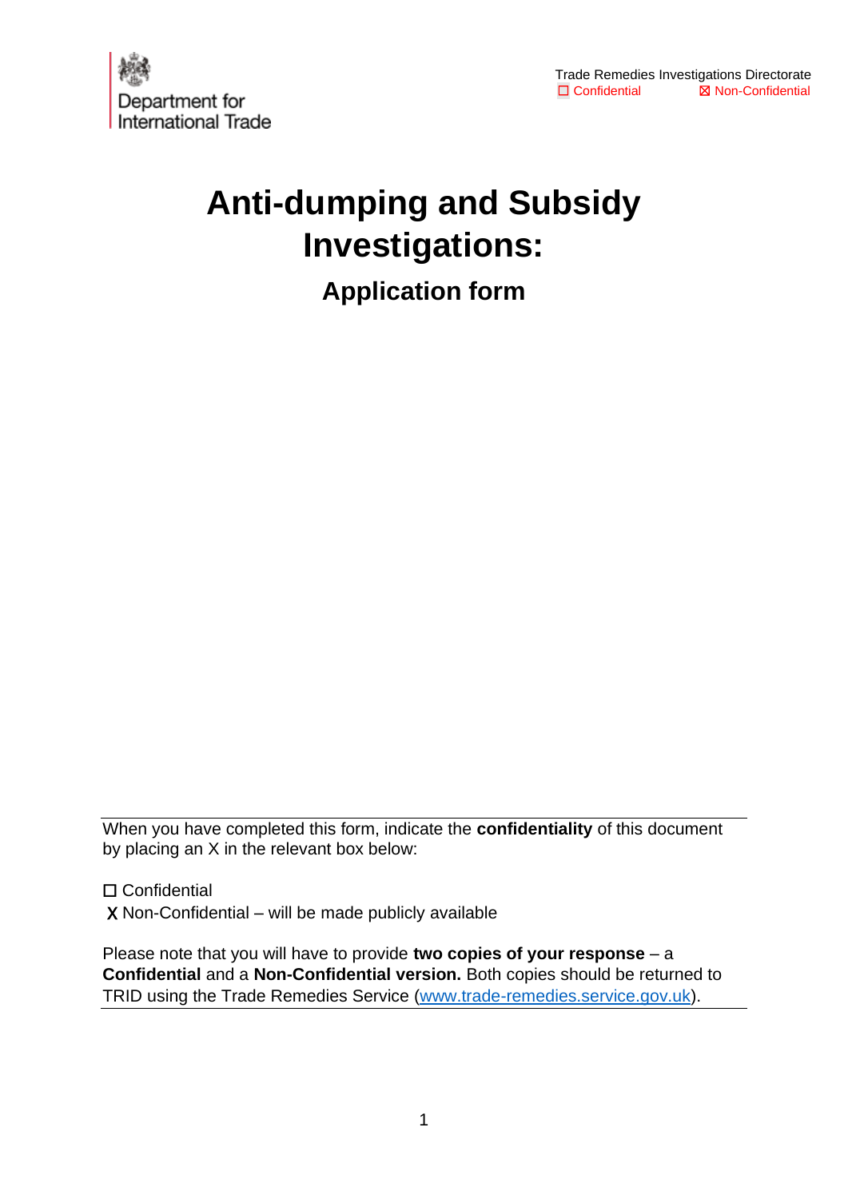Department for International Trade

Trade Remedies Investigations Directorate
☐ Confidential ☒ Non-Confidential

# Anti-dumping and Subsidy Investigations:

## Application form

When you have completed this form, indicate the **confidentiality** of this document by placing an X in the relevant box below:

☐ Confidential
X Non-Confidential – will be made publicly available

Please note that you will have to provide **two copies of your response** – a **Confidential** and a **Non-Confidential version.** Both copies should be returned to TRID using the Trade Remedies Service (www.trade-remedies.service.gov.uk).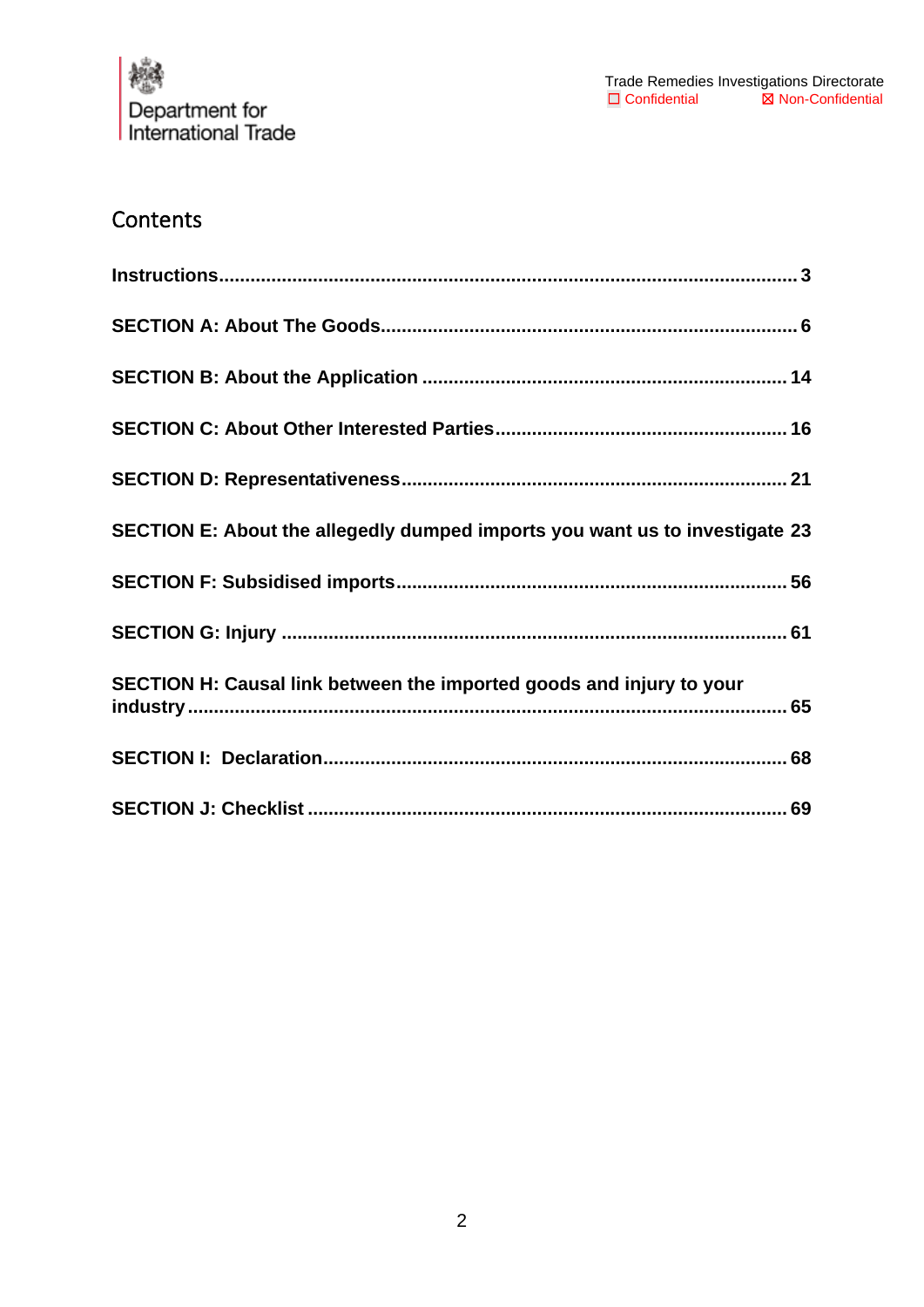Department for International Trade

Trade Remedies Investigations Directorate
☐ Confidential ☒ Non-Confidential

## Contents

**Instructions** ........................................................................................ **3**

**SECTION A: About The Goods** ............................................................ **6**

**SECTION B: About the Application** ..................................................... **14**

**SECTION C: About Other Interested Parties** ...................................... **16**

**SECTION D: Representativeness** ........................................................ **21**

**SECTION E: About the allegedly dumped imports you want us to investigate** **23**

**SECTION F: Subsidised imports** .......................................................... **56**

**SECTION G: Injury** .............................................................................. **61**

**SECTION H: Causal link between the imported goods and injury to your industry** ........................................................................................ **65**

**SECTION I: Declaration** ...................................................................... **68**

**SECTION J: Checklist** .......................................................................... **69**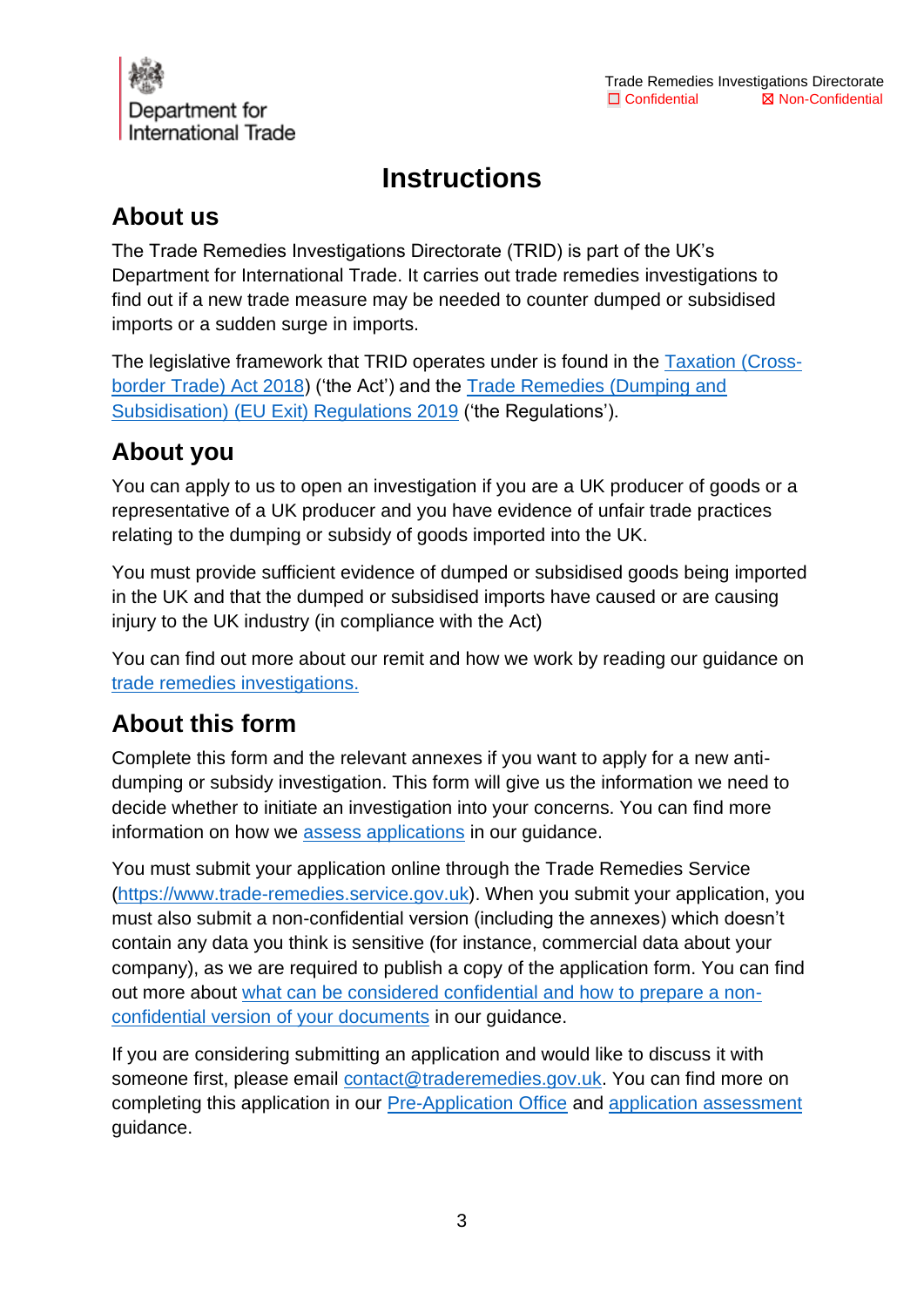# Instructions

## About us

The Trade Remedies Investigations Directorate (TRID) is part of the UK's Department for International Trade. It carries out trade remedies investigations to find out if a new trade measure may be needed to counter dumped or subsidised imports or a sudden surge in imports.

The legislative framework that TRID operates under is found in the [Taxation (Cross-border Trade) Act 2018]() ('the Act') and the [Trade Remedies (Dumping and Subsidisation) (EU Exit) Regulations 2019]() ('the Regulations').

## About you

You can apply to us to open an investigation if you are a UK producer of goods or a representative of a UK producer and you have evidence of unfair trade practices relating to the dumping or subsidy of goods imported into the UK.

You must provide sufficient evidence of dumped or subsidised goods being imported in the UK and that the dumped or subsidised imports have caused or are causing injury to the UK industry (in compliance with the Act)

You can find out more about our remit and how we work by reading our guidance on [trade remedies investigations.]()

## About this form

Complete this form and the relevant annexes if you want to apply for a new anti-dumping or subsidy investigation. This form will give us the information we need to decide whether to initiate an investigation into your concerns. You can find more information on how we [assess applications]() in our guidance.

You must submit your application online through the Trade Remedies Service ([https://www.trade-remedies.service.gov.uk](https://www.trade-remedies.service.gov.uk)). When you submit your application, you must also submit a non-confidential version (including the annexes) which doesn't contain any data you think is sensitive (for instance, commercial data about your company), as we are required to publish a copy of the application form. You can find out more about [what can be considered confidential and how to prepare a non-confidential version of your documents]() in our guidance.

If you are considering submitting an application and would like to discuss it with someone first, please email [contact@traderemedies.gov.uk](mailto:contact@traderemedies.gov.uk). You can find more on completing this application in our [Pre-Application Office]() and [application assessment]() guidance.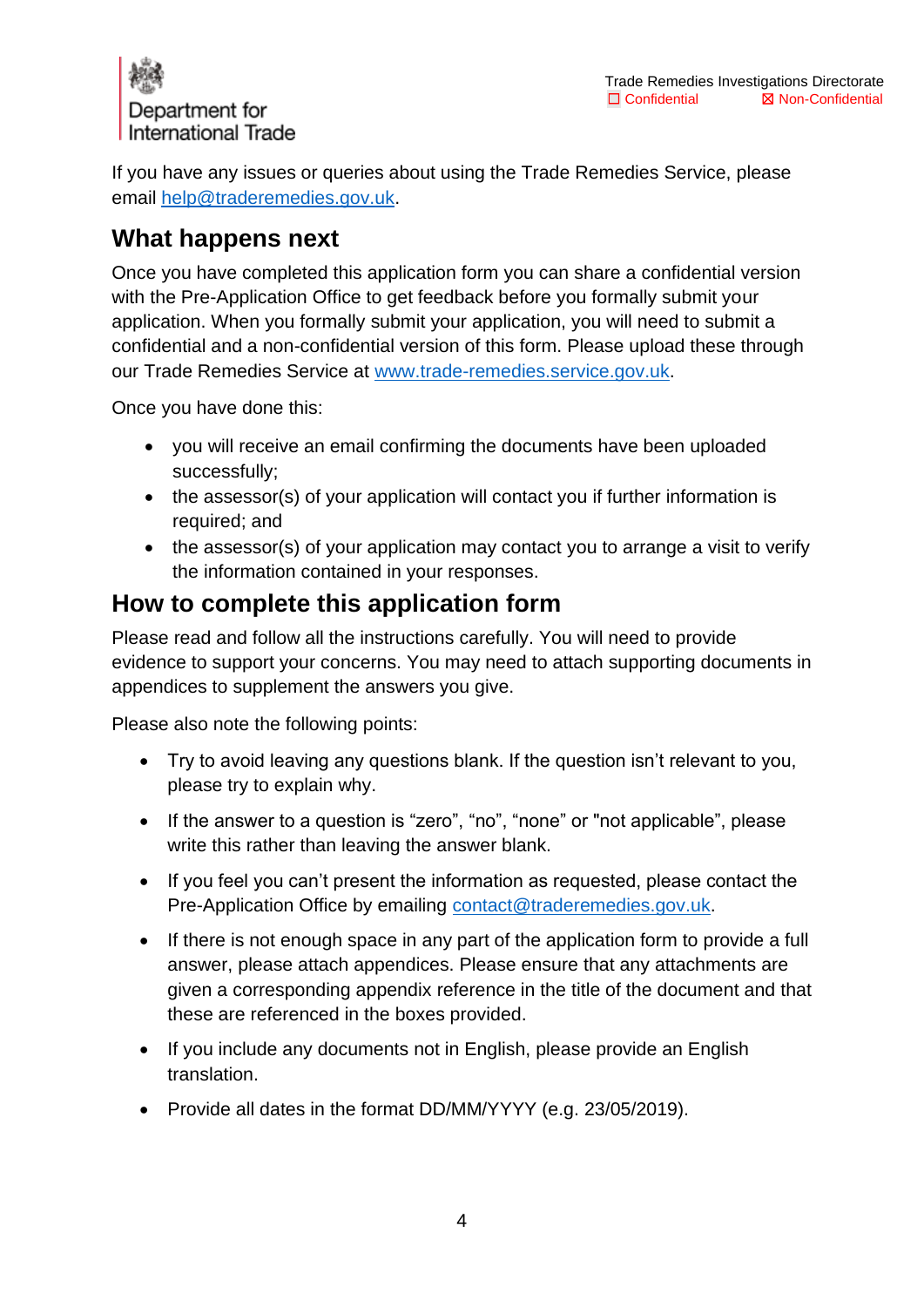If you have any issues or queries about using the Trade Remedies Service, please email help@traderemedies.gov.uk.

## What happens next

Once you have completed this application form you can share a confidential version with the Pre-Application Office to get feedback before you formally submit your application. When you formally submit your application, you will need to submit a confidential and a non-confidential version of this form. Please upload these through our Trade Remedies Service at www.trade-remedies.service.gov.uk.

Once you have done this:

- you will receive an email confirming the documents have been uploaded successfully;
- the assessor(s) of your application will contact you if further information is required; and
- the assessor(s) of your application may contact you to arrange a visit to verify the information contained in your responses.

## How to complete this application form

Please read and follow all the instructions carefully. You will need to provide evidence to support your concerns. You may need to attach supporting documents in appendices to supplement the answers you give.

Please also note the following points:

- Try to avoid leaving any questions blank. If the question isn't relevant to you, please try to explain why.
- If the answer to a question is "zero", "no", "none" or "not applicable", please write this rather than leaving the answer blank.
- If you feel you can't present the information as requested, please contact the Pre-Application Office by emailing contact@traderemedies.gov.uk.
- If there is not enough space in any part of the application form to provide a full answer, please attach appendices. Please ensure that any attachments are given a corresponding appendix reference in the title of the document and that these are referenced in the boxes provided.
- If you include any documents not in English, please provide an English translation.
- Provide all dates in the format DD/MM/YYYY (e.g. 23/05/2019).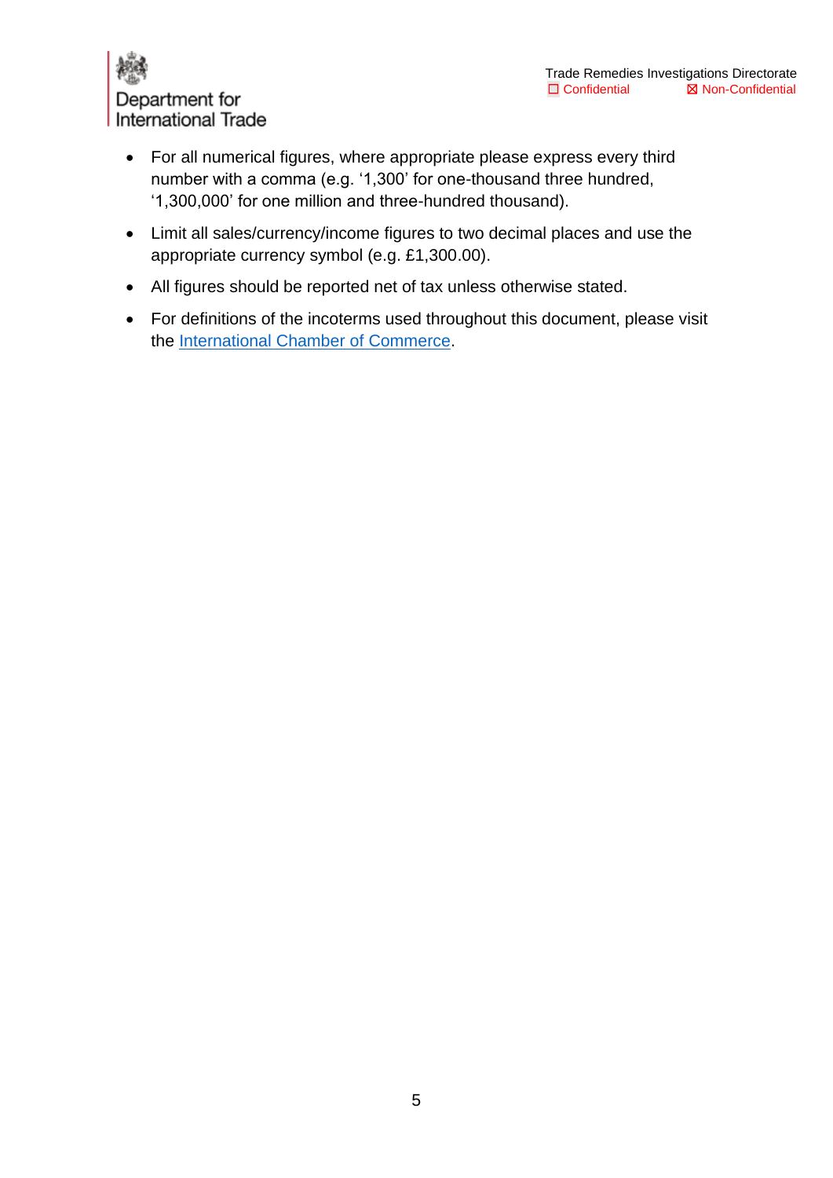- For all numerical figures, where appropriate please express every third number with a comma (e.g. '1,300' for one-thousand three hundred, '1,300,000' for one million and three-hundred thousand).
- Limit all sales/currency/income figures to two decimal places and use the appropriate currency symbol (e.g. £1,300.00).
- All figures should be reported net of tax unless otherwise stated.
- For definitions of the incoterms used throughout this document, please visit the International Chamber of Commerce.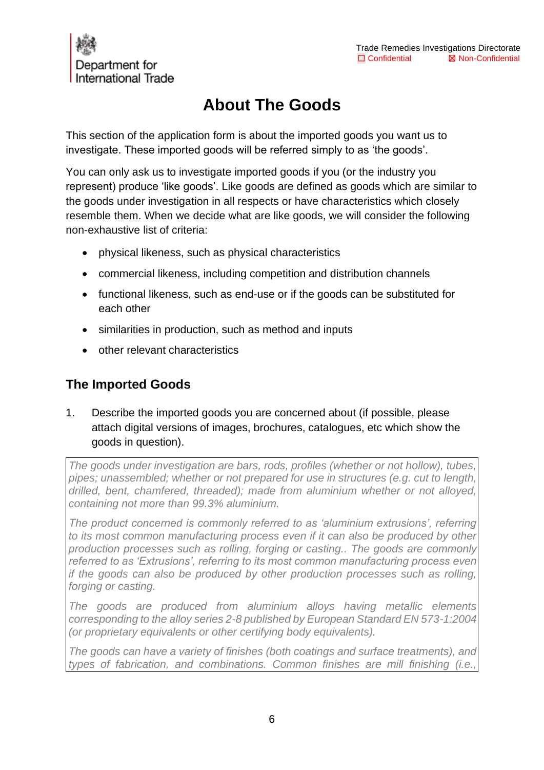Trade Remedies Investigations Directorate
☐ Confidential ☒ Non-Confidential

# About The Goods

This section of the application form is about the imported goods you want us to investigate. These imported goods will be referred simply to as 'the goods'.

You can only ask us to investigate imported goods if you (or the industry you represent) produce 'like goods'. Like goods are defined as goods which are similar to the goods under investigation in all respects or have characteristics which closely resemble them. When we decide what are like goods, we will consider the following non-exhaustive list of criteria:

- physical likeness, such as physical characteristics
- commercial likeness, including competition and distribution channels
- functional likeness, such as end-use or if the goods can be substituted for each other
- similarities in production, such as method and inputs
- other relevant characteristics

## The Imported Goods

1. Describe the imported goods you are concerned about (if possible, please attach digital versions of images, brochures, catalogues, etc which show the goods in question).

*The goods under investigation are bars, rods, profiles (whether or not hollow), tubes, pipes; unassembled; whether or not prepared for use in structures (e.g. cut to length, drilled, bent, chamfered, threaded); made from aluminium whether or not alloyed, containing not more than 99.3% aluminium.*

*The product concerned is commonly referred to as 'aluminium extrusions', referring to its most common manufacturing process even if it can also be produced by other production processes such as rolling, forging or casting.. The goods are commonly referred to as 'Extrusions', referring to its most common manufacturing process even if the goods can also be produced by other production processes such as rolling, forging or casting.*

*The goods are produced from aluminium alloys having metallic elements corresponding to the alloy series 2-8 published by European Standard EN 573-1:2004 (or proprietary equivalents or other certifying body equivalents).*

*The goods can have a variety of finishes (both coatings and surface treatments), and types of fabrication, and combinations. Common finishes are mill finishing (i.e.,*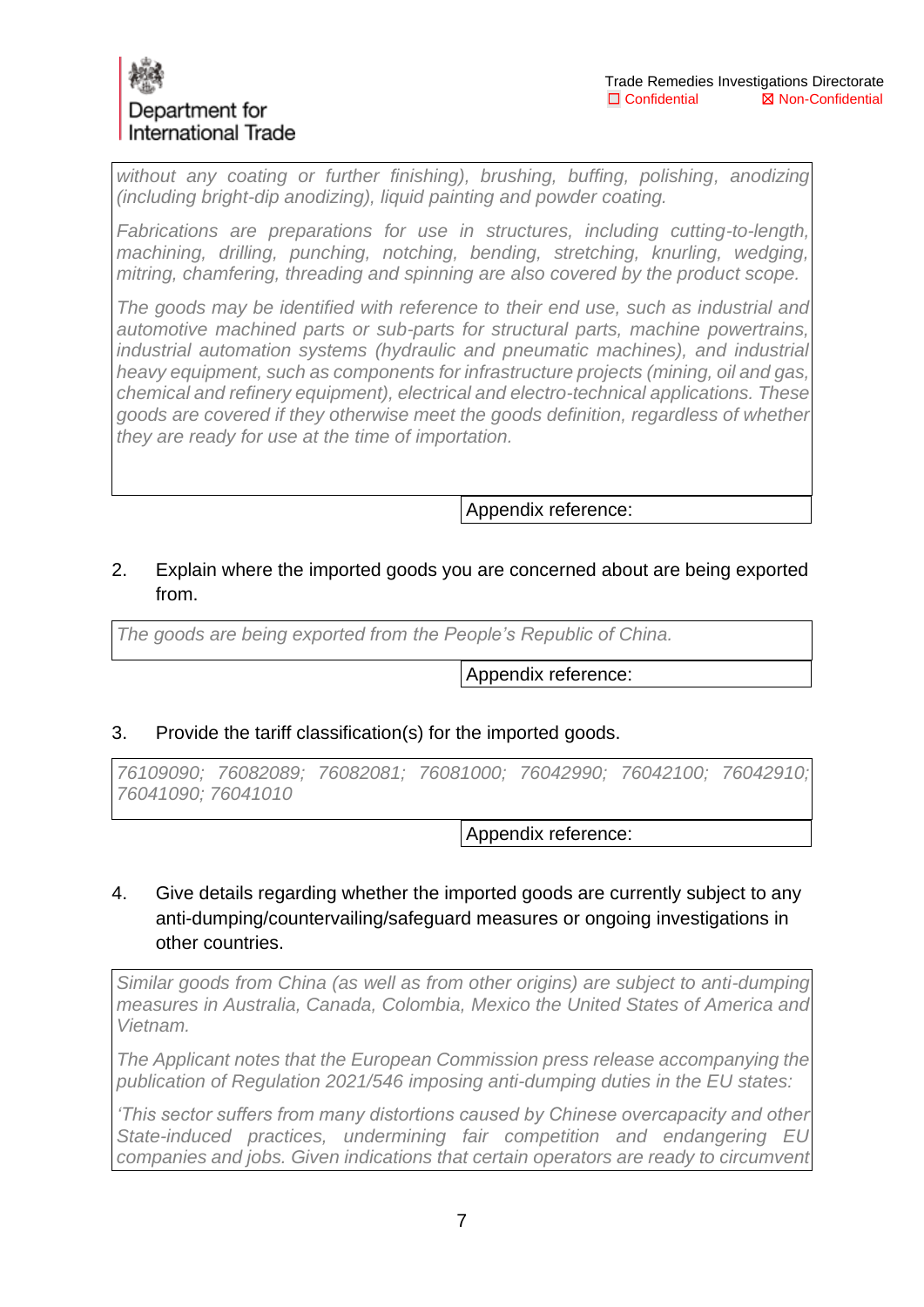*without any coating or further finishing), brushing, buffing, polishing, anodizing (including bright-dip anodizing), liquid painting and powder coating.*

*Fabrications are preparations for use in structures, including cutting-to-length, machining, drilling, punching, notching, bending, stretching, knurling, wedging, mitring, chamfering, threading and spinning are also covered by the product scope.*

*The goods may be identified with reference to their end use, such as industrial and automotive machined parts or sub-parts for structural parts, machine powertrains, industrial automation systems (hydraulic and pneumatic machines), and industrial heavy equipment, such as components for infrastructure projects (mining, oil and gas, chemical and refinery equipment), electrical and electro-technical applications. These goods are covered if they otherwise meet the goods definition, regardless of whether they are ready for use at the time of importation.*

Appendix reference:

2. Explain where the imported goods you are concerned about are being exported from.

*The goods are being exported from the People's Republic of China.*

Appendix reference:

3. Provide the tariff classification(s) for the imported goods.

*76109090; 76082089; 76082081; 76081000; 76042990; 76042100; 76042910; 76041090; 76041010*

Appendix reference:

4. Give details regarding whether the imported goods are currently subject to any anti-dumping/countervailing/safeguard measures or ongoing investigations in other countries.

*Similar goods from China (as well as from other origins) are subject to anti-dumping measures in Australia, Canada, Colombia, Mexico the United States of America and Vietnam.*

*The Applicant notes that the European Commission press release accompanying the publication of Regulation 2021/546 imposing anti-dumping duties in the EU states:*

*'This sector suffers from many distortions caused by Chinese overcapacity and other State-induced practices, undermining fair competition and endangering EU companies and jobs. Given indications that certain operators are ready to circumvent*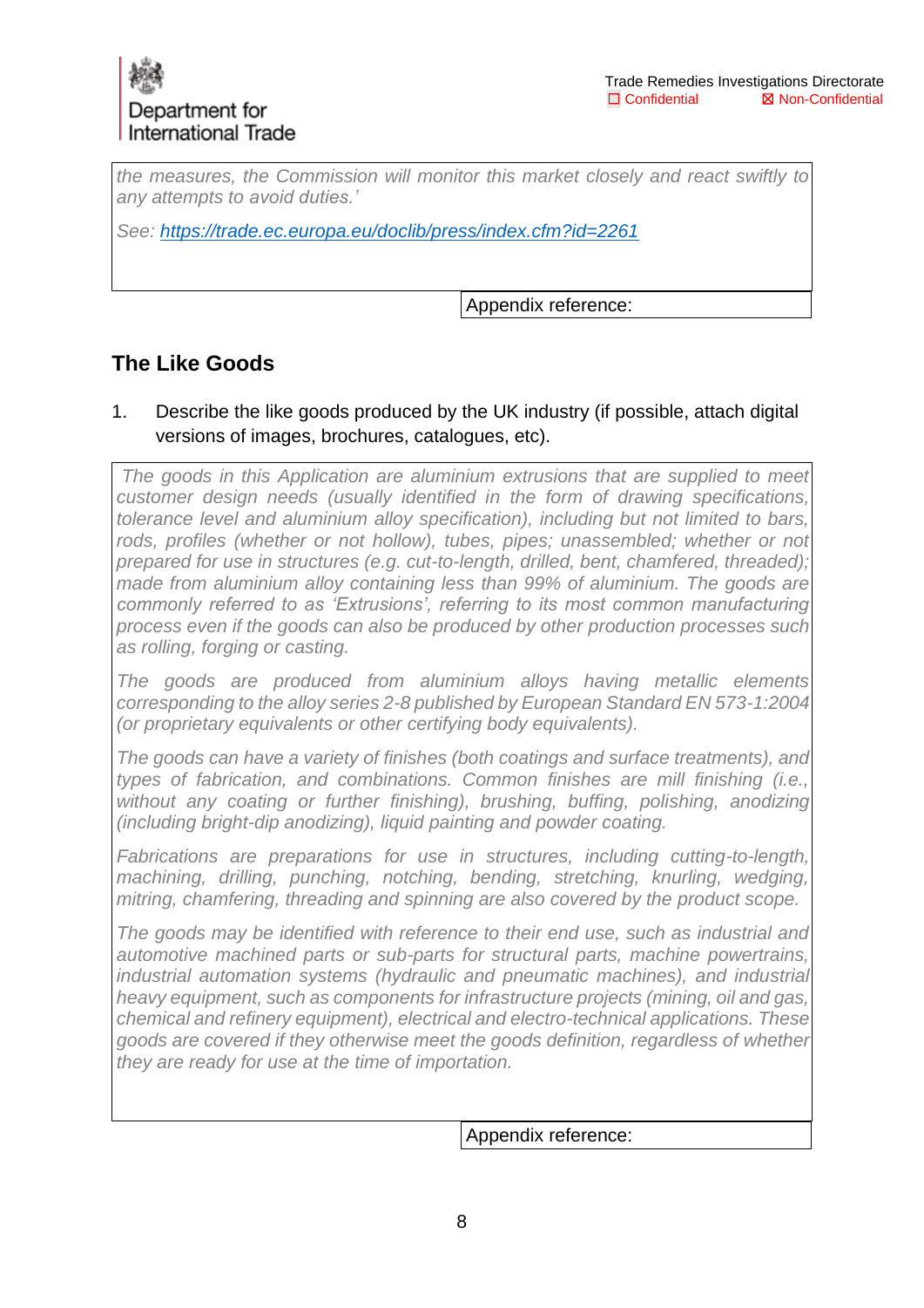*the measures, the Commission will monitor this market closely and react swiftly to any attempts to avoid duties.'*

*See: https://trade.ec.europa.eu/doclib/press/index.cfm?id=2261*

Appendix reference:

## The Like Goods

1. Describe the like goods produced by the UK industry (if possible, attach digital versions of images, brochures, catalogues, etc).

*The goods in this Application are aluminium extrusions that are supplied to meet customer design needs (usually identified in the form of drawing specifications, tolerance level and aluminium alloy specification), including but not limited to bars, rods, profiles (whether or not hollow), tubes, pipes; unassembled; whether or not prepared for use in structures (e.g. cut-to-length, drilled, bent, chamfered, threaded); made from aluminium alloy containing less than 99% of aluminium. The goods are commonly referred to as 'Extrusions', referring to its most common manufacturing process even if the goods can also be produced by other production processes such as rolling, forging or casting.*

*The goods are produced from aluminium alloys having metallic elements corresponding to the alloy series 2-8 published by European Standard EN 573-1:2004 (or proprietary equivalents or other certifying body equivalents).*

*The goods can have a variety of finishes (both coatings and surface treatments), and types of fabrication, and combinations. Common finishes are mill finishing (i.e., without any coating or further finishing), brushing, buffing, polishing, anodizing (including bright-dip anodizing), liquid painting and powder coating.*

*Fabrications are preparations for use in structures, including cutting-to-length, machining, drilling, punching, notching, bending, stretching, knurling, wedging, mitring, chamfering, threading and spinning are also covered by the product scope.*

*The goods may be identified with reference to their end use, such as industrial and automotive machined parts or sub-parts for structural parts, machine powertrains, industrial automation systems (hydraulic and pneumatic machines), and industrial heavy equipment, such as components for infrastructure projects (mining, oil and gas, chemical and refinery equipment), electrical and electro-technical applications. These goods are covered if they otherwise meet the goods definition, regardless of whether they are ready for use at the time of importation.*

Appendix reference: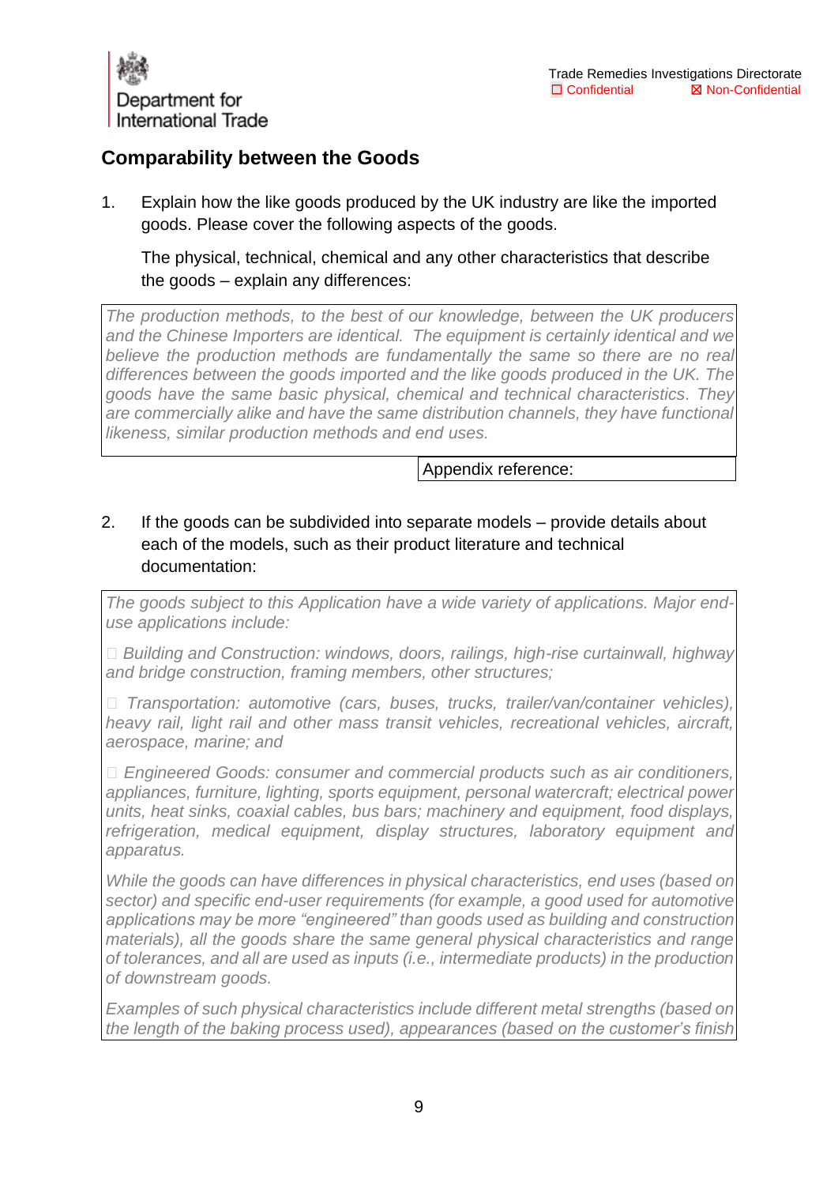Trade Remedies Investigations Directorate
☐ Confidential ☒ Non-Confidential

## Comparability between the Goods

1. Explain how the like goods produced by the UK industry are like the imported goods. Please cover the following aspects of the goods.

   The physical, technical, chemical and any other characteristics that describe the goods – explain any differences:

*The production methods, to the best of our knowledge, between the UK producers and the Chinese Importers are identical. The equipment is certainly identical and we believe the production methods are fundamentally the same so there are no real differences between the goods imported and the like goods produced in the UK. The goods have the same basic physical, chemical and technical characteristics. They are commercially alike and have the same distribution channels, they have functional likeness, similar production methods and end uses.*

Appendix reference:

2. If the goods can be subdivided into separate models – provide details about each of the models, such as their product literature and technical documentation:

*The goods subject to this Application have a wide variety of applications. Major end-use applications include:*

- *Building and Construction: windows, doors, railings, high-rise curtainwall, highway and bridge construction, framing members, other structures;*
- *Transportation: automotive (cars, buses, trucks, trailer/van/container vehicles), heavy rail, light rail and other mass transit vehicles, recreational vehicles, aircraft, aerospace, marine; and*
- *Engineered Goods: consumer and commercial products such as air conditioners, appliances, furniture, lighting, sports equipment, personal watercraft; electrical power units, heat sinks, coaxial cables, bus bars; machinery and equipment, food displays, refrigeration, medical equipment, display structures, laboratory equipment and apparatus.*

*While the goods can have differences in physical characteristics, end uses (based on sector) and specific end-user requirements (for example, a good used for automotive applications may be more "engineered" than goods used as building and construction materials), all the goods share the same general physical characteristics and range of tolerances, and all are used as inputs (i.e., intermediate products) in the production of downstream goods.*

*Examples of such physical characteristics include different metal strengths (based on the length of the baking process used), appearances (based on the customer's finish*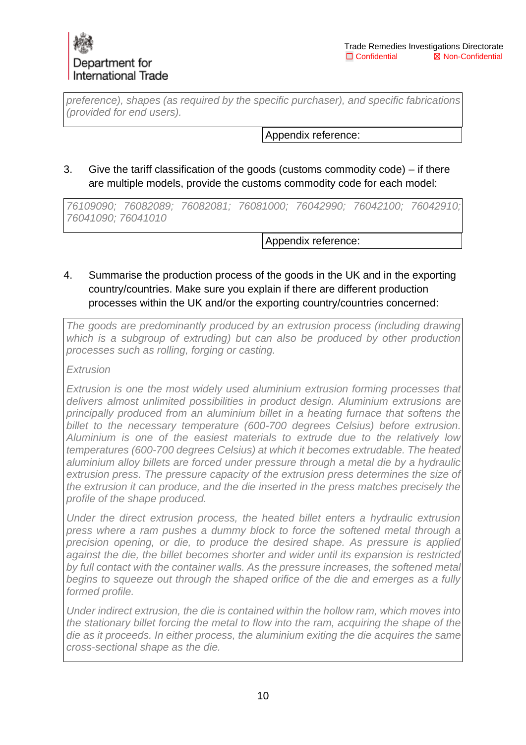*preference), shapes (as required by the specific purchaser), and specific fabrications (provided for end users).*

Appendix reference:

3. Give the tariff classification of the goods (customs commodity code) – if there are multiple models, provide the customs commodity code for each model:

*76109090; 76082089; 76082081; 76081000; 76042990; 76042100; 76042910; 76041090; 76041010*

Appendix reference:

4. Summarise the production process of the goods in the UK and in the exporting country/countries. Make sure you explain if there are different production processes within the UK and/or the exporting country/countries concerned:

*The goods are predominantly produced by an extrusion process (including drawing which is a subgroup of extruding) but can also be produced by other production processes such as rolling, forging or casting.*

*Extrusion*

*Extrusion is one the most widely used aluminium extrusion forming processes that delivers almost unlimited possibilities in product design. Aluminium extrusions are principally produced from an aluminium billet in a heating furnace that softens the billet to the necessary temperature (600-700 degrees Celsius) before extrusion. Aluminium is one of the easiest materials to extrude due to the relatively low temperatures (600-700 degrees Celsius) at which it becomes extrudable. The heated aluminium alloy billets are forced under pressure through a metal die by a hydraulic extrusion press. The pressure capacity of the extrusion press determines the size of the extrusion it can produce, and the die inserted in the press matches precisely the profile of the shape produced.*

*Under the direct extrusion process, the heated billet enters a hydraulic extrusion press where a ram pushes a dummy block to force the softened metal through a precision opening, or die, to produce the desired shape. As pressure is applied against the die, the billet becomes shorter and wider until its expansion is restricted by full contact with the container walls. As the pressure increases, the softened metal begins to squeeze out through the shaped orifice of the die and emerges as a fully formed profile.*

*Under indirect extrusion, the die is contained within the hollow ram, which moves into the stationary billet forcing the metal to flow into the ram, acquiring the shape of the die as it proceeds. In either process, the aluminium exiting the die acquires the same cross-sectional shape as the die.*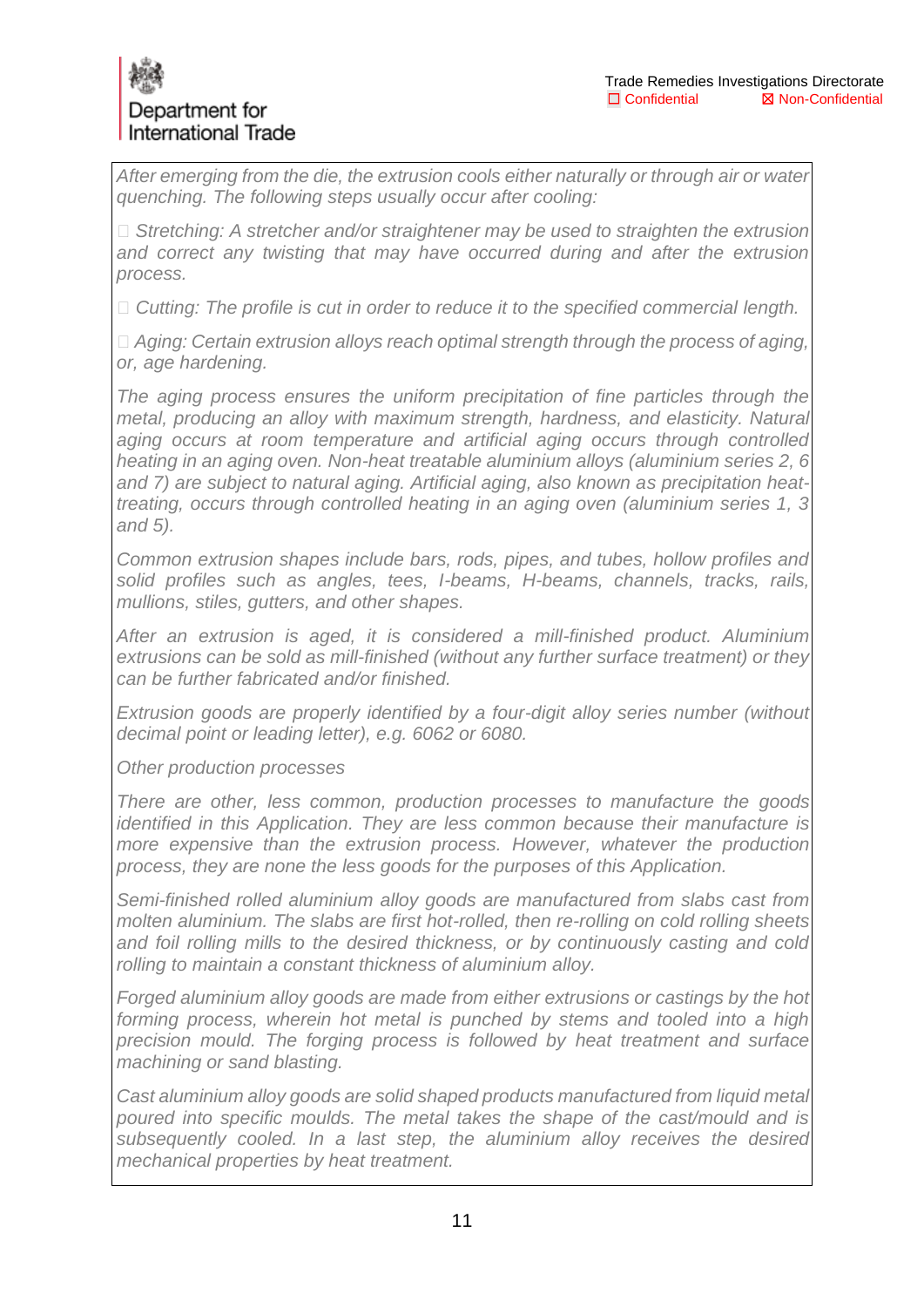*After emerging from the die, the extrusion cools either naturally or through air or water quenching. The following steps usually occur after cooling:*

- *Stretching: A stretcher and/or straightener may be used to straighten the extrusion and correct any twisting that may have occurred during and after the extrusion process.*
- *Cutting: The profile is cut in order to reduce it to the specified commercial length.*
- *Aging: Certain extrusion alloys reach optimal strength through the process of aging, or, age hardening.*

*The aging process ensures the uniform precipitation of fine particles through the metal, producing an alloy with maximum strength, hardness, and elasticity. Natural aging occurs at room temperature and artificial aging occurs through controlled heating in an aging oven. Non-heat treatable aluminium alloys (aluminium series 2, 6 and 7) are subject to natural aging. Artificial aging, also known as precipitation heat-treating, occurs through controlled heating in an aging oven (aluminium series 1, 3 and 5).*

*Common extrusion shapes include bars, rods, pipes, and tubes, hollow profiles and solid profiles such as angles, tees, I-beams, H-beams, channels, tracks, rails, mullions, stiles, gutters, and other shapes.*

*After an extrusion is aged, it is considered a mill-finished product. Aluminium extrusions can be sold as mill-finished (without any further surface treatment) or they can be further fabricated and/or finished.*

*Extrusion goods are properly identified by a four-digit alloy series number (without decimal point or leading letter), e.g. 6062 or 6080.*

*Other production processes*

*There are other, less common, production processes to manufacture the goods identified in this Application. They are less common because their manufacture is more expensive than the extrusion process. However, whatever the production process, they are none the less goods for the purposes of this Application.*

*Semi-finished rolled aluminium alloy goods are manufactured from slabs cast from molten aluminium. The slabs are first hot-rolled, then re-rolling on cold rolling sheets and foil rolling mills to the desired thickness, or by continuously casting and cold rolling to maintain a constant thickness of aluminium alloy.*

*Forged aluminium alloy goods are made from either extrusions or castings by the hot forming process, wherein hot metal is punched by stems and tooled into a high precision mould. The forging process is followed by heat treatment and surface machining or sand blasting.*

*Cast aluminium alloy goods are solid shaped products manufactured from liquid metal poured into specific moulds. The metal takes the shape of the cast/mould and is subsequently cooled. In a last step, the aluminium alloy receives the desired mechanical properties by heat treatment.*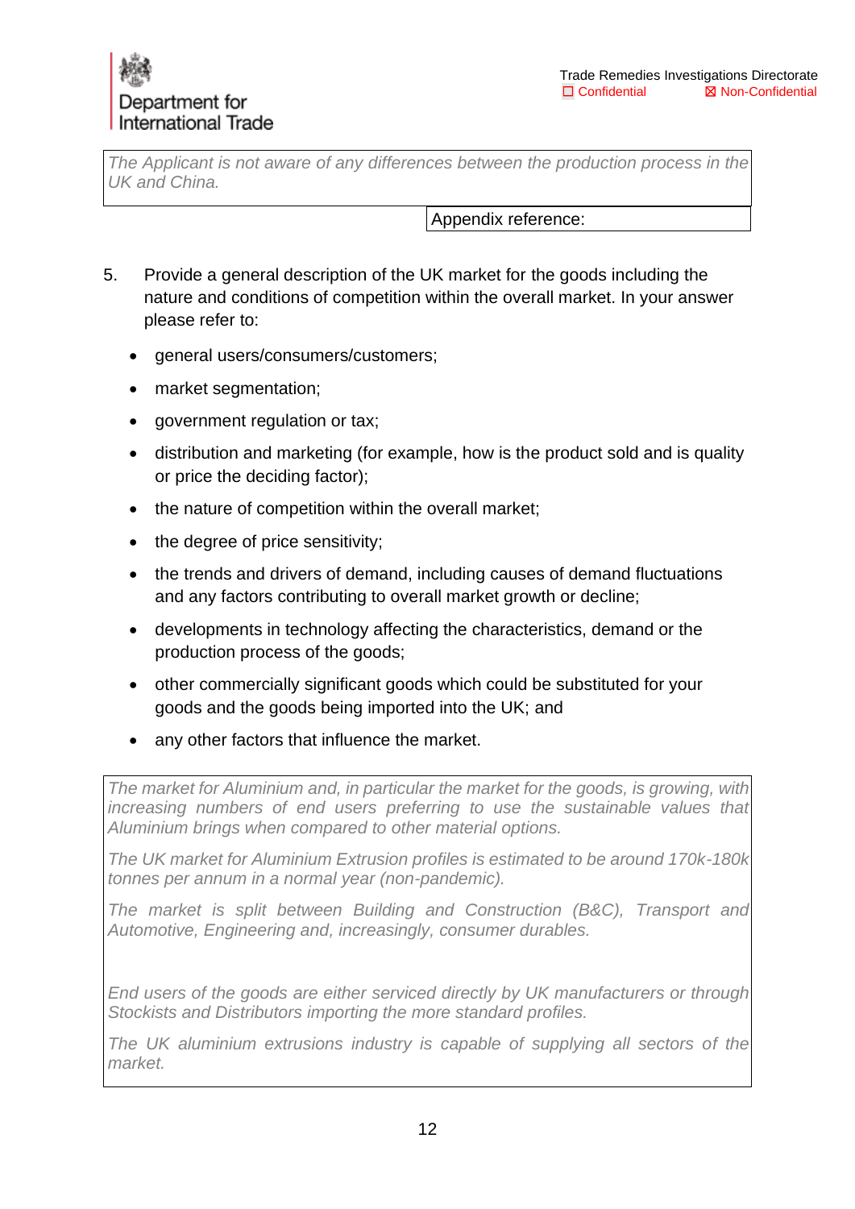*The Applicant is not aware of any differences between the production process in the UK and China.*

| Appendix reference: |
|---|

5. Provide a general description of the UK market for the goods including the nature and conditions of competition within the overall market. In your answer please refer to:

- general users/consumers/customers;
- market segmentation;
- government regulation or tax;
- distribution and marketing (for example, how is the product sold and is quality or price the deciding factor);
- the nature of competition within the overall market;
- the degree of price sensitivity;
- the trends and drivers of demand, including causes of demand fluctuations and any factors contributing to overall market growth or decline;
- developments in technology affecting the characteristics, demand or the production process of the goods;
- other commercially significant goods which could be substituted for your goods and the goods being imported into the UK; and
- any other factors that influence the market.

*The market for Aluminium and, in particular the market for the goods, is growing, with increasing numbers of end users preferring to use the sustainable values that Aluminium brings when compared to other material options.*

*The UK market for Aluminium Extrusion profiles is estimated to be around 170k-180k tonnes per annum in a normal year (non-pandemic).*

*The market is split between Building and Construction (B&C), Transport and Automotive, Engineering and, increasingly, consumer durables.*

*End users of the goods are either serviced directly by UK manufacturers or through Stockists and Distributors importing the more standard profiles.*

*The UK aluminium extrusions industry is capable of supplying all sectors of the market.*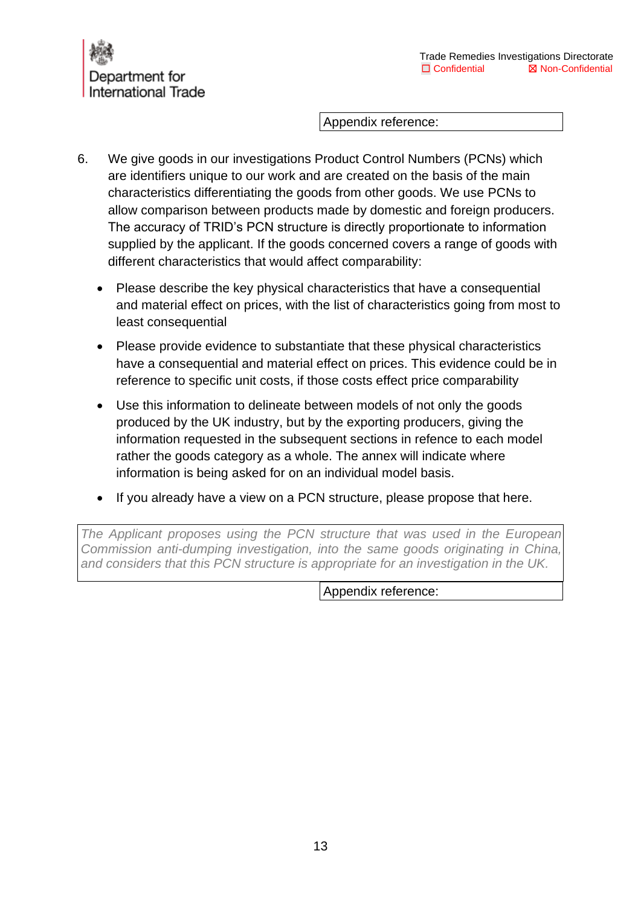Trade Remedies Investigations Directorate
☐ Confidential ☒ Non-Confidential

Appendix reference:

6. We give goods in our investigations Product Control Numbers (PCNs) which are identifiers unique to our work and are created on the basis of the main characteristics differentiating the goods from other goods. We use PCNs to allow comparison between products made by domestic and foreign producers. The accuracy of TRID's PCN structure is directly proportionate to information supplied by the applicant. If the goods concerned covers a range of goods with different characteristics that would affect comparability:

   - Please describe the key physical characteristics that have a consequential and material effect on prices, with the list of characteristics going from most to least consequential
   - Please provide evidence to substantiate that these physical characteristics have a consequential and material effect on prices. This evidence could be in reference to specific unit costs, if those costs effect price comparability
   - Use this information to delineate between models of not only the goods produced by the UK industry, but by the exporting producers, giving the information requested in the subsequent sections in refence to each model rather the goods category as a whole. The annex will indicate where information is being asked for on an individual model basis.
   - If you already have a view on a PCN structure, please propose that here.

*The Applicant proposes using the PCN structure that was used in the European Commission anti-dumping investigation, into the same goods originating in China, and considers that this PCN structure is appropriate for an investigation in the UK.*

Appendix reference: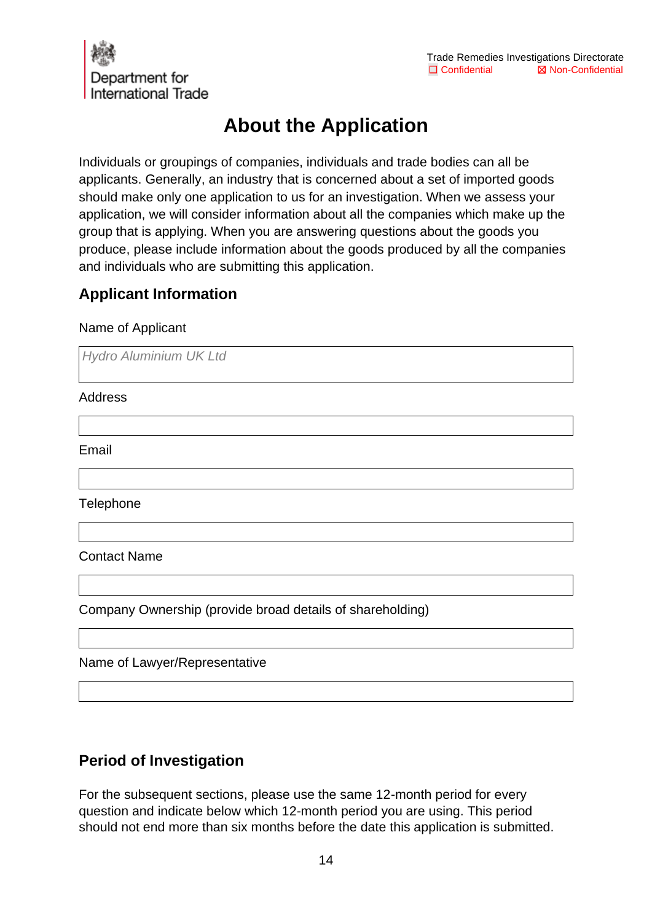Department for International Trade

Trade Remedies Investigations Directorate
☐ Confidential ☒ Non-Confidential

# About the Application

Individuals or groupings of companies, individuals and trade bodies can all be applicants. Generally, an industry that is concerned about a set of imported goods should make only one application to us for an investigation. When we assess your application, we will consider information about all the companies which make up the group that is applying. When you are answering questions about the goods you produce, please include information about the goods produced by all the companies and individuals who are submitting this application.

## Applicant Information

Name of Applicant

*Hydro Aluminium UK Ltd*

Address

Email

Telephone

Contact Name

Company Ownership (provide broad details of shareholding)

Name of Lawyer/Representative

## Period of Investigation

For the subsequent sections, please use the same 12-month period for every question and indicate below which 12-month period you are using. This period should not end more than six months before the date this application is submitted.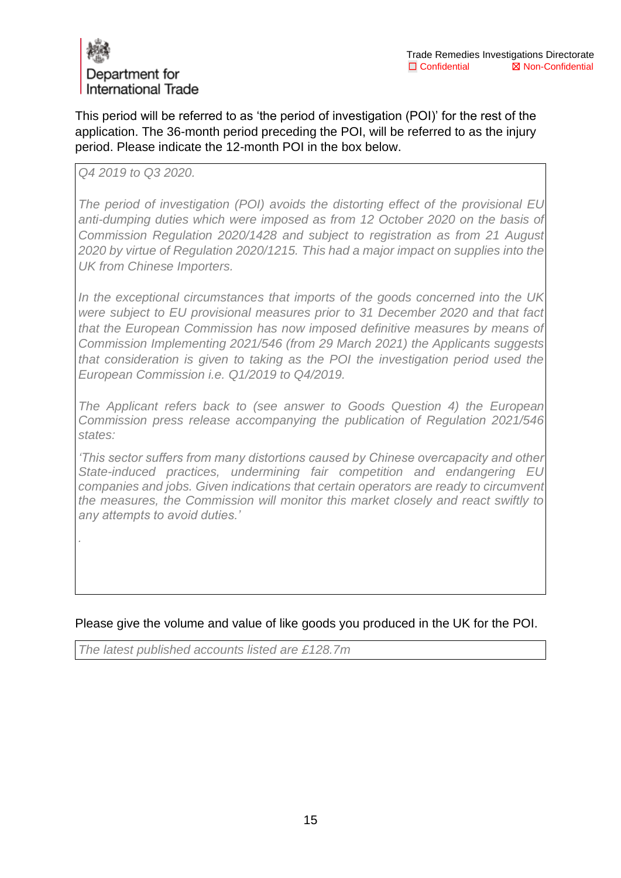This period will be referred to as 'the period of investigation (POI)' for the rest of the application. The 36-month period preceding the POI, will be referred to as the injury period. Please indicate the 12-month POI in the box below.

*Q4 2019 to Q3 2020.*

*The period of investigation (POI) avoids the distorting effect of the provisional EU anti-dumping duties which were imposed as from 12 October 2020 on the basis of Commission Regulation 2020/1428 and subject to registration as from 21 August 2020 by virtue of Regulation 2020/1215. This had a major impact on supplies into the UK from Chinese Importers.*

*In the exceptional circumstances that imports of the goods concerned into the UK were subject to EU provisional measures prior to 31 December 2020 and that fact that the European Commission has now imposed definitive measures by means of Commission Implementing 2021/546 (from 29 March 2021) the Applicants suggests that consideration is given to taking as the POI the investigation period used the European Commission i.e. Q1/2019 to Q4/2019.*

*The Applicant refers back to (see answer to Goods Question 4) the European Commission press release accompanying the publication of Regulation 2021/546 states:*

*'This sector suffers from many distortions caused by Chinese overcapacity and other State-induced practices, undermining fair competition and endangering EU companies and jobs. Given indications that certain operators are ready to circumvent the measures, the Commission will monitor this market closely and react swiftly to any attempts to avoid duties.'*

*.*

Please give the volume and value of like goods you produced in the UK for the POI.

*The latest published accounts listed are £128.7m*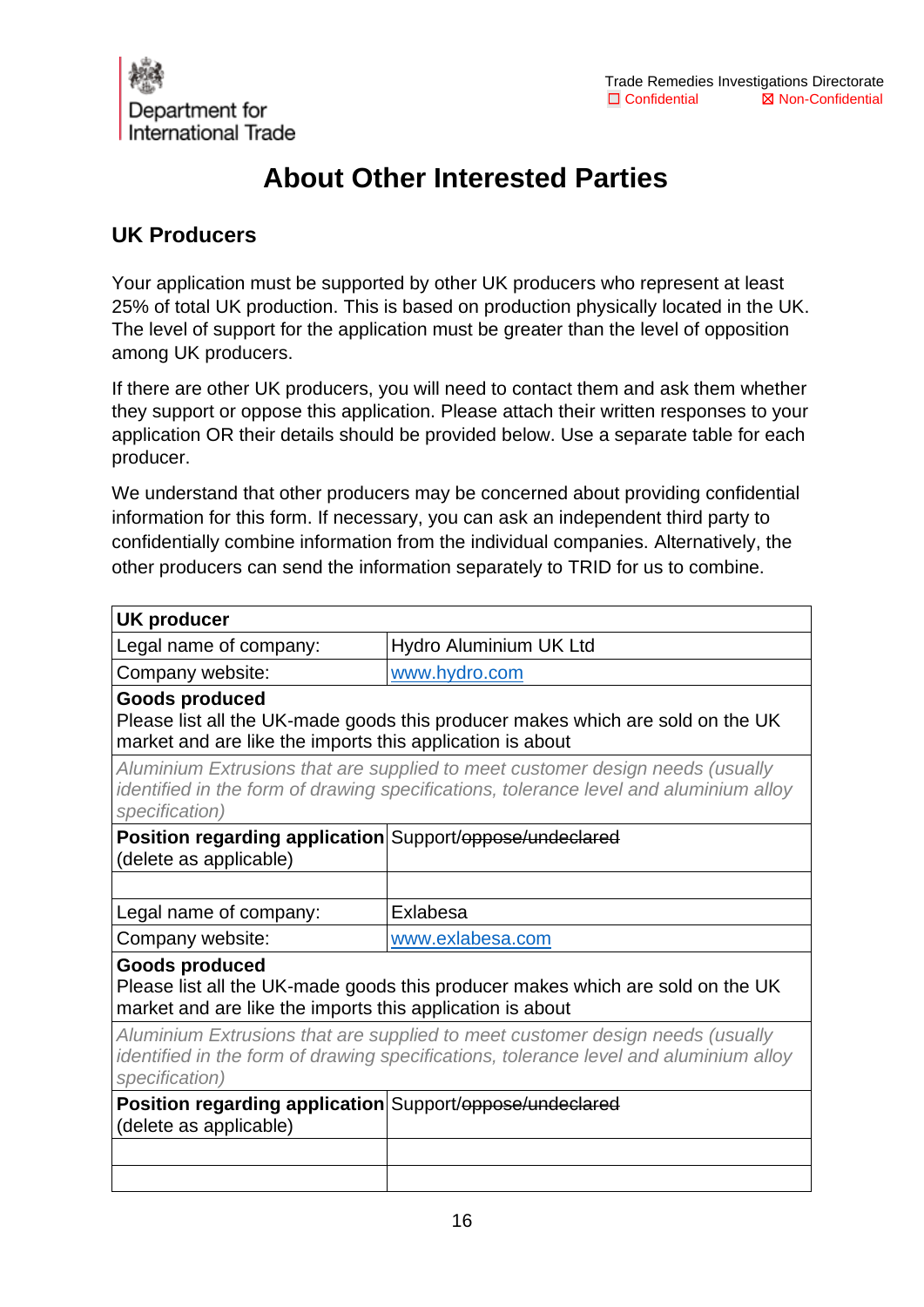Trade Remedies Investigations Directorate
☐ Confidential ☒ Non-Confidential

# About Other Interested Parties

## UK Producers

Your application must be supported by other UK producers who represent at least 25% of total UK production. This is based on production physically located in the UK. The level of support for the application must be greater than the level of opposition among UK producers.

If there are other UK producers, you will need to contact them and ask them whether they support or oppose this application. Please attach their written responses to your application OR their details should be provided below. Use a separate table for each producer.

We understand that other producers may be concerned about providing confidential information for this form. If necessary, you can ask an independent third party to confidentially combine information from the individual companies. Alternatively, the other producers can send the information separately to TRID for us to combine.

| **UK producer** | |
|---|---|
| Legal name of company: | Hydro Aluminium UK Ltd |
| Company website: | [www.hydro.com](http://www.hydro.com) |
| **Goods produced**<br>Please list all the UK-made goods this producer makes which are sold on the UK market and are like the imports this application is about | |
| *Aluminium Extrusions that are supplied to meet customer design needs (usually identified in the form of drawing specifications, tolerance level and aluminium alloy specification)* | |
| **Position regarding application** (delete as applicable) | Support/~~oppose/undeclared~~ |
| | |
| Legal name of company: | Exlabesa |
| Company website: | [www.exlabesa.com](http://www.exlabesa.com) |
| **Goods produced**<br>Please list all the UK-made goods this producer makes which are sold on the UK market and are like the imports this application is about | |
| *Aluminium Extrusions that are supplied to meet customer design needs (usually identified in the form of drawing specifications, tolerance level and aluminium alloy specification)* | |
| **Position regarding application** (delete as applicable) | Support/~~oppose/undeclared~~ |
| | |
| | |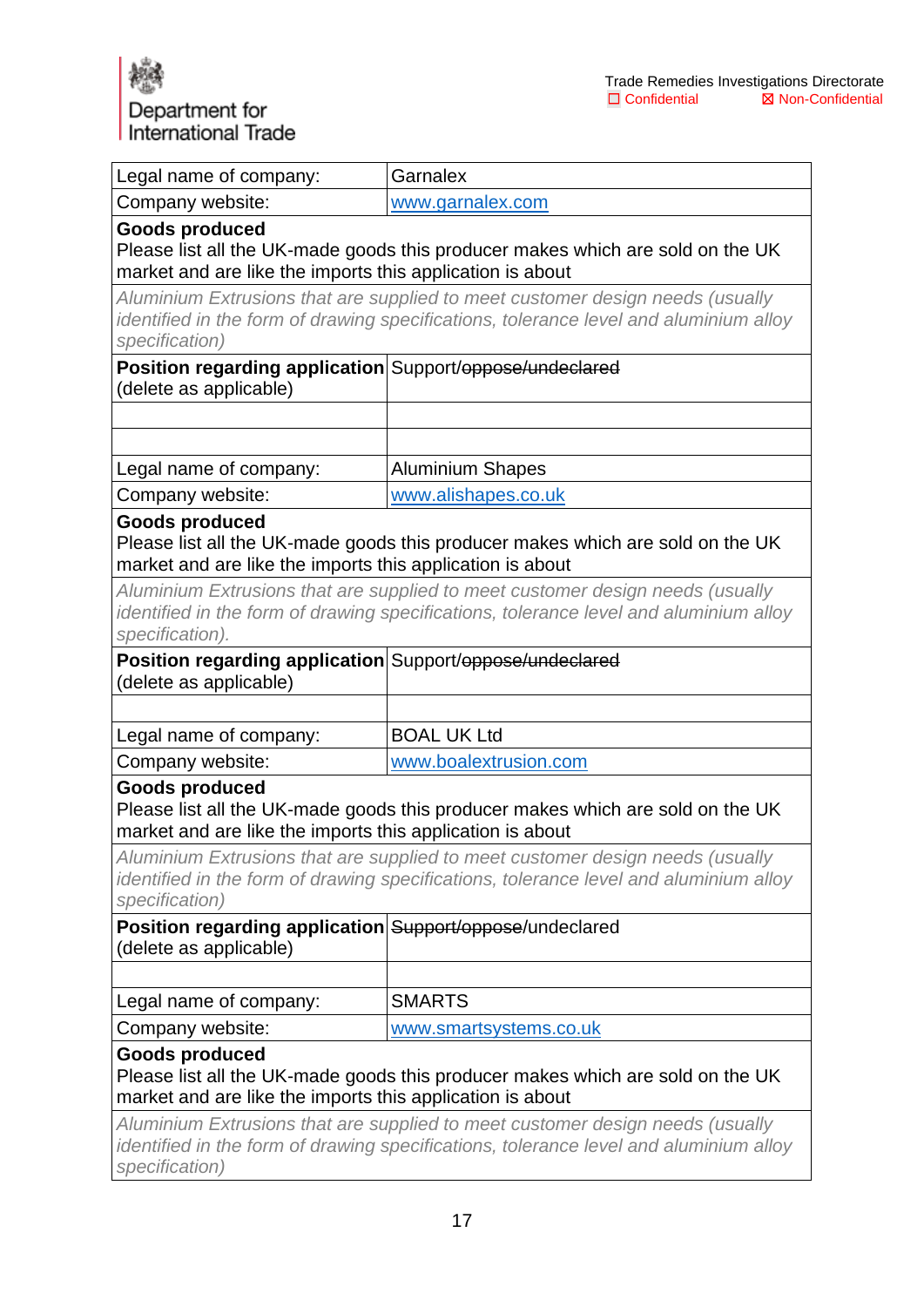Trade Remedies Investigations Directorate
☐ Confidential ☒ Non-Confidential

| | |
|---|---|
| Legal name of company: | Garnalex |
| Company website: | www.garnalex.com |
| **Goods produced** Please list all the UK-made goods this producer makes which are sold on the UK market and are like the imports this application is about | |
| *Aluminium Extrusions that are supplied to meet customer design needs (usually identified in the form of drawing specifications, tolerance level and aluminium alloy specification)* | |
| **Position regarding application** (delete as applicable) | Support/~~oppose/undeclared~~ |
| | |
| | |
| Legal name of company: | Aluminium Shapes |
| Company website: | www.alishapes.co.uk |
| **Goods produced** Please list all the UK-made goods this producer makes which are sold on the UK market and are like the imports this application is about | |
| *Aluminium Extrusions that are supplied to meet customer design needs (usually identified in the form of drawing specifications, tolerance level and aluminium alloy specification).* | |
| **Position regarding application** (delete as applicable) | Support/~~oppose/undeclared~~ |
| | |
| Legal name of company: | BOAL UK Ltd |
| Company website: | www.boalextrusion.com |
| **Goods produced** Please list all the UK-made goods this producer makes which are sold on the UK market and are like the imports this application is about | |
| *Aluminium Extrusions that are supplied to meet customer design needs (usually identified in the form of drawing specifications, tolerance level and aluminium alloy specification)* | |
| **Position regarding application** (delete as applicable) | ~~Support/oppose~~/undeclared |
| | |
| Legal name of company: | SMARTS |
| Company website: | www.smartsystems.co.uk |
| **Goods produced** Please list all the UK-made goods this producer makes which are sold on the UK market and are like the imports this application is about | |
| *Aluminium Extrusions that are supplied to meet customer design needs (usually identified in the form of drawing specifications, tolerance level and aluminium alloy specification)* | |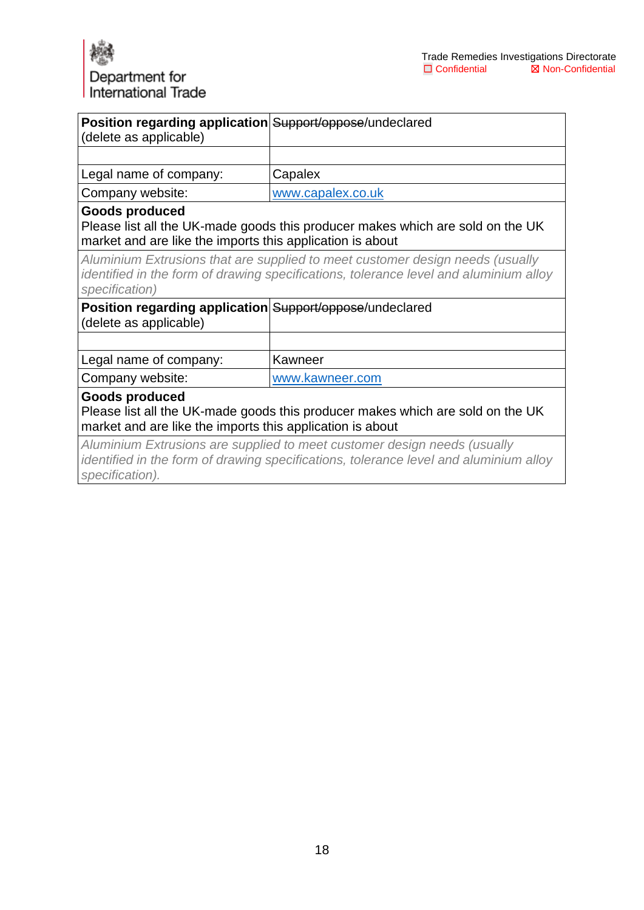Trade Remedies Investigations Directorate
☐ Confidential ☒ Non-Confidential

| **Position regarding application** (delete as applicable) | ~~Support/oppose~~/undeclared |
|---|---|
| | |
| Legal name of company: | Capalex |
| Company website: | www.capalex.co.uk |
| **Goods produced** Please list all the UK-made goods this producer makes which are sold on the UK market and are like the imports this application is about | |
| *Aluminium Extrusions that are supplied to meet customer design needs (usually identified in the form of drawing specifications, tolerance level and aluminium alloy specification)* | |
| **Position regarding application** (delete as applicable) | ~~Support/oppose~~/undeclared |
| | |
| Legal name of company: | Kawneer |
| Company website: | www.kawneer.com |
| **Goods produced** Please list all the UK-made goods this producer makes which are sold on the UK market and are like the imports this application is about | |
| *Aluminium Extrusions are supplied to meet customer design needs (usually identified in the form of drawing specifications, tolerance level and aluminium alloy specification).* | |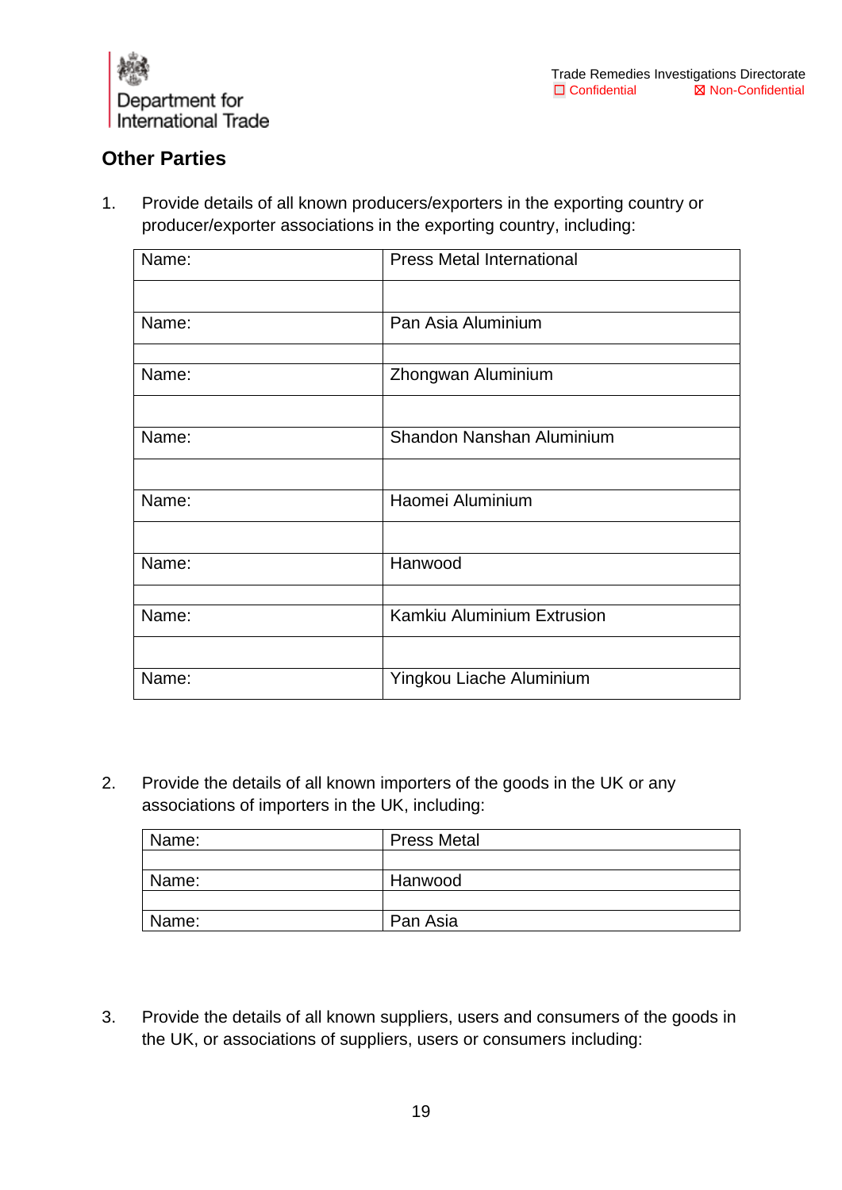Trade Remedies Investigations Directorate
☐ Confidential ☒ Non-Confidential

## Other Parties

1. Provide details of all known producers/exporters in the exporting country or producer/exporter associations in the exporting country, including:

| | |
|---|---|
| Name: | Press Metal International |
| | |
| Name: | Pan Asia Aluminium |
| | |
| Name: | Zhongwan Aluminium |
| | |
| Name: | Shandon Nanshan Aluminium |
| | |
| Name: | Haomei Aluminium |
| | |
| Name: | Hanwood |
| | |
| Name: | Kamkiu Aluminium Extrusion |
| | |
| Name: | Yingkou Liache Aluminium |

2. Provide the details of all known importers of the goods in the UK or any associations of importers in the UK, including:

| | |
|---|---|
| Name: | Press Metal |
| | |
| Name: | Hanwood |
| | |
| Name: | Pan Asia |

3. Provide the details of all known suppliers, users and consumers of the goods in the UK, or associations of suppliers, users or consumers including: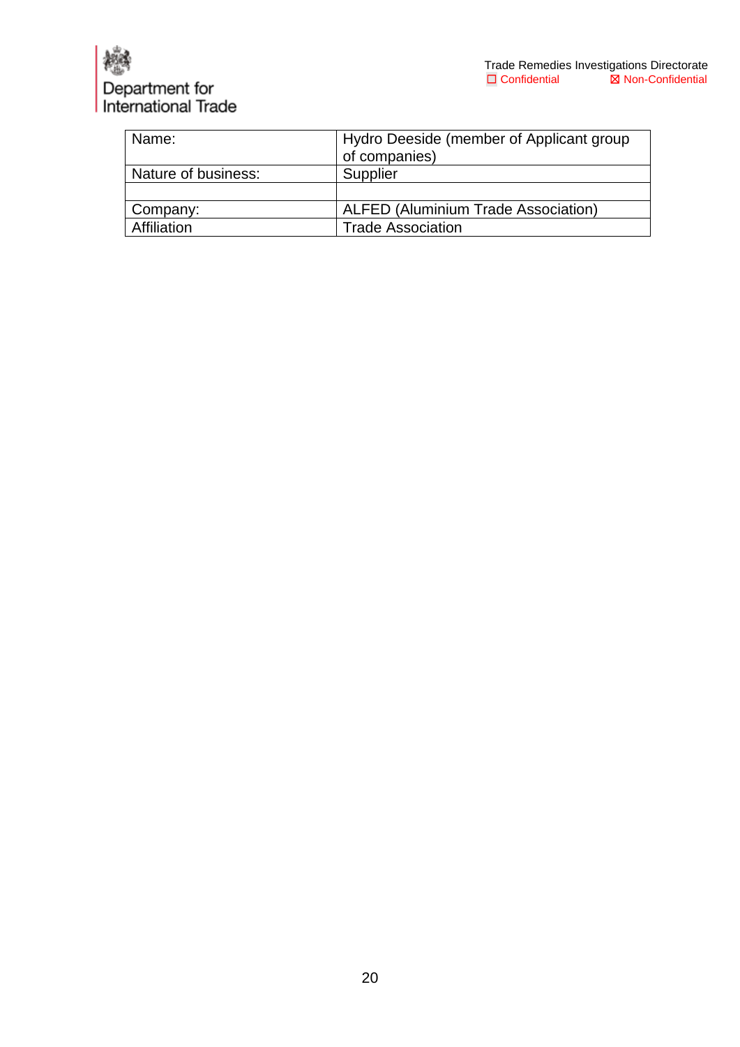Trade Remedies Investigations Directorate
☐ Confidential ☒ Non-Confidential

| | |
|---|---|
| Name: | Hydro Deeside (member of Applicant group of companies) |
| Nature of business: | Supplier |
| | |
| Company: | ALFED (Aluminium Trade Association) |
| Affiliation | Trade Association |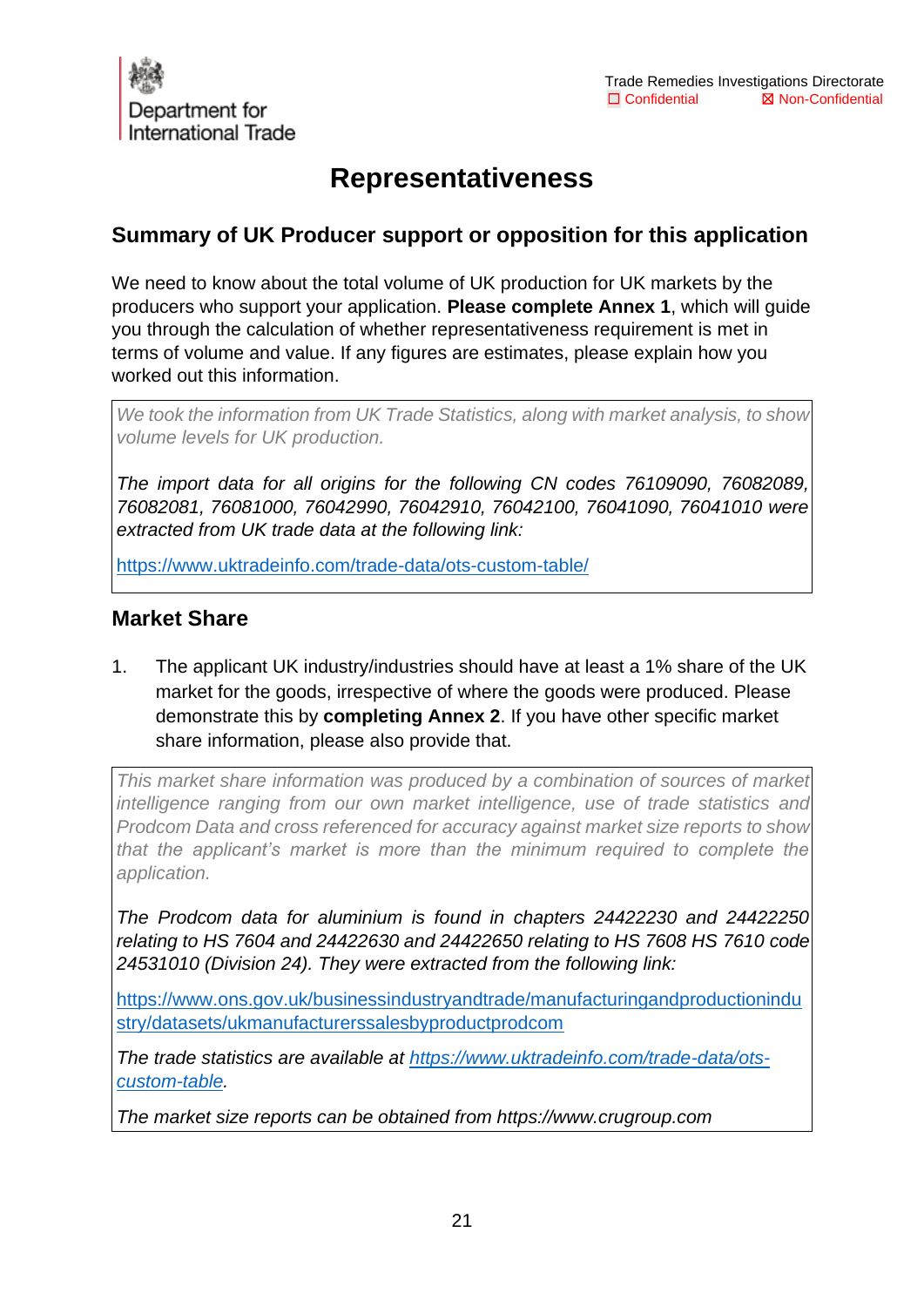Department for International Trade

Trade Remedies Investigations Directorate
☐ Confidential ☒ Non-Confidential

# Representativeness

## Summary of UK Producer support or opposition for this application

We need to know about the total volume of UK production for UK markets by the producers who support your application. **Please complete Annex 1**, which will guide you through the calculation of whether representativeness requirement is met in terms of volume and value. If any figures are estimates, please explain how you worked out this information.

*We took the information from UK Trade Statistics, along with market analysis, to show volume levels for UK production.*

*The import data for all origins for the following CN codes 76109090, 76082089, 76082081, 76081000, 76042990, 76042910, 76042100, 76041090, 76041010 were extracted from UK trade data at the following link:*

https://www.uktradeinfo.com/trade-data/ots-custom-table/

## Market Share

1. The applicant UK industry/industries should have at least a 1% share of the UK market for the goods, irrespective of where the goods were produced. Please demonstrate this by **completing Annex 2**. If you have other specific market share information, please also provide that.

*This market share information was produced by a combination of sources of market intelligence ranging from our own market intelligence, use of trade statistics and Prodcom Data and cross referenced for accuracy against market size reports to show that the applicant's market is more than the minimum required to complete the application.*

*The Prodcom data for aluminium is found in chapters 24422230 and 24422250 relating to HS 7604 and 24422630 and 24422650 relating to HS 7608 HS 7610 code 24531010 (Division 24). They were extracted from the following link:*

https://www.ons.gov.uk/businessindustryandtrade/manufacturingandproductionindustry/datasets/ukmanufacturerssalesbyproductprodcom

*The trade statistics are available at https://www.uktradeinfo.com/trade-data/ots-custom-table.*

*The market size reports can be obtained from https://www.crugroup.com*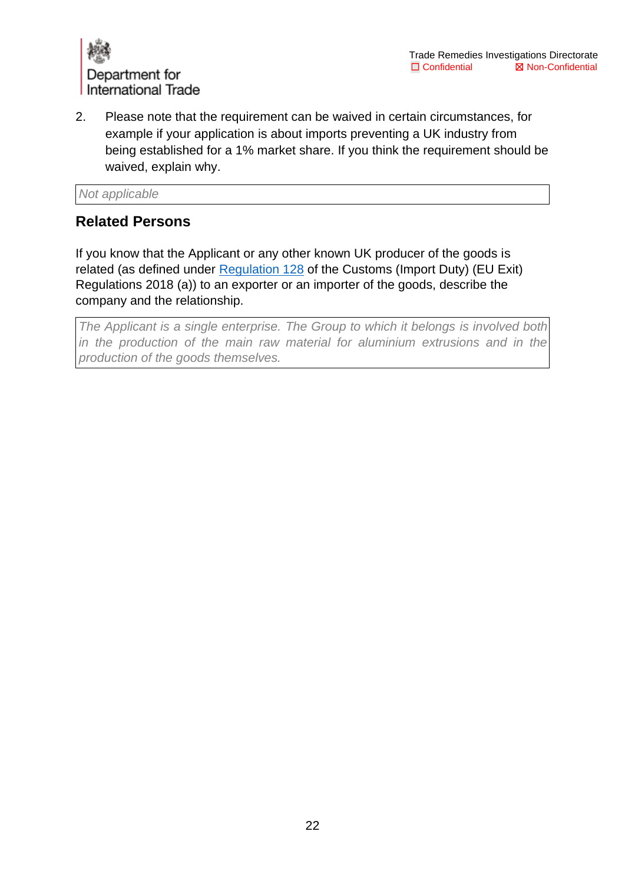2. Please note that the requirement can be waived in certain circumstances, for example if your application is about imports preventing a UK industry from being established for a 1% market share. If you think the requirement should be waived, explain why.

| |
|---|
| *Not applicable* |

## Related Persons

If you know that the Applicant or any other known UK producer of the goods is related (as defined under [Regulation 128](#) of the Customs (Import Duty) (EU Exit) Regulations 2018 (a)) to an exporter or an importer of the goods, describe the company and the relationship.

| |
|---|
| *The Applicant is a single enterprise. The Group to which it belongs is involved both in the production of the main raw material for aluminium extrusions and in the production of the goods themselves.* |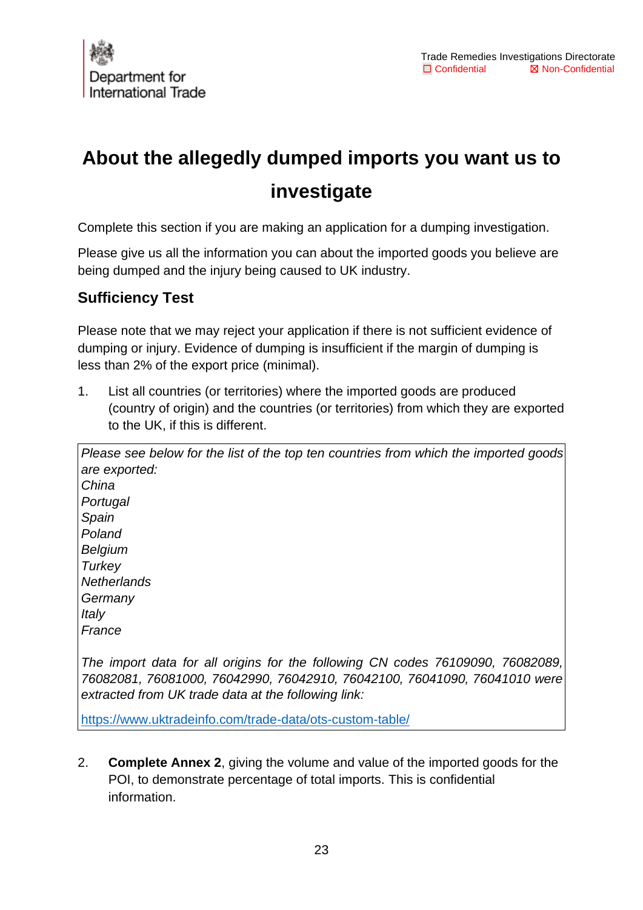Trade Remedies Investigations Directorate
☐ Confidential ☒ Non-Confidential

# About the allegedly dumped imports you want us to investigate

Complete this section if you are making an application for a dumping investigation.

Please give us all the information you can about the imported goods you believe are being dumped and the injury being caused to UK industry.

## Sufficiency Test

Please note that we may reject your application if there is not sufficient evidence of dumping or injury. Evidence of dumping is insufficient if the margin of dumping is less than 2% of the export price (minimal).

1. List all countries (or territories) where the imported goods are produced (country of origin) and the countries (or territories) from which they are exported to the UK, if this is different.

*Please see below for the list of the top ten countries from which the imported goods are exported:*
*China*
*Portugal*
*Spain*
*Poland*
*Belgium*
*Turkey*
*Netherlands*
*Germany*
*Italy*
*France*

*The import data for all origins for the following CN codes 76109090, 76082089, 76082081, 76081000, 76042990, 76042910, 76042100, 76041090, 76041010 were extracted from UK trade data at the following link:*

https://www.uktradeinfo.com/trade-data/ots-custom-table/

2. **Complete Annex 2**, giving the volume and value of the imported goods for the POI, to demonstrate percentage of total imports. This is confidential information.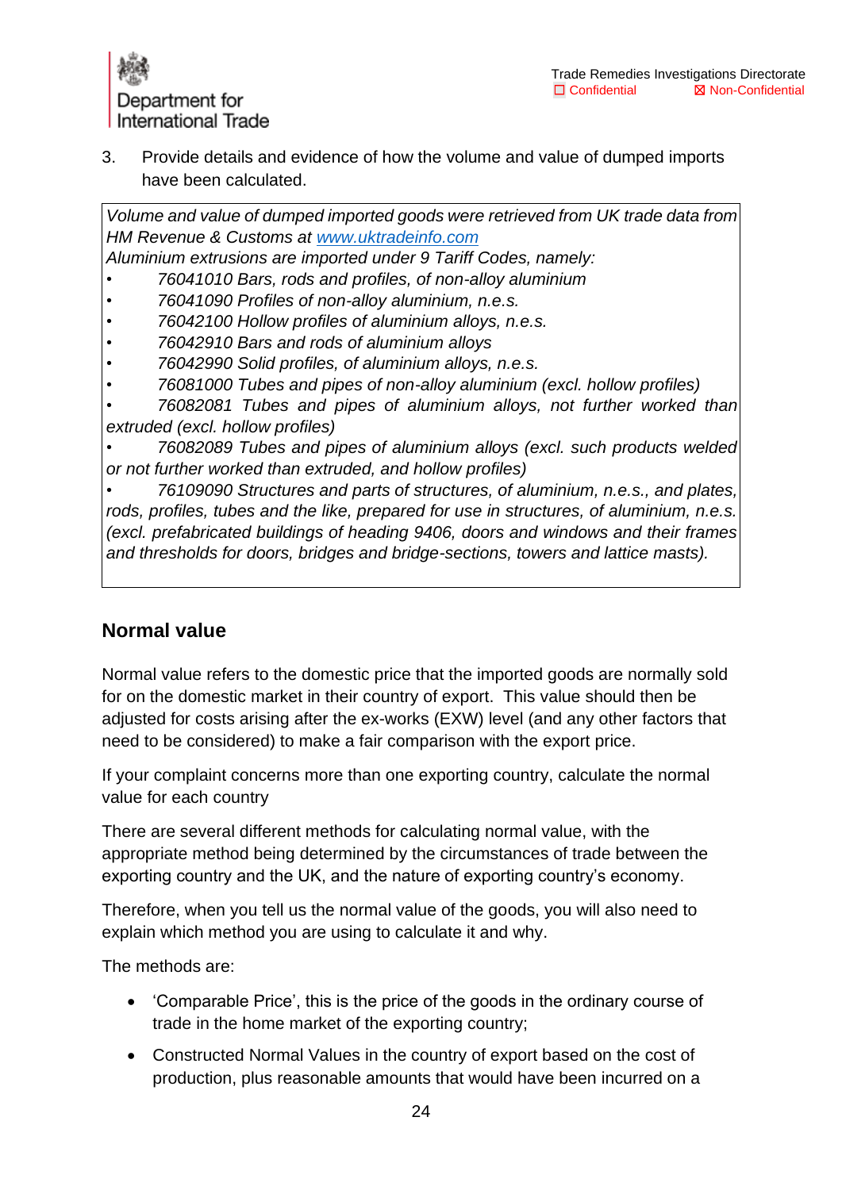3. Provide details and evidence of how the volume and value of dumped imports have been calculated.

*Volume and value of dumped imported goods were retrieved from UK trade data from HM Revenue & Customs at [www.uktradeinfo.com](http://www.uktradeinfo.com)*

*Aluminium extrusions are imported under 9 Tariff Codes, namely:*

- *76041010 Bars, rods and profiles, of non-alloy aluminium*
- *76041090 Profiles of non-alloy aluminium, n.e.s.*
- *76042100 Hollow profiles of aluminium alloys, n.e.s.*
- *76042910 Bars and rods of aluminium alloys*
- *76042990 Solid profiles, of aluminium alloys, n.e.s.*
- *76081000 Tubes and pipes of non-alloy aluminium (excl. hollow profiles)*
- *76082081 Tubes and pipes of aluminium alloys, not further worked than extruded (excl. hollow profiles)*
- *76082089 Tubes and pipes of aluminium alloys (excl. such products welded or not further worked than extruded, and hollow profiles)*
- *76109090 Structures and parts of structures, of aluminium, n.e.s., and plates, rods, profiles, tubes and the like, prepared for use in structures, of aluminium, n.e.s. (excl. prefabricated buildings of heading 9406, doors and windows and their frames and thresholds for doors, bridges and bridge-sections, towers and lattice masts).*

## Normal value

Normal value refers to the domestic price that the imported goods are normally sold for on the domestic market in their country of export. This value should then be adjusted for costs arising after the ex-works (EXW) level (and any other factors that need to be considered) to make a fair comparison with the export price.

If your complaint concerns more than one exporting country, calculate the normal value for each country

There are several different methods for calculating normal value, with the appropriate method being determined by the circumstances of trade between the exporting country and the UK, and the nature of exporting country's economy.

Therefore, when you tell us the normal value of the goods, you will also need to explain which method you are using to calculate it and why.

The methods are:

- 'Comparable Price', this is the price of the goods in the ordinary course of trade in the home market of the exporting country;
- Constructed Normal Values in the country of export based on the cost of production, plus reasonable amounts that would have been incurred on a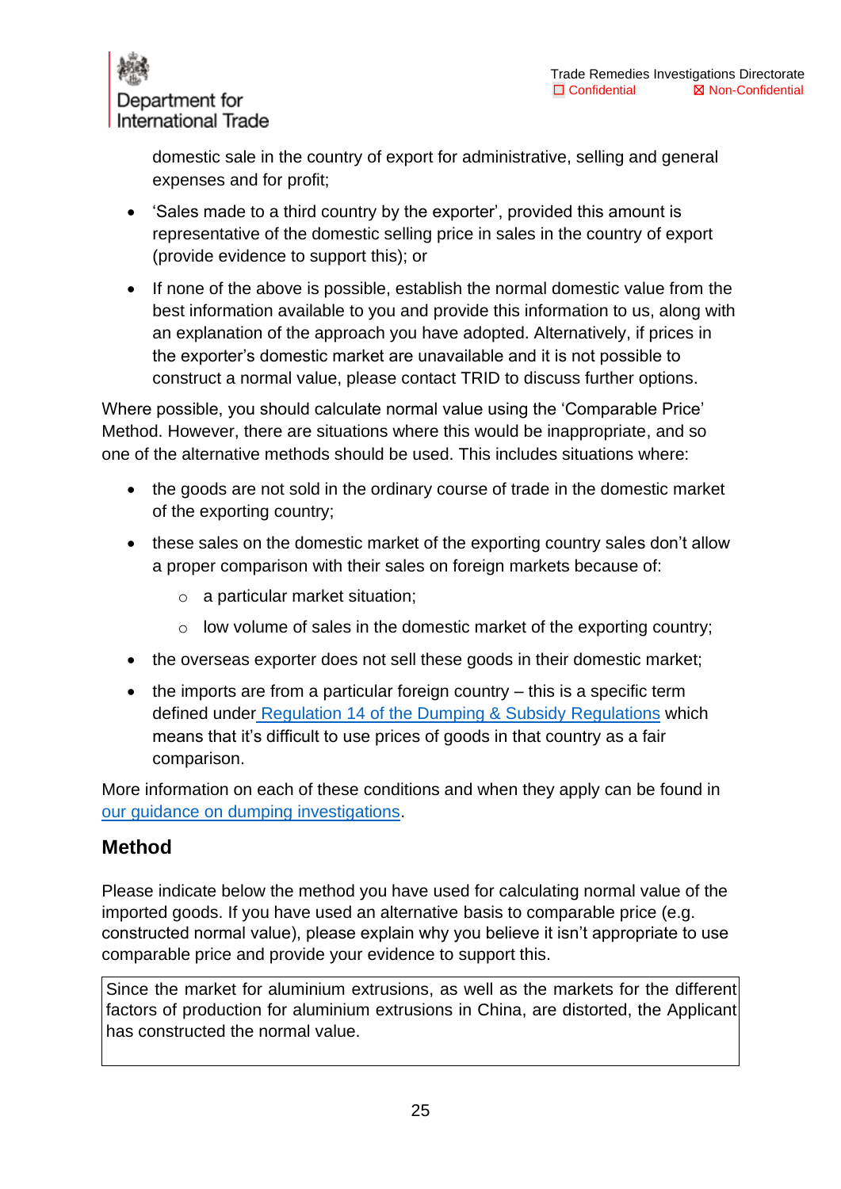domestic sale in the country of export for administrative, selling and general expenses and for profit;

- 'Sales made to a third country by the exporter', provided this amount is representative of the domestic selling price in sales in the country of export (provide evidence to support this); or
- If none of the above is possible, establish the normal domestic value from the best information available to you and provide this information to us, along with an explanation of the approach you have adopted. Alternatively, if prices in the exporter's domestic market are unavailable and it is not possible to construct a normal value, please contact TRID to discuss further options.

Where possible, you should calculate normal value using the 'Comparable Price' Method. However, there are situations where this would be inappropriate, and so one of the alternative methods should be used. This includes situations where:

- the goods are not sold in the ordinary course of trade in the domestic market of the exporting country;
- these sales on the domestic market of the exporting country sales don't allow a proper comparison with their sales on foreign markets because of:
  - a particular market situation;
  - low volume of sales in the domestic market of the exporting country;
- the overseas exporter does not sell these goods in their domestic market;
- the imports are from a particular foreign country – this is a specific term defined under [Regulation 14 of the Dumping & Subsidy Regulations]() which means that it's difficult to use prices of goods in that country as a fair comparison.

More information on each of these conditions and when they apply can be found in [our guidance on dumping investigations]().

## Method

Please indicate below the method you have used for calculating normal value of the imported goods. If you have used an alternative basis to comparable price (e.g. constructed normal value), please explain why you believe it isn't appropriate to use comparable price and provide your evidence to support this.

| |
|---|
| Since the market for aluminium extrusions, as well as the markets for the different factors of production for aluminium extrusions in China, are distorted, the Applicant has constructed the normal value. |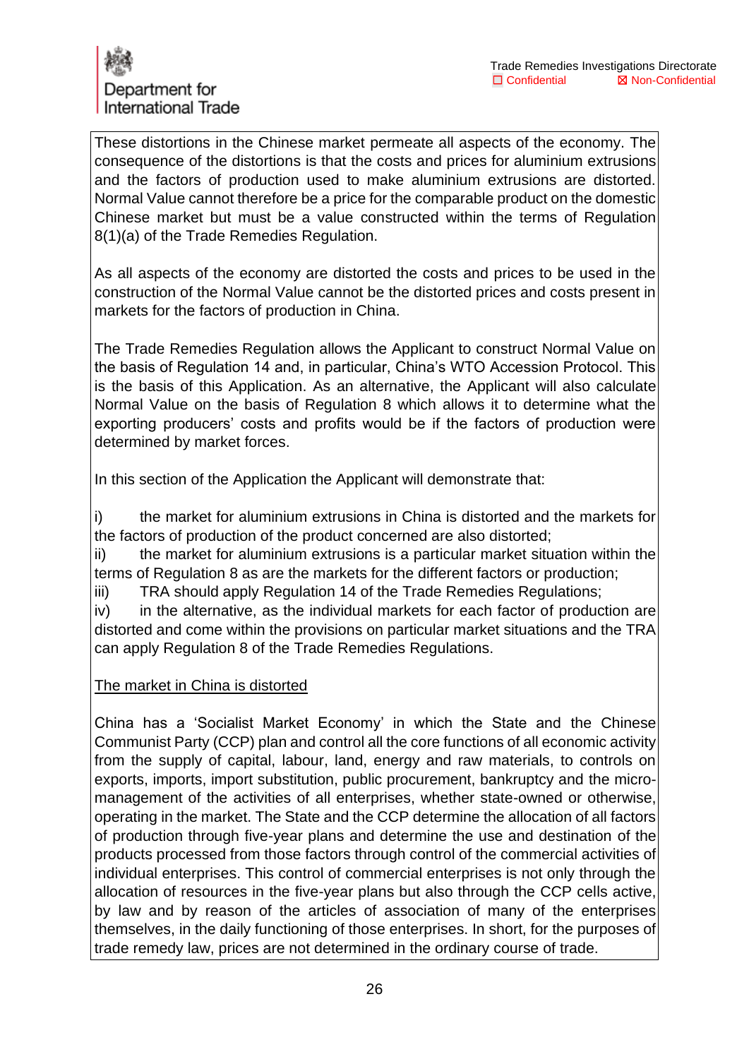These distortions in the Chinese market permeate all aspects of the economy. The consequence of the distortions is that the costs and prices for aluminium extrusions and the factors of production used to make aluminium extrusions are distorted. Normal Value cannot therefore be a price for the comparable product on the domestic Chinese market but must be a value constructed within the terms of Regulation 8(1)(a) of the Trade Remedies Regulation.

As all aspects of the economy are distorted the costs and prices to be used in the construction of the Normal Value cannot be the distorted prices and costs present in markets for the factors of production in China.

The Trade Remedies Regulation allows the Applicant to construct Normal Value on the basis of Regulation 14 and, in particular, China's WTO Accession Protocol. This is the basis of this Application. As an alternative, the Applicant will also calculate Normal Value on the basis of Regulation 8 which allows it to determine what the exporting producers' costs and profits would be if the factors of production were determined by market forces.

In this section of the Application the Applicant will demonstrate that:

i) the market for aluminium extrusions in China is distorted and the markets for the factors of production of the product concerned are also distorted;
ii) the market for aluminium extrusions is a particular market situation within the terms of Regulation 8 as are the markets for the different factors or production;
iii) TRA should apply Regulation 14 of the Trade Remedies Regulations;
iv) in the alternative, as the individual markets for each factor of production are distorted and come within the provisions on particular market situations and the TRA can apply Regulation 8 of the Trade Remedies Regulations.

<u>The market in China is distorted</u>

China has a 'Socialist Market Economy' in which the State and the Chinese Communist Party (CCP) plan and control all the core functions of all economic activity from the supply of capital, labour, land, energy and raw materials, to controls on exports, imports, import substitution, public procurement, bankruptcy and the micro-management of the activities of all enterprises, whether state-owned or otherwise, operating in the market. The State and the CCP determine the allocation of all factors of production through five-year plans and determine the use and destination of the products processed from those factors through control of the commercial activities of individual enterprises. This control of commercial enterprises is not only through the allocation of resources in the five-year plans but also through the CCP cells active, by law and by reason of the articles of association of many of the enterprises themselves, in the daily functioning of those enterprises. In short, for the purposes of trade remedy law, prices are not determined in the ordinary course of trade.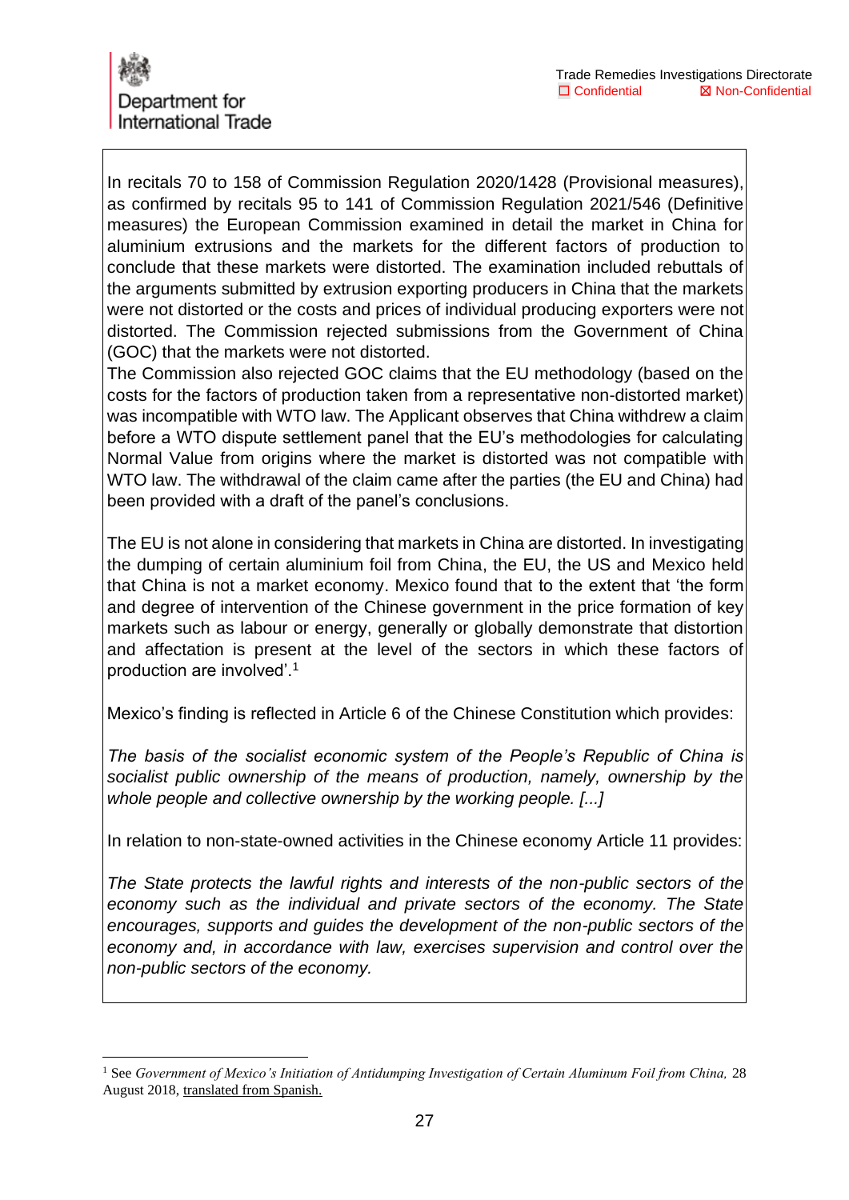In recitals 70 to 158 of Commission Regulation 2020/1428 (Provisional measures), as confirmed by recitals 95 to 141 of Commission Regulation 2021/546 (Definitive measures) the European Commission examined in detail the market in China for aluminium extrusions and the markets for the different factors of production to conclude that these markets were distorted. The examination included rebuttals of the arguments submitted by extrusion exporting producers in China that the markets were not distorted or the costs and prices of individual producing exporters were not distorted. The Commission rejected submissions from the Government of China (GOC) that the markets were not distorted.
The Commission also rejected GOC claims that the EU methodology (based on the costs for the factors of production taken from a representative non-distorted market) was incompatible with WTO law. The Applicant observes that China withdrew a claim before a WTO dispute settlement panel that the EU's methodologies for calculating Normal Value from origins where the market is distorted was not compatible with WTO law. The withdrawal of the claim came after the parties (the EU and China) had been provided with a draft of the panel's conclusions.

The EU is not alone in considering that markets in China are distorted. In investigating the dumping of certain aluminium foil from China, the EU, the US and Mexico held that China is not a market economy. Mexico found that to the extent that 'the form and degree of intervention of the Chinese government in the price formation of key markets such as labour or energy, generally or globally demonstrate that distortion and affectation is present at the level of the sectors in which these factors of production are involved'.[1]

Mexico's finding is reflected in Article 6 of the Chinese Constitution which provides:

*The basis of the socialist economic system of the People's Republic of China is socialist public ownership of the means of production, namely, ownership by the whole people and collective ownership by the working people. [...]*

In relation to non-state-owned activities in the Chinese economy Article 11 provides:

*The State protects the lawful rights and interests of the non-public sectors of the economy such as the individual and private sectors of the economy. The State encourages, supports and guides the development of the non-public sectors of the economy and, in accordance with law, exercises supervision and control over the non-public sectors of the economy.*

[1] See *Government of Mexico's Initiation of Antidumping Investigation of Certain Aluminum Foil from China,* 28 August 2018, translated from Spanish.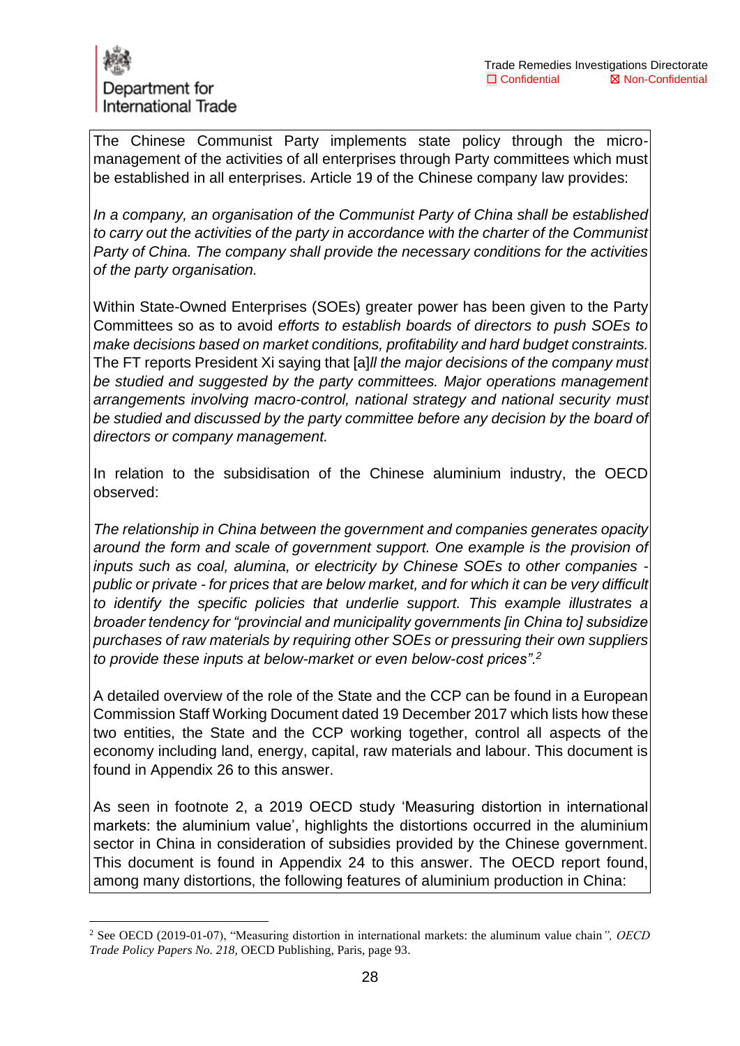The Chinese Communist Party implements state policy through the micro-management of the activities of all enterprises through Party committees which must be established in all enterprises. Article 19 of the Chinese company law provides:

*In a company, an organisation of the Communist Party of China shall be established to carry out the activities of the party in accordance with the charter of the Communist Party of China. The company shall provide the necessary conditions for the activities of the party organisation.*

Within State-Owned Enterprises (SOEs) greater power has been given to the Party Committees so as to avoid *efforts to establish boards of directors to push SOEs to make decisions based on market conditions, profitability and hard budget constraints.* The FT reports President Xi saying that [a]*ll the major decisions of the company must be studied and suggested by the party committees. Major operations management arrangements involving macro-control, national strategy and national security must be studied and discussed by the party committee before any decision by the board of directors or company management.*

In relation to the subsidisation of the Chinese aluminium industry, the OECD observed:

*The relationship in China between the government and companies generates opacity around the form and scale of government support. One example is the provision of inputs such as coal, alumina, or electricity by Chinese SOEs to other companies - public or private - for prices that are below market, and for which it can be very difficult to identify the specific policies that underlie support. This example illustrates a broader tendency for "provincial and municipality governments [in China to] subsidize purchases of raw materials by requiring other SOEs or pressuring their own suppliers to provide these inputs at below-market or even below-cost prices".*[2]

A detailed overview of the role of the State and the CCP can be found in a European Commission Staff Working Document dated 19 December 2017 which lists how these two entities, the State and the CCP working together, control all aspects of the economy including land, energy, capital, raw materials and labour. This document is found in Appendix 26 to this answer.

As seen in footnote 2, a 2019 OECD study 'Measuring distortion in international markets: the aluminium value', highlights the distortions occurred in the aluminium sector in China in consideration of subsidies provided by the Chinese government. This document is found in Appendix 24 to this answer. The OECD report found, among many distortions, the following features of aluminium production in China:

[2] See OECD (2019-01-07), "Measuring distortion in international markets: the aluminum value chain*", OECD Trade Policy Papers No. 218,* OECD Publishing, Paris, page 93.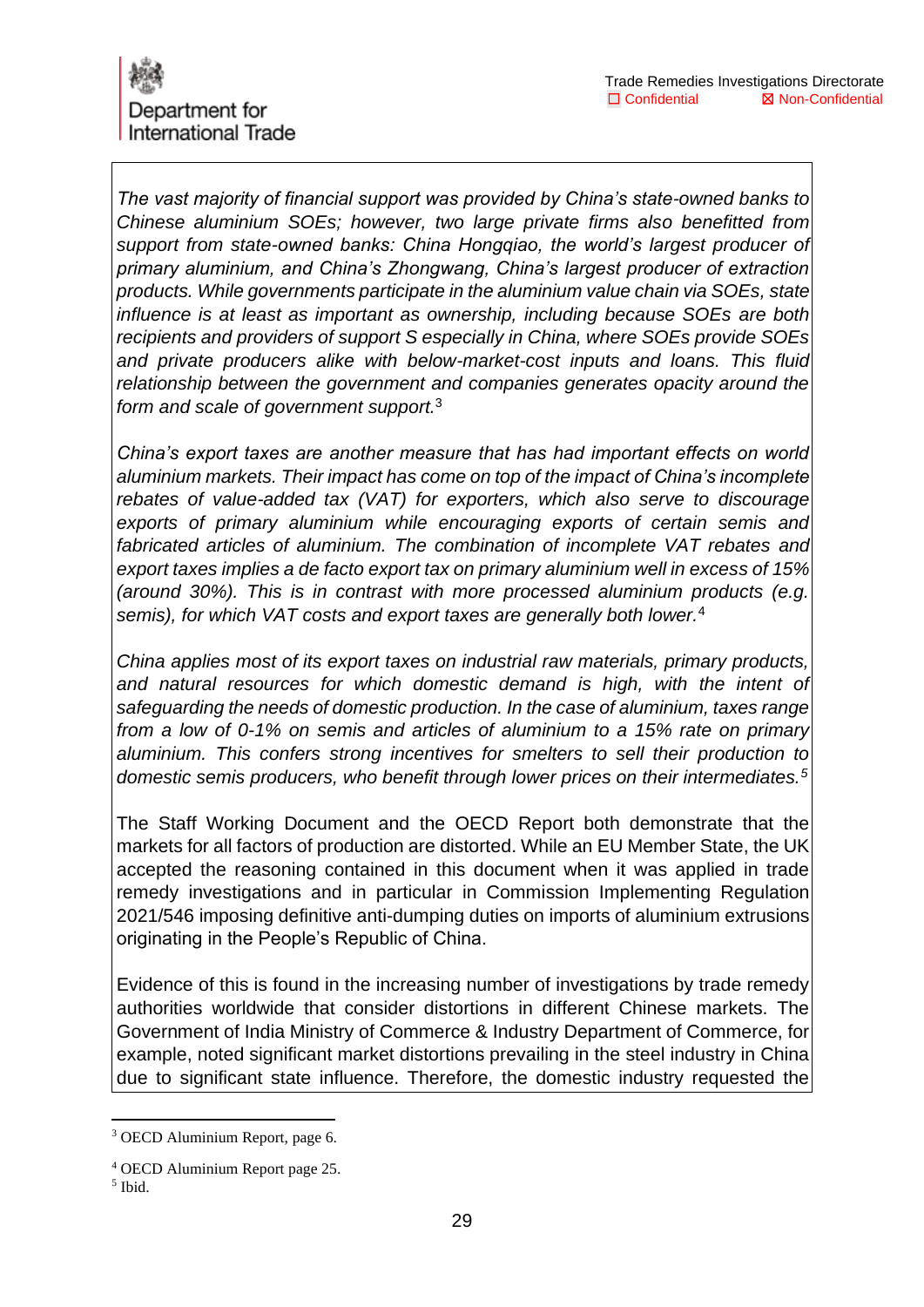*The vast majority of financial support was provided by China's state-owned banks to Chinese aluminium SOEs; however, two large private firms also benefitted from support from state-owned banks: China Hongqiao, the world's largest producer of primary aluminium, and China's Zhongwang, China's largest producer of extraction products. While governments participate in the aluminium value chain via SOEs, state influence is at least as important as ownership, including because SOEs are both recipients and providers of support S especially in China, where SOEs provide SOEs and private producers alike with below-market-cost inputs and loans. This fluid relationship between the government and companies generates opacity around the form and scale of government support.*[3]

*China's export taxes are another measure that has had important effects on world aluminium markets. Their impact has come on top of the impact of China's incomplete rebates of value-added tax (VAT) for exporters, which also serve to discourage exports of primary aluminium while encouraging exports of certain semis and fabricated articles of aluminium. The combination of incomplete VAT rebates and export taxes implies a de facto export tax on primary aluminium well in excess of 15% (around 30%). This is in contrast with more processed aluminium products (e.g. semis), for which VAT costs and export taxes are generally both lower.*[4]

*China applies most of its export taxes on industrial raw materials, primary products, and natural resources for which domestic demand is high, with the intent of safeguarding the needs of domestic production. In the case of aluminium, taxes range from a low of 0-1% on semis and articles of aluminium to a 15% rate on primary aluminium. This confers strong incentives for smelters to sell their production to domestic semis producers, who benefit through lower prices on their intermediates.*[5]

The Staff Working Document and the OECD Report both demonstrate that the markets for all factors of production are distorted. While an EU Member State, the UK accepted the reasoning contained in this document when it was applied in trade remedy investigations and in particular in Commission Implementing Regulation 2021/546 imposing definitive anti-dumping duties on imports of aluminium extrusions originating in the People's Republic of China.

Evidence of this is found in the increasing number of investigations by trade remedy authorities worldwide that consider distortions in different Chinese markets. The Government of India Ministry of Commerce & Industry Department of Commerce, for example, noted significant market distortions prevailing in the steel industry in China due to significant state influence. Therefore, the domestic industry requested the

---

[3] OECD Aluminium Report, page 6.

[4] OECD Aluminium Report page 25.

[5] Ibid.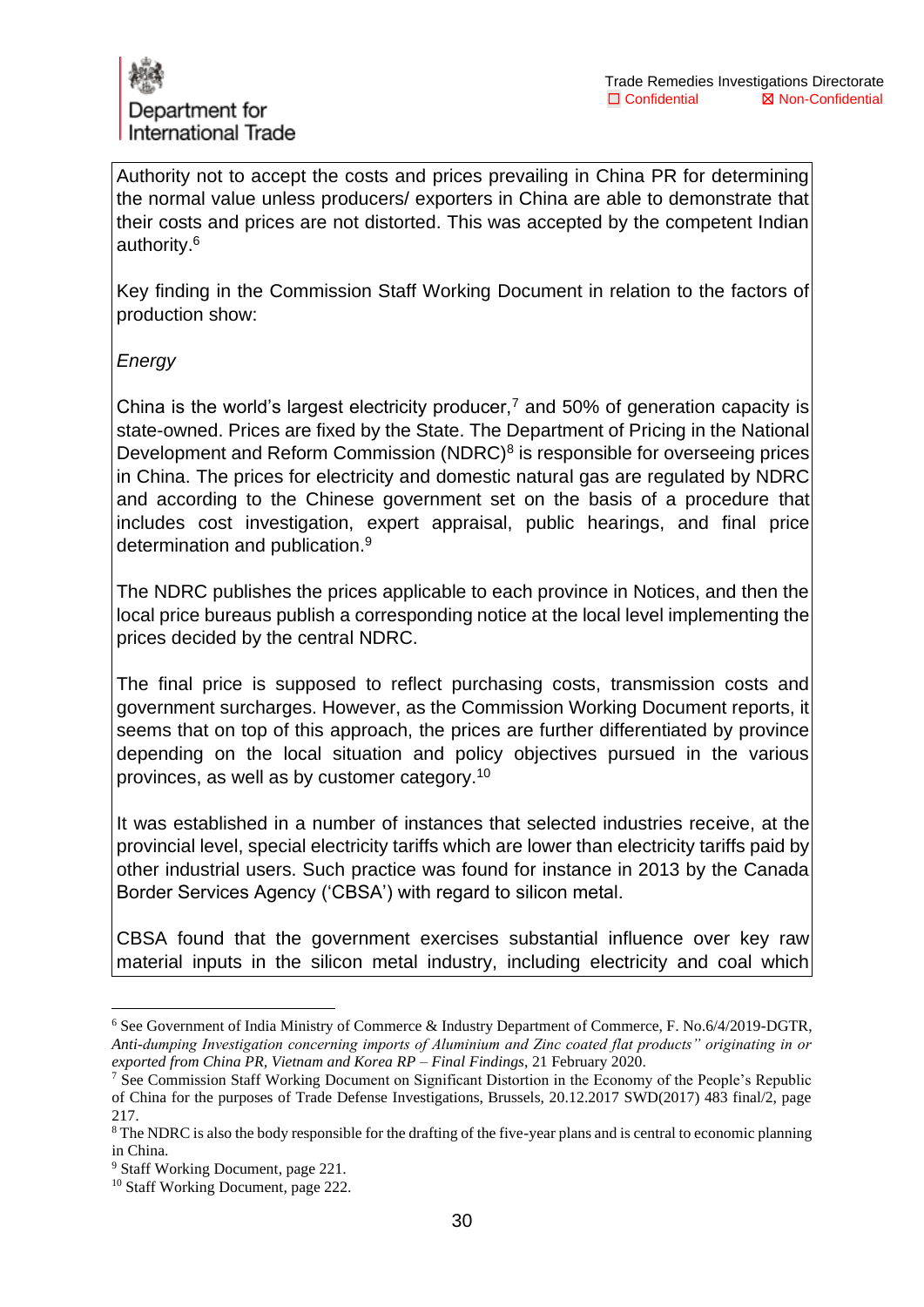Authority not to accept the costs and prices prevailing in China PR for determining the normal value unless producers/ exporters in China are able to demonstrate that their costs and prices are not distorted. This was accepted by the competent Indian authority.[6]

Key finding in the Commission Staff Working Document in relation to the factors of production show:

*Energy*

China is the world's largest electricity producer,[7] and 50% of generation capacity is state-owned. Prices are fixed by the State. The Department of Pricing in the National Development and Reform Commission (NDRC)[8] is responsible for overseeing prices in China. The prices for electricity and domestic natural gas are regulated by NDRC and according to the Chinese government set on the basis of a procedure that includes cost investigation, expert appraisal, public hearings, and final price determination and publication.[9]

The NDRC publishes the prices applicable to each province in Notices, and then the local price bureaus publish a corresponding notice at the local level implementing the prices decided by the central NDRC.

The final price is supposed to reflect purchasing costs, transmission costs and government surcharges. However, as the Commission Working Document reports, it seems that on top of this approach, the prices are further differentiated by province depending on the local situation and policy objectives pursued in the various provinces, as well as by customer category.[10]

It was established in a number of instances that selected industries receive, at the provincial level, special electricity tariffs which are lower than electricity tariffs paid by other industrial users. Such practice was found for instance in 2013 by the Canada Border Services Agency ('CBSA') with regard to silicon metal.

CBSA found that the government exercises substantial influence over key raw material inputs in the silicon metal industry, including electricity and coal which

---

[6] See Government of India Ministry of Commerce & Industry Department of Commerce, F. No.6/4/2019-DGTR, *Anti-dumping Investigation concerning imports of Aluminium and Zinc coated flat products" originating in or exported from China PR, Vietnam and Korea RP – Final Findings*, 21 February 2020.

[7] See Commission Staff Working Document on Significant Distortion in the Economy of the People's Republic of China for the purposes of Trade Defense Investigations, Brussels, 20.12.2017 SWD(2017) 483 final/2, page 217.

[8] The NDRC is also the body responsible for the drafting of the five-year plans and is central to economic planning in China.

[9] Staff Working Document, page 221.

[10] Staff Working Document, page 222.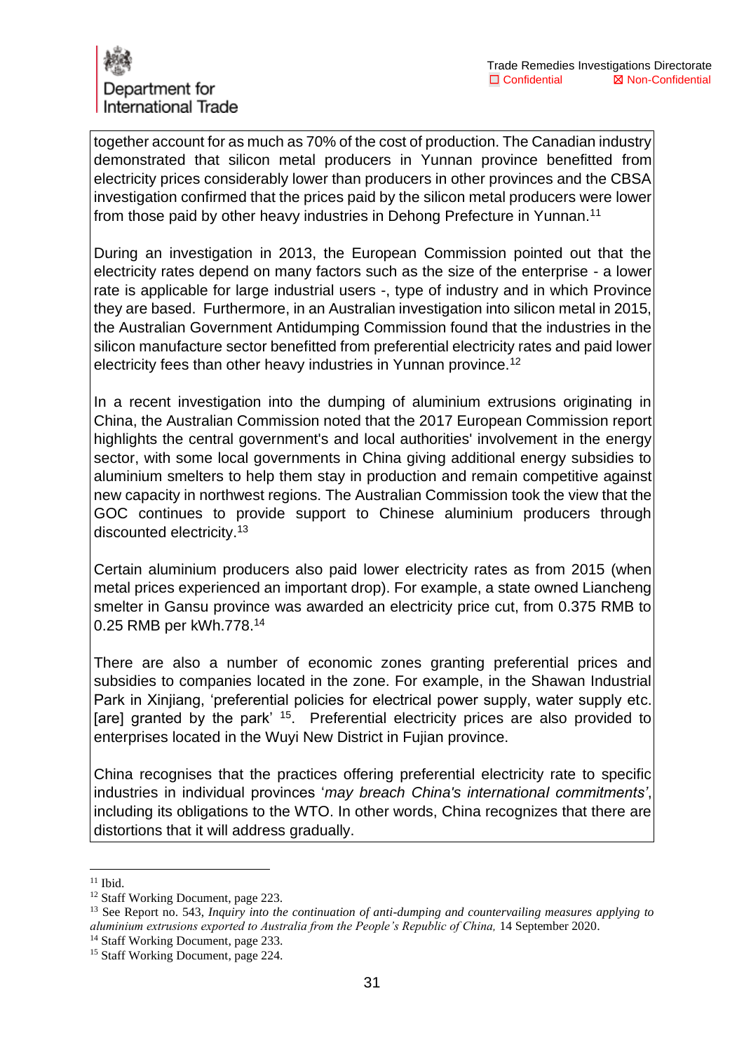together account for as much as 70% of the cost of production. The Canadian industry demonstrated that silicon metal producers in Yunnan province benefitted from electricity prices considerably lower than producers in other provinces and the CBSA investigation confirmed that the prices paid by the silicon metal producers were lower from those paid by other heavy industries in Dehong Prefecture in Yunnan.[11]

During an investigation in 2013, the European Commission pointed out that the electricity rates depend on many factors such as the size of the enterprise - a lower rate is applicable for large industrial users -, type of industry and in which Province they are based. Furthermore, in an Australian investigation into silicon metal in 2015, the Australian Government Antidumping Commission found that the industries in the silicon manufacture sector benefitted from preferential electricity rates and paid lower electricity fees than other heavy industries in Yunnan province.[12]

In a recent investigation into the dumping of aluminium extrusions originating in China, the Australian Commission noted that the 2017 European Commission report highlights the central government's and local authorities' involvement in the energy sector, with some local governments in China giving additional energy subsidies to aluminium smelters to help them stay in production and remain competitive against new capacity in northwest regions. The Australian Commission took the view that the GOC continues to provide support to Chinese aluminium producers through discounted electricity.[13]

Certain aluminium producers also paid lower electricity rates as from 2015 (when metal prices experienced an important drop). For example, a state owned Liancheng smelter in Gansu province was awarded an electricity price cut, from 0.375 RMB to 0.25 RMB per kWh.778.[14]

There are also a number of economic zones granting preferential prices and subsidies to companies located in the zone. For example, in the Shawan Industrial Park in Xinjiang, 'preferential policies for electrical power supply, water supply etc. [are] granted by the park' [15]. Preferential electricity prices are also provided to enterprises located in the Wuyi New District in Fujian province.

China recognises that the practices offering preferential electricity rate to specific industries in individual provinces '*may breach China's international commitments*', including its obligations to the WTO. In other words, China recognizes that there are distortions that it will address gradually.

---

[11] Ibid.

[12] Staff Working Document, page 223.

[13] See Report no. 543, *Inquiry into the continuation of anti-dumping and countervailing measures applying to aluminium extrusions exported to Australia from the People's Republic of China,* 14 September 2020.

[14] Staff Working Document, page 233.

[15] Staff Working Document, page 224.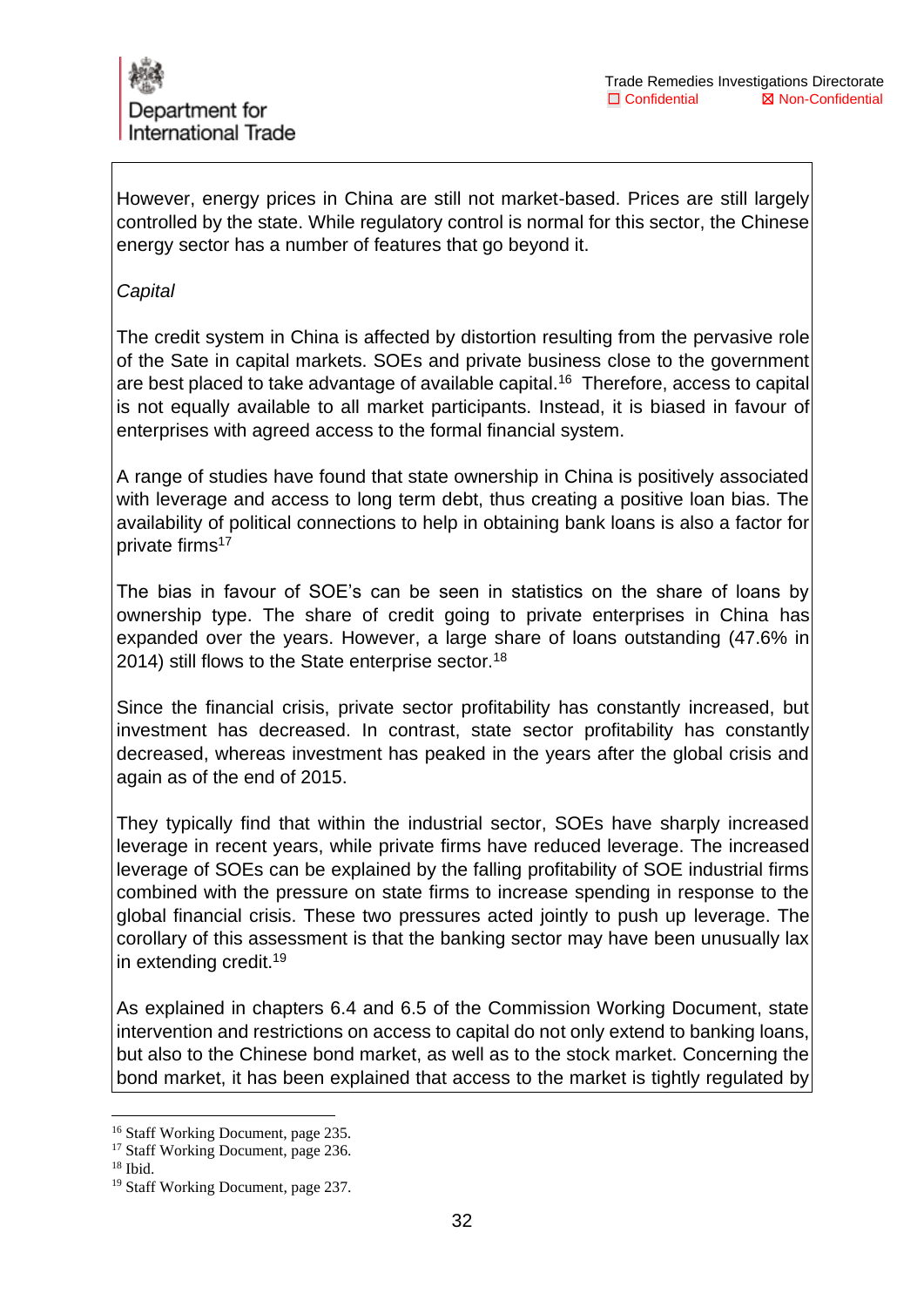However, energy prices in China are still not market-based. Prices are still largely controlled by the state. While regulatory control is normal for this sector, the Chinese energy sector has a number of features that go beyond it.

*Capital*

The credit system in China is affected by distortion resulting from the pervasive role of the Sate in capital markets. SOEs and private business close to the government are best placed to take advantage of available capital.[16] Therefore, access to capital is not equally available to all market participants. Instead, it is biased in favour of enterprises with agreed access to the formal financial system.

A range of studies have found that state ownership in China is positively associated with leverage and access to long term debt, thus creating a positive loan bias. The availability of political connections to help in obtaining bank loans is also a factor for private firms[17]

The bias in favour of SOE's can be seen in statistics on the share of loans by ownership type. The share of credit going to private enterprises in China has expanded over the years. However, a large share of loans outstanding (47.6% in 2014) still flows to the State enterprise sector.[18]

Since the financial crisis, private sector profitability has constantly increased, but investment has decreased. In contrast, state sector profitability has constantly decreased, whereas investment has peaked in the years after the global crisis and again as of the end of 2015.

They typically find that within the industrial sector, SOEs have sharply increased leverage in recent years, while private firms have reduced leverage. The increased leverage of SOEs can be explained by the falling profitability of SOE industrial firms combined with the pressure on state firms to increase spending in response to the global financial crisis. These two pressures acted jointly to push up leverage. The corollary of this assessment is that the banking sector may have been unusually lax in extending credit.[19]

As explained in chapters 6.4 and 6.5 of the Commission Working Document, state intervention and restrictions on access to capital do not only extend to banking loans, but also to the Chinese bond market, as well as to the stock market. Concerning the bond market, it has been explained that access to the market is tightly regulated by

---

[16] Staff Working Document, page 235.
[17] Staff Working Document, page 236.
[18] Ibid.
[19] Staff Working Document, page 237.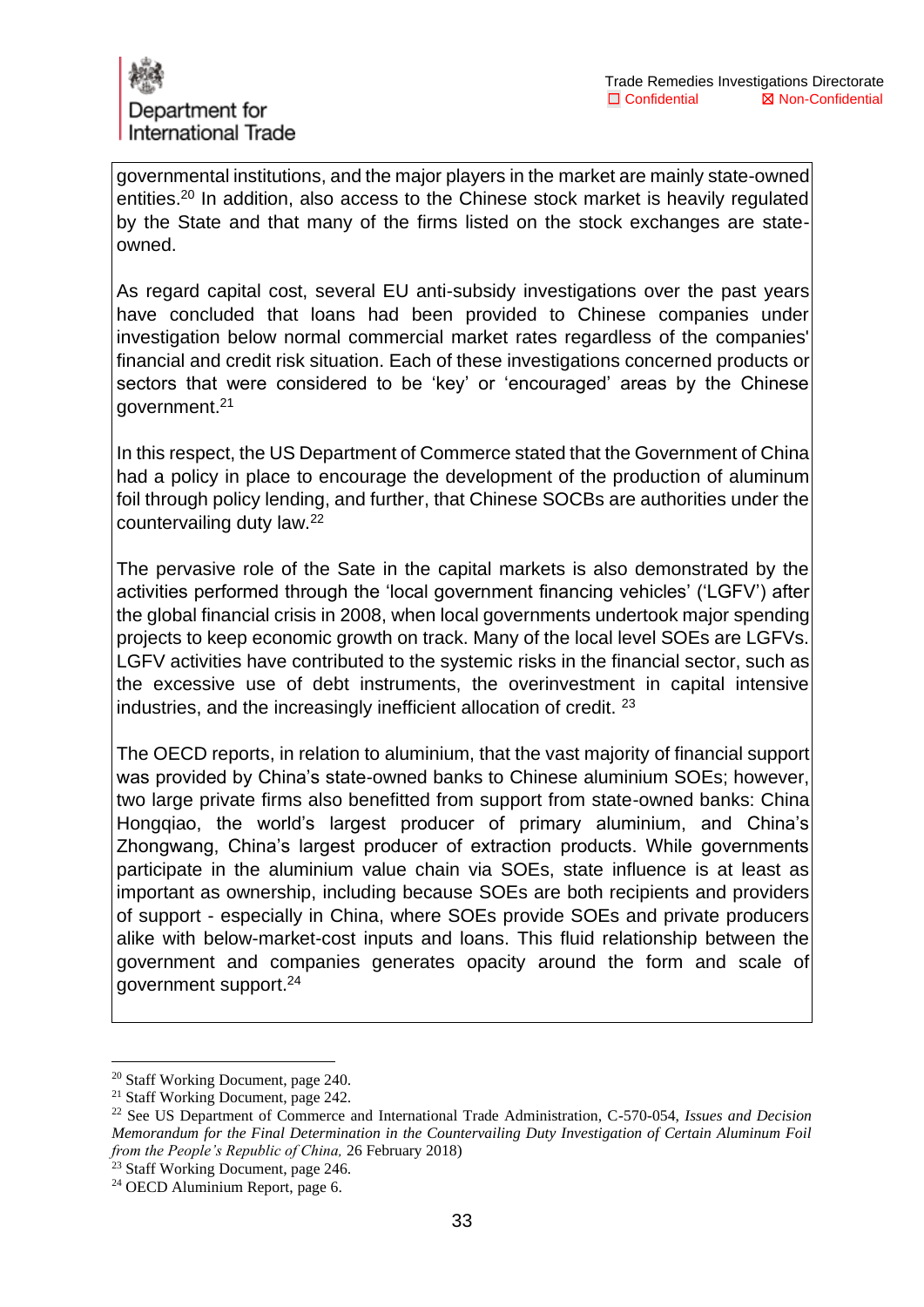governmental institutions, and the major players in the market are mainly state-owned entities.[20] In addition, also access to the Chinese stock market is heavily regulated by the State and that many of the firms listed on the stock exchanges are state-owned.

As regard capital cost, several EU anti-subsidy investigations over the past years have concluded that loans had been provided to Chinese companies under investigation below normal commercial market rates regardless of the companies' financial and credit risk situation. Each of these investigations concerned products or sectors that were considered to be 'key' or 'encouraged' areas by the Chinese government.[21]

In this respect, the US Department of Commerce stated that the Government of China had a policy in place to encourage the development of the production of aluminum foil through policy lending, and further, that Chinese SOCBs are authorities under the countervailing duty law.[22]

The pervasive role of the Sate in the capital markets is also demonstrated by the activities performed through the 'local government financing vehicles' ('LGFV') after the global financial crisis in 2008, when local governments undertook major spending projects to keep economic growth on track. Many of the local level SOEs are LGFVs. LGFV activities have contributed to the systemic risks in the financial sector, such as the excessive use of debt instruments, the overinvestment in capital intensive industries, and the increasingly inefficient allocation of credit. [23]

The OECD reports, in relation to aluminium, that the vast majority of financial support was provided by China's state-owned banks to Chinese aluminium SOEs; however, two large private firms also benefitted from support from state-owned banks: China Hongqiao, the world's largest producer of primary aluminium, and China's Zhongwang, China's largest producer of extraction products. While governments participate in the aluminium value chain via SOEs, state influence is at least as important as ownership, including because SOEs are both recipients and providers of support - especially in China, where SOEs provide SOEs and private producers alike with below-market-cost inputs and loans. This fluid relationship between the government and companies generates opacity around the form and scale of government support.[24]

---

[20] Staff Working Document, page 240.

[21] Staff Working Document, page 242.

[22] See US Department of Commerce and International Trade Administration, C-570-054, *Issues and Decision Memorandum for the Final Determination in the Countervailing Duty Investigation of Certain Aluminum Foil from the People's Republic of China,* 26 February 2018)

[23] Staff Working Document, page 246.

[24] OECD Aluminium Report, page 6.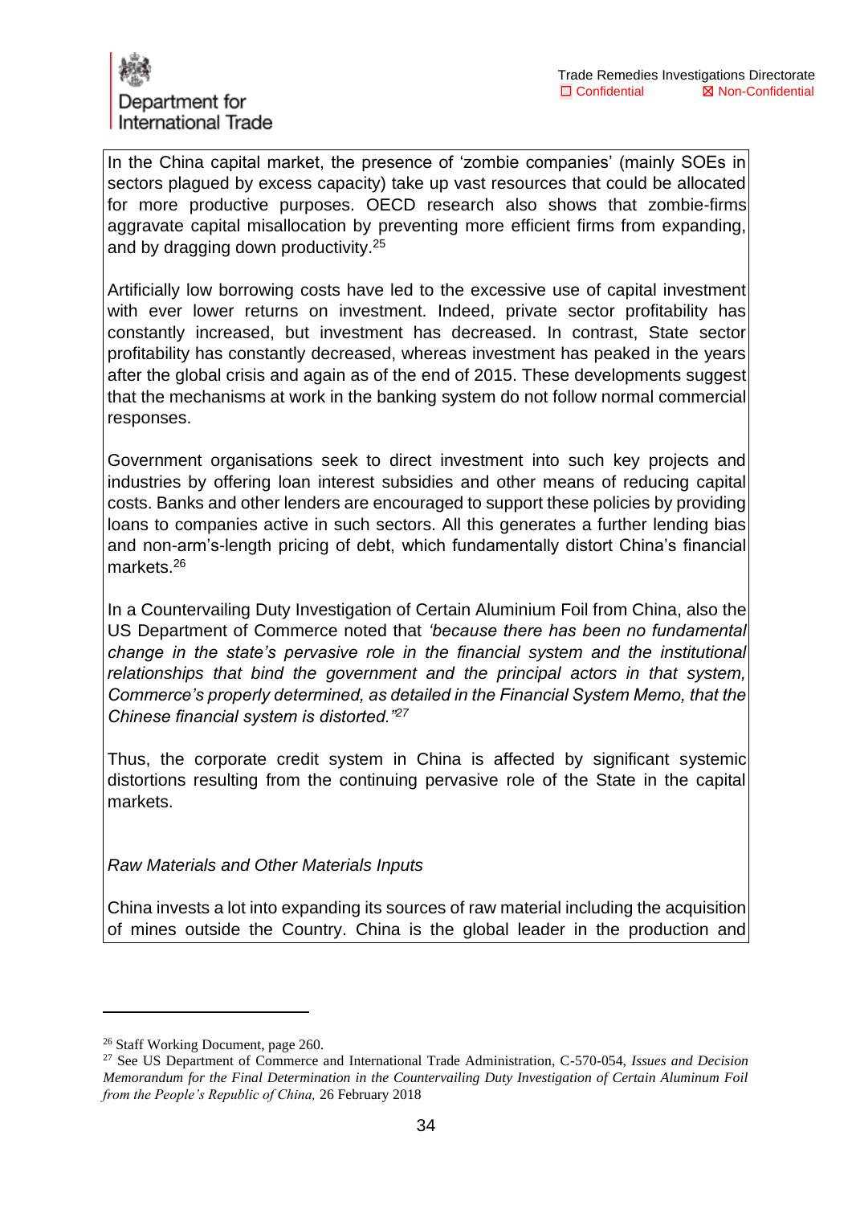In the China capital market, the presence of 'zombie companies' (mainly SOEs in sectors plagued by excess capacity) take up vast resources that could be allocated for more productive purposes. OECD research also shows that zombie-firms aggravate capital misallocation by preventing more efficient firms from expanding, and by dragging down productivity.[25]

Artificially low borrowing costs have led to the excessive use of capital investment with ever lower returns on investment. Indeed, private sector profitability has constantly increased, but investment has decreased. In contrast, State sector profitability has constantly decreased, whereas investment has peaked in the years after the global crisis and again as of the end of 2015. These developments suggest that the mechanisms at work in the banking system do not follow normal commercial responses.

Government organisations seek to direct investment into such key projects and industries by offering loan interest subsidies and other means of reducing capital costs. Banks and other lenders are encouraged to support these policies by providing loans to companies active in such sectors. All this generates a further lending bias and non-arm's-length pricing of debt, which fundamentally distort China's financial markets.[26]

In a Countervailing Duty Investigation of Certain Aluminium Foil from China, also the US Department of Commerce noted that *'because there has been no fundamental change in the state's pervasive role in the financial system and the institutional relationships that bind the government and the principal actors in that system, Commerce's properly determined, as detailed in the Financial System Memo, that the Chinese financial system is distorted.'*[27]

Thus, the corporate credit system in China is affected by significant systemic distortions resulting from the continuing pervasive role of the State in the capital markets.

*Raw Materials and Other Materials Inputs*

China invests a lot into expanding its sources of raw material including the acquisition of mines outside the Country. China is the global leader in the production and

---

[26] Staff Working Document, page 260.

[27] See US Department of Commerce and International Trade Administration, C-570-054, *Issues and Decision Memorandum for the Final Determination in the Countervailing Duty Investigation of Certain Aluminum Foil from the People's Republic of China,* 26 February 2018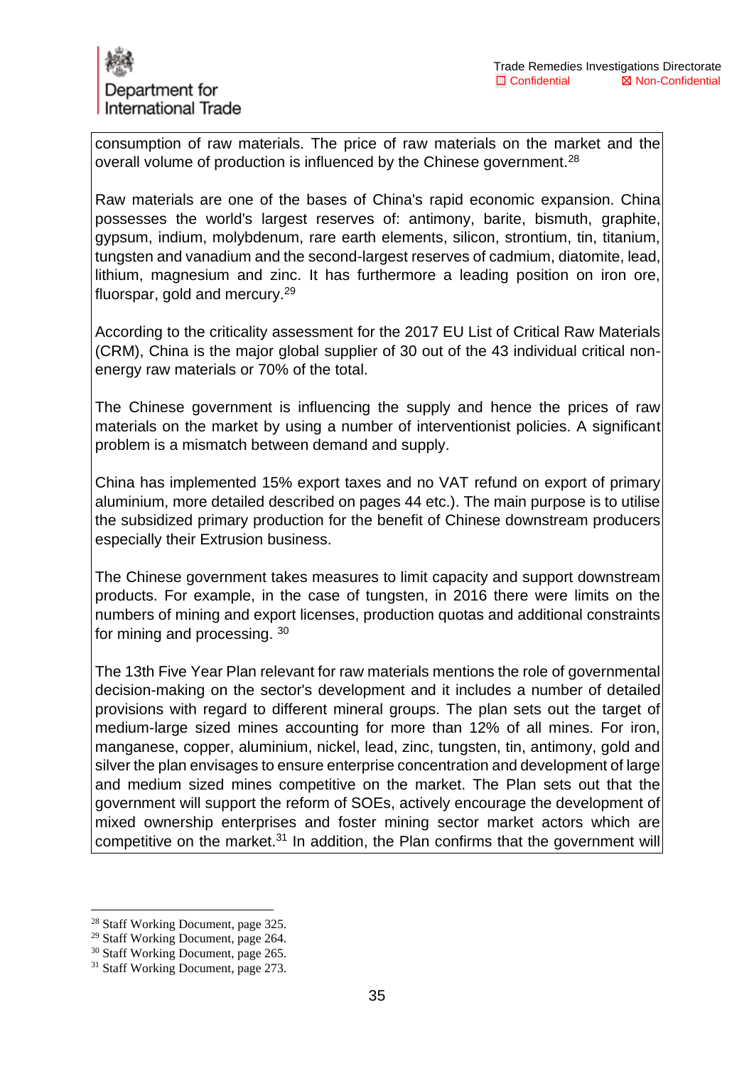consumption of raw materials. The price of raw materials on the market and the overall volume of production is influenced by the Chinese government.[28]

Raw materials are one of the bases of China's rapid economic expansion. China possesses the world's largest reserves of: antimony, barite, bismuth, graphite, gypsum, indium, molybdenum, rare earth elements, silicon, strontium, tin, titanium, tungsten and vanadium and the second-largest reserves of cadmium, diatomite, lead, lithium, magnesium and zinc. It has furthermore a leading position on iron ore, fluorspar, gold and mercury.[29]

According to the criticality assessment for the 2017 EU List of Critical Raw Materials (CRM), China is the major global supplier of 30 out of the 43 individual critical non-energy raw materials or 70% of the total.

The Chinese government is influencing the supply and hence the prices of raw materials on the market by using a number of interventionist policies. A significant problem is a mismatch between demand and supply.

China has implemented 15% export taxes and no VAT refund on export of primary aluminium, more detailed described on pages 44 etc.). The main purpose is to utilise the subsidized primary production for the benefit of Chinese downstream producers especially their Extrusion business.

The Chinese government takes measures to limit capacity and support downstream products. For example, in the case of tungsten, in 2016 there were limits on the numbers of mining and export licenses, production quotas and additional constraints for mining and processing. [30]

The 13th Five Year Plan relevant for raw materials mentions the role of governmental decision-making on the sector's development and it includes a number of detailed provisions with regard to different mineral groups. The plan sets out the target of medium-large sized mines accounting for more than 12% of all mines. For iron, manganese, copper, aluminium, nickel, lead, zinc, tungsten, tin, antimony, gold and silver the plan envisages to ensure enterprise concentration and development of large and medium sized mines competitive on the market. The Plan sets out that the government will support the reform of SOEs, actively encourage the development of mixed ownership enterprises and foster mining sector market actors which are competitive on the market.[31] In addition, the Plan confirms that the government will

[28] Staff Working Document, page 325.
[29] Staff Working Document, page 264.
[30] Staff Working Document, page 265.
[31] Staff Working Document, page 273.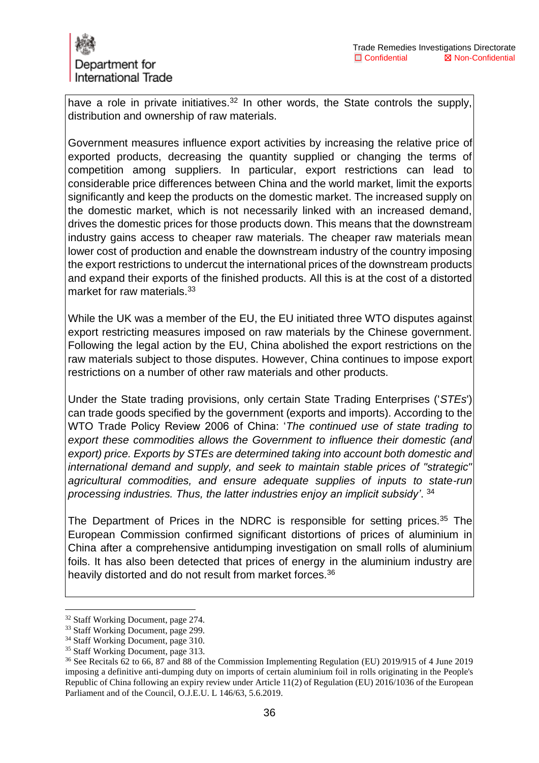have a role in private initiatives.[32] In other words, the State controls the supply, distribution and ownership of raw materials.

Government measures influence export activities by increasing the relative price of exported products, decreasing the quantity supplied or changing the terms of competition among suppliers. In particular, export restrictions can lead to considerable price differences between China and the world market, limit the exports significantly and keep the products on the domestic market. The increased supply on the domestic market, which is not necessarily linked with an increased demand, drives the domestic prices for those products down. This means that the downstream industry gains access to cheaper raw materials. The cheaper raw materials mean lower cost of production and enable the downstream industry of the country imposing the export restrictions to undercut the international prices of the downstream products and expand their exports of the finished products. All this is at the cost of a distorted market for raw materials.[33]

While the UK was a member of the EU, the EU initiated three WTO disputes against export restricting measures imposed on raw materials by the Chinese government. Following the legal action by the EU, China abolished the export restrictions on the raw materials subject to those disputes. However, China continues to impose export restrictions on a number of other raw materials and other products.

Under the State trading provisions, only certain State Trading Enterprises ('*STEs*') can trade goods specified by the government (exports and imports). According to the WTO Trade Policy Review 2006 of China: '*The continued use of state trading to export these commodities allows the Government to influence their domestic (and export) price. Exports by STEs are determined taking into account both domestic and international demand and supply, and seek to maintain stable prices of "strategic" agricultural commodities, and ensure adequate supplies of inputs to state-run processing industries. Thus, the latter industries enjoy an implicit subsidy*'. [34]

The Department of Prices in the NDRC is responsible for setting prices.[35] The European Commission confirmed significant distortions of prices of aluminium in China after a comprehensive antidumping investigation on small rolls of aluminium foils. It has also been detected that prices of energy in the aluminium industry are heavily distorted and do not result from market forces.[36]

---

[32] Staff Working Document, page 274.

[33] Staff Working Document, page 299.

[34] Staff Working Document, page 310.

[35] Staff Working Document, page 313.

[36] See Recitals 62 to 66, 87 and 88 of the Commission Implementing Regulation (EU) 2019/915 of 4 June 2019 imposing a definitive anti-dumping duty on imports of certain aluminium foil in rolls originating in the People's Republic of China following an expiry review under Article 11(2) of Regulation (EU) 2016/1036 of the European Parliament and of the Council, O.J.E.U. L 146/63, 5.6.2019.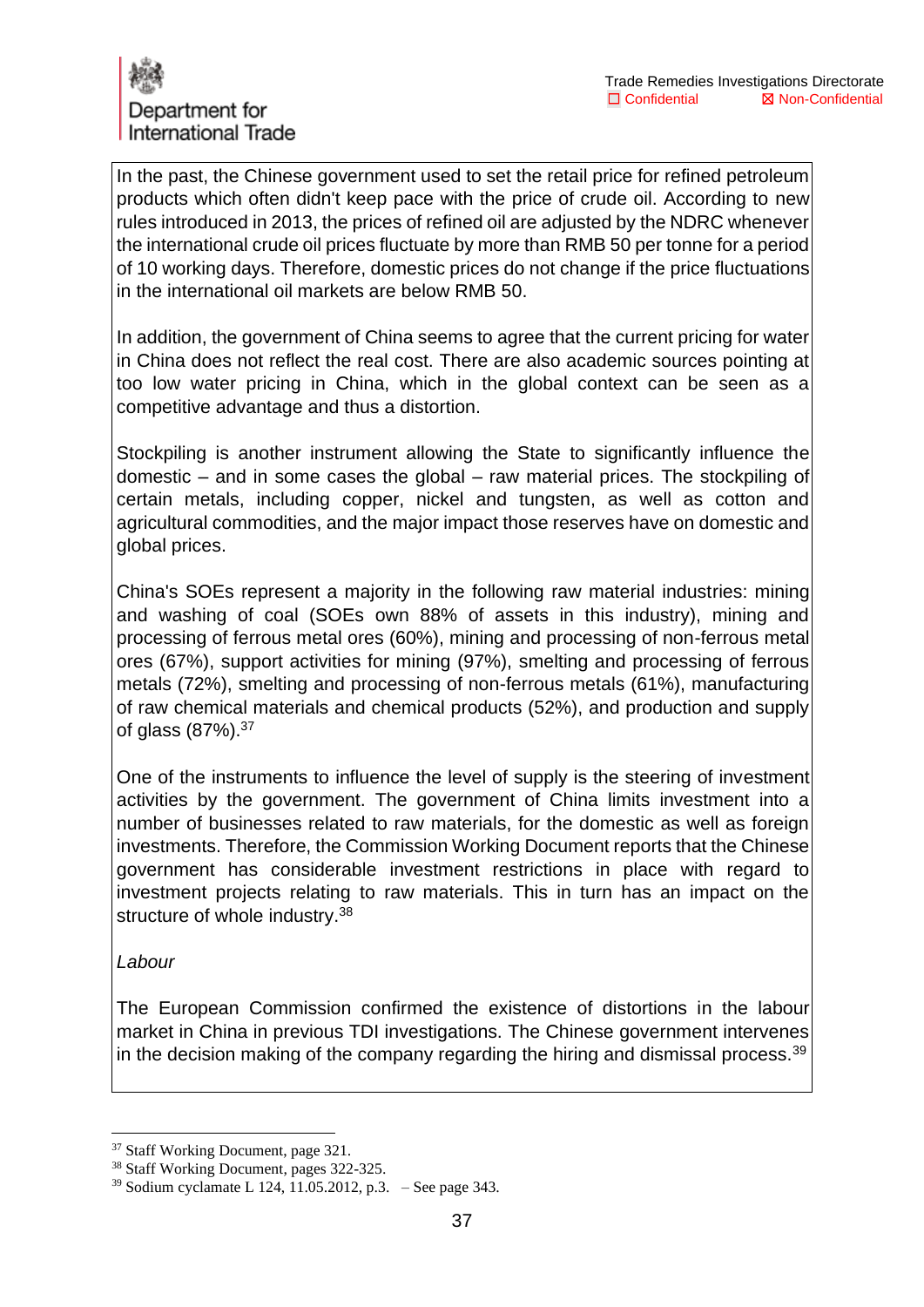In the past, the Chinese government used to set the retail price for refined petroleum products which often didn't keep pace with the price of crude oil. According to new rules introduced in 2013, the prices of refined oil are adjusted by the NDRC whenever the international crude oil prices fluctuate by more than RMB 50 per tonne for a period of 10 working days. Therefore, domestic prices do not change if the price fluctuations in the international oil markets are below RMB 50.

In addition, the government of China seems to agree that the current pricing for water in China does not reflect the real cost. There are also academic sources pointing at too low water pricing in China, which in the global context can be seen as a competitive advantage and thus a distortion.

Stockpiling is another instrument allowing the State to significantly influence the domestic – and in some cases the global – raw material prices. The stockpiling of certain metals, including copper, nickel and tungsten, as well as cotton and agricultural commodities, and the major impact those reserves have on domestic and global prices.

China's SOEs represent a majority in the following raw material industries: mining and washing of coal (SOEs own 88% of assets in this industry), mining and processing of ferrous metal ores (60%), mining and processing of non-ferrous metal ores (67%), support activities for mining (97%), smelting and processing of ferrous metals (72%), smelting and processing of non-ferrous metals (61%), manufacturing of raw chemical materials and chemical products (52%), and production and supply of glass (87%).[37]

One of the instruments to influence the level of supply is the steering of investment activities by the government. The government of China limits investment into a number of businesses related to raw materials, for the domestic as well as foreign investments. Therefore, the Commission Working Document reports that the Chinese government has considerable investment restrictions in place with regard to investment projects relating to raw materials. This in turn has an impact on the structure of whole industry.[38]

*Labour*

The European Commission confirmed the existence of distortions in the labour market in China in previous TDI investigations. The Chinese government intervenes in the decision making of the company regarding the hiring and dismissal process.[39]

---

[37] Staff Working Document, page 321.
[38] Staff Working Document, pages 322-325.
[39] Sodium cyclamate L 124, 11.05.2012, p.3. – See page 343.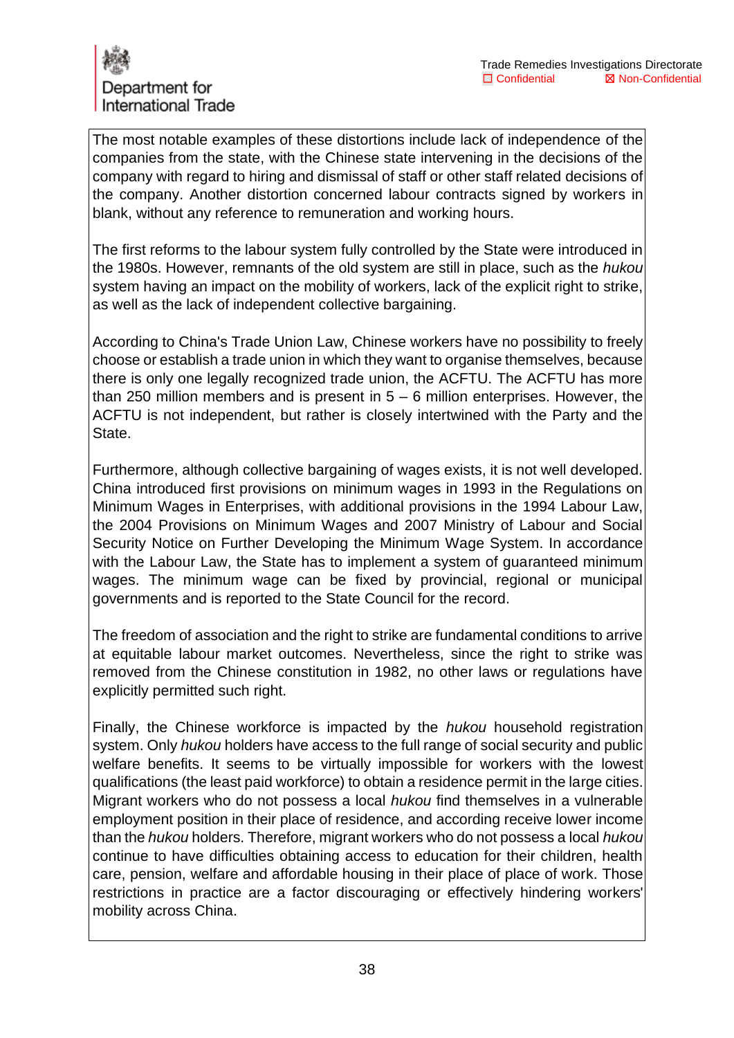The most notable examples of these distortions include lack of independence of the companies from the state, with the Chinese state intervening in the decisions of the company with regard to hiring and dismissal of staff or other staff related decisions of the company. Another distortion concerned labour contracts signed by workers in blank, without any reference to remuneration and working hours.

The first reforms to the labour system fully controlled by the State were introduced in the 1980s. However, remnants of the old system are still in place, such as the *hukou* system having an impact on the mobility of workers, lack of the explicit right to strike, as well as the lack of independent collective bargaining.

According to China's Trade Union Law, Chinese workers have no possibility to freely choose or establish a trade union in which they want to organise themselves, because there is only one legally recognized trade union, the ACFTU. The ACFTU has more than 250 million members and is present in 5 – 6 million enterprises. However, the ACFTU is not independent, but rather is closely intertwined with the Party and the State.

Furthermore, although collective bargaining of wages exists, it is not well developed. China introduced first provisions on minimum wages in 1993 in the Regulations on Minimum Wages in Enterprises, with additional provisions in the 1994 Labour Law, the 2004 Provisions on Minimum Wages and 2007 Ministry of Labour and Social Security Notice on Further Developing the Minimum Wage System. In accordance with the Labour Law, the State has to implement a system of guaranteed minimum wages. The minimum wage can be fixed by provincial, regional or municipal governments and is reported to the State Council for the record.

The freedom of association and the right to strike are fundamental conditions to arrive at equitable labour market outcomes. Nevertheless, since the right to strike was removed from the Chinese constitution in 1982, no other laws or regulations have explicitly permitted such right.

Finally, the Chinese workforce is impacted by the *hukou* household registration system. Only *hukou* holders have access to the full range of social security and public welfare benefits. It seems to be virtually impossible for workers with the lowest qualifications (the least paid workforce) to obtain a residence permit in the large cities. Migrant workers who do not possess a local *hukou* find themselves in a vulnerable employment position in their place of residence, and according receive lower income than the *hukou* holders. Therefore, migrant workers who do not possess a local *hukou* continue to have difficulties obtaining access to education for their children, health care, pension, welfare and affordable housing in their place of place of work. Those restrictions in practice are a factor discouraging or effectively hindering workers' mobility across China.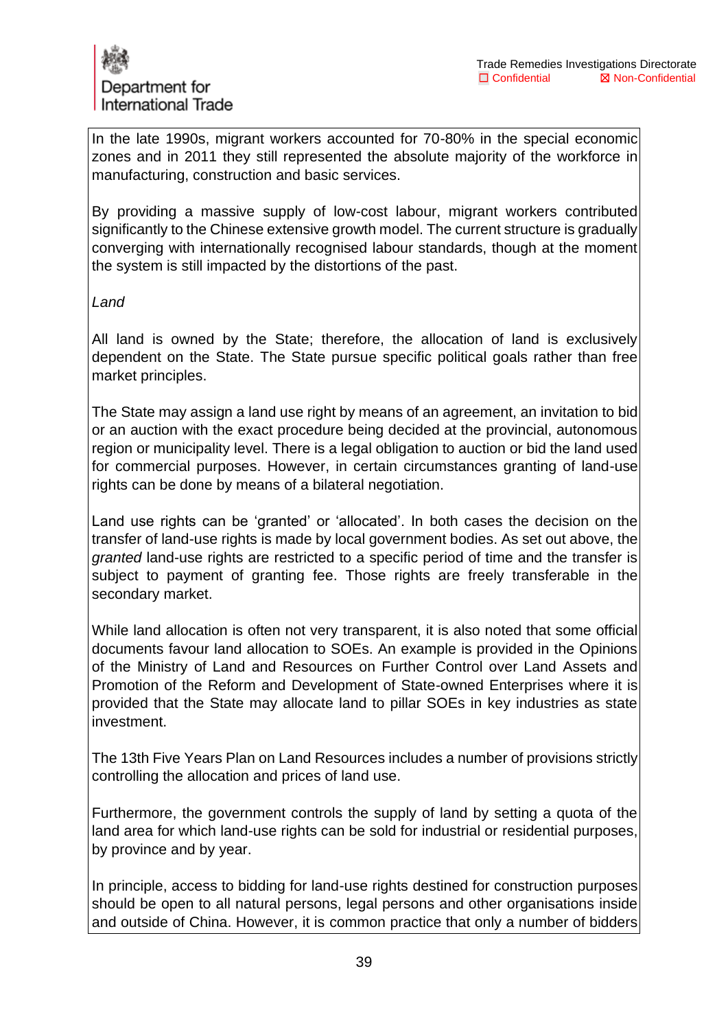In the late 1990s, migrant workers accounted for 70-80% in the special economic zones and in 2011 they still represented the absolute majority of the workforce in manufacturing, construction and basic services.

By providing a massive supply of low-cost labour, migrant workers contributed significantly to the Chinese extensive growth model. The current structure is gradually converging with internationally recognised labour standards, though at the moment the system is still impacted by the distortions of the past.

*Land*

All land is owned by the State; therefore, the allocation of land is exclusively dependent on the State. The State pursue specific political goals rather than free market principles.

The State may assign a land use right by means of an agreement, an invitation to bid or an auction with the exact procedure being decided at the provincial, autonomous region or municipality level. There is a legal obligation to auction or bid the land used for commercial purposes. However, in certain circumstances granting of land-use rights can be done by means of a bilateral negotiation.

Land use rights can be 'granted' or 'allocated'. In both cases the decision on the transfer of land-use rights is made by local government bodies. As set out above, the *granted* land-use rights are restricted to a specific period of time and the transfer is subject to payment of granting fee. Those rights are freely transferable in the secondary market.

While land allocation is often not very transparent, it is also noted that some official documents favour land allocation to SOEs. An example is provided in the Opinions of the Ministry of Land and Resources on Further Control over Land Assets and Promotion of the Reform and Development of State-owned Enterprises where it is provided that the State may allocate land to pillar SOEs in key industries as state investment.

The 13th Five Years Plan on Land Resources includes a number of provisions strictly controlling the allocation and prices of land use.

Furthermore, the government controls the supply of land by setting a quota of the land area for which land-use rights can be sold for industrial or residential purposes, by province and by year.

In principle, access to bidding for land-use rights destined for construction purposes should be open to all natural persons, legal persons and other organisations inside and outside of China. However, it is common practice that only a number of bidders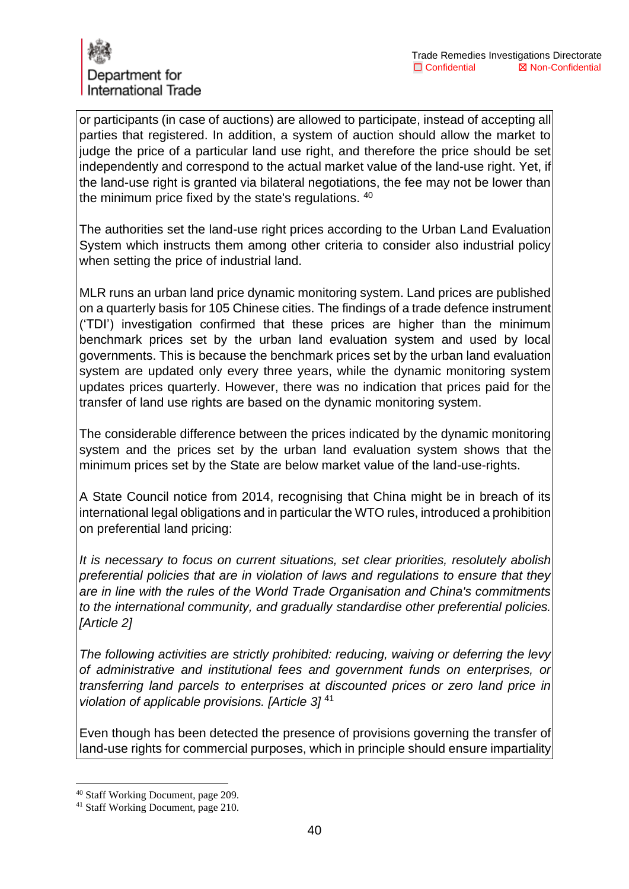or participants (in case of auctions) are allowed to participate, instead of accepting all parties that registered. In addition, a system of auction should allow the market to judge the price of a particular land use right, and therefore the price should be set independently and correspond to the actual market value of the land-use right. Yet, if the land-use right is granted via bilateral negotiations, the fee may not be lower than the minimum price fixed by the state's regulations. [40]

The authorities set the land-use right prices according to the Urban Land Evaluation System which instructs them among other criteria to consider also industrial policy when setting the price of industrial land.

MLR runs an urban land price dynamic monitoring system. Land prices are published on a quarterly basis for 105 Chinese cities. The findings of a trade defence instrument ('TDI') investigation confirmed that these prices are higher than the minimum benchmark prices set by the urban land evaluation system and used by local governments. This is because the benchmark prices set by the urban land evaluation system are updated only every three years, while the dynamic monitoring system updates prices quarterly. However, there was no indication that prices paid for the transfer of land use rights are based on the dynamic monitoring system.

The considerable difference between the prices indicated by the dynamic monitoring system and the prices set by the urban land evaluation system shows that the minimum prices set by the State are below market value of the land-use-rights.

A State Council notice from 2014, recognising that China might be in breach of its international legal obligations and in particular the WTO rules, introduced a prohibition on preferential land pricing:

*It is necessary to focus on current situations, set clear priorities, resolutely abolish preferential policies that are in violation of laws and regulations to ensure that they are in line with the rules of the World Trade Organisation and China's commitments to the international community, and gradually standardise other preferential policies. [Article 2]*

*The following activities are strictly prohibited: reducing, waiving or deferring the levy of administrative and institutional fees and government funds on enterprises, or transferring land parcels to enterprises at discounted prices or zero land price in violation of applicable provisions. [Article 3]* [41]

Even though has been detected the presence of provisions governing the transfer of land-use rights for commercial purposes, which in principle should ensure impartiality

[40] Staff Working Document, page 209.
[41] Staff Working Document, page 210.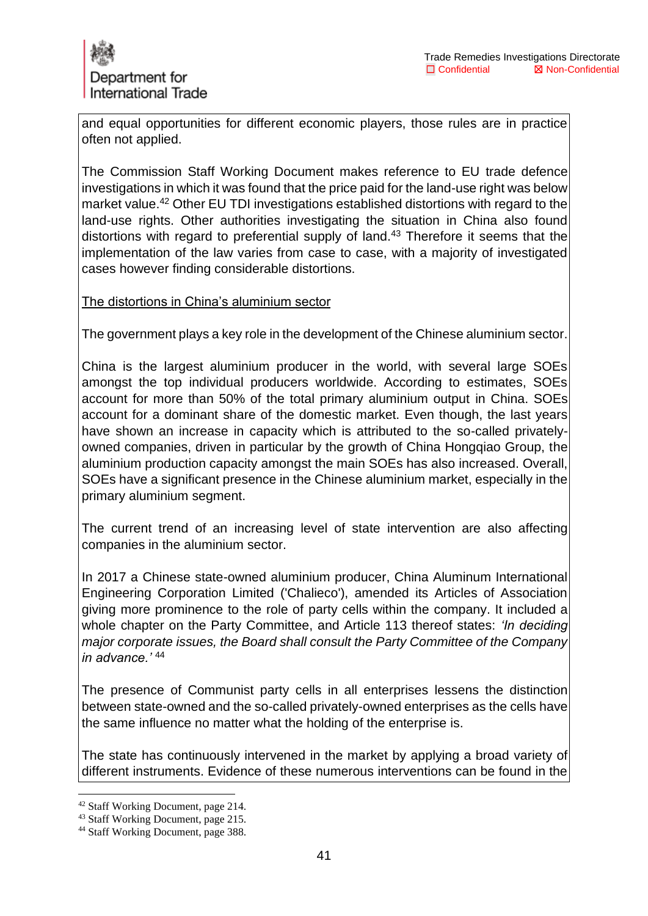and equal opportunities for different economic players, those rules are in practice often not applied.

The Commission Staff Working Document makes reference to EU trade defence investigations in which it was found that the price paid for the land-use right was below market value.[42] Other EU TDI investigations established distortions with regard to the land-use rights. Other authorities investigating the situation in China also found distortions with regard to preferential supply of land.[43] Therefore it seems that the implementation of the law varies from case to case, with a majority of investigated cases however finding considerable distortions.

The distortions in China's aluminium sector

The government plays a key role in the development of the Chinese aluminium sector.

China is the largest aluminium producer in the world, with several large SOEs amongst the top individual producers worldwide. According to estimates, SOEs account for more than 50% of the total primary aluminium output in China. SOEs account for a dominant share of the domestic market. Even though, the last years have shown an increase in capacity which is attributed to the so-called privately-owned companies, driven in particular by the growth of China Hongqiao Group, the aluminium production capacity amongst the main SOEs has also increased. Overall, SOEs have a significant presence in the Chinese aluminium market, especially in the primary aluminium segment.

The current trend of an increasing level of state intervention are also affecting companies in the aluminium sector.

In 2017 a Chinese state-owned aluminium producer, China Aluminum International Engineering Corporation Limited ('Chalieco'), amended its Articles of Association giving more prominence to the role of party cells within the company. It included a whole chapter on the Party Committee, and Article 113 thereof states: *'In deciding major corporate issues, the Board shall consult the Party Committee of the Company in advance.'* [44]

The presence of Communist party cells in all enterprises lessens the distinction between state-owned and the so-called privately-owned enterprises as the cells have the same influence no matter what the holding of the enterprise is.

The state has continuously intervened in the market by applying a broad variety of different instruments. Evidence of these numerous interventions can be found in the

[42] Staff Working Document, page 214.
[43] Staff Working Document, page 215.
[44] Staff Working Document, page 388.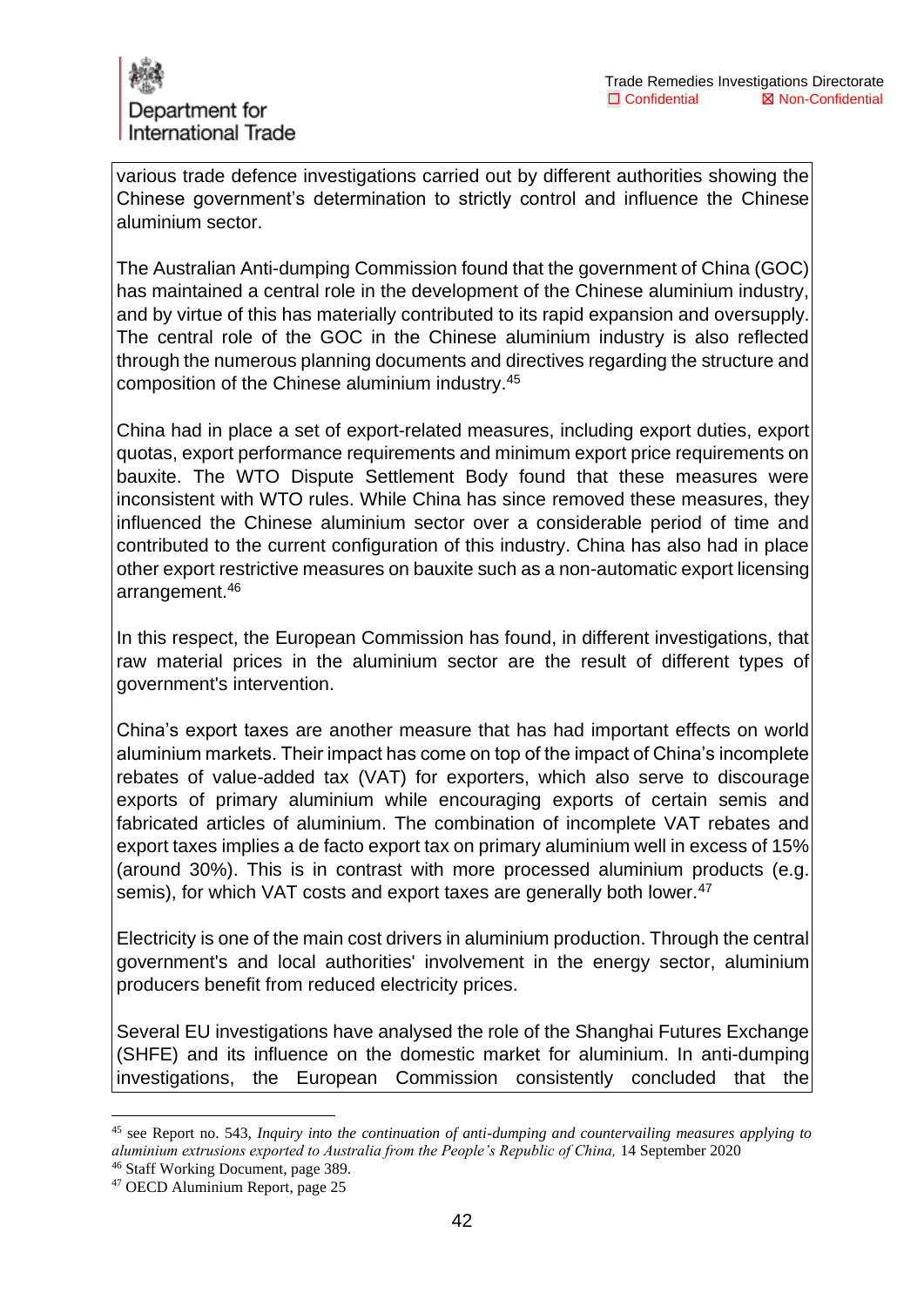various trade defence investigations carried out by different authorities showing the Chinese government's determination to strictly control and influence the Chinese aluminium sector.

The Australian Anti-dumping Commission found that the government of China (GOC) has maintained a central role in the development of the Chinese aluminium industry, and by virtue of this has materially contributed to its rapid expansion and oversupply. The central role of the GOC in the Chinese aluminium industry is also reflected through the numerous planning documents and directives regarding the structure and composition of the Chinese aluminium industry.[45]

China had in place a set of export-related measures, including export duties, export quotas, export performance requirements and minimum export price requirements on bauxite. The WTO Dispute Settlement Body found that these measures were inconsistent with WTO rules. While China has since removed these measures, they influenced the Chinese aluminium sector over a considerable period of time and contributed to the current configuration of this industry. China has also had in place other export restrictive measures on bauxite such as a non-automatic export licensing arrangement.[46]

In this respect, the European Commission has found, in different investigations, that raw material prices in the aluminium sector are the result of different types of government's intervention.

China's export taxes are another measure that has had important effects on world aluminium markets. Their impact has come on top of the impact of China's incomplete rebates of value-added tax (VAT) for exporters, which also serve to discourage exports of primary aluminium while encouraging exports of certain semis and fabricated articles of aluminium. The combination of incomplete VAT rebates and export taxes implies a de facto export tax on primary aluminium well in excess of 15% (around 30%). This is in contrast with more processed aluminium products (e.g. semis), for which VAT costs and export taxes are generally both lower.[47]

Electricity is one of the main cost drivers in aluminium production. Through the central government's and local authorities' involvement in the energy sector, aluminium producers benefit from reduced electricity prices.

Several EU investigations have analysed the role of the Shanghai Futures Exchange (SHFE) and its influence on the domestic market for aluminium. In anti-dumping investigations, the European Commission consistently concluded that the

---

[45] see Report no. 543, *Inquiry into the continuation of anti-dumping and countervailing measures applying to aluminium extrusions exported to Australia from the People's Republic of China,* 14 September 2020

[46] Staff Working Document, page 389.

[47] OECD Aluminium Report, page 25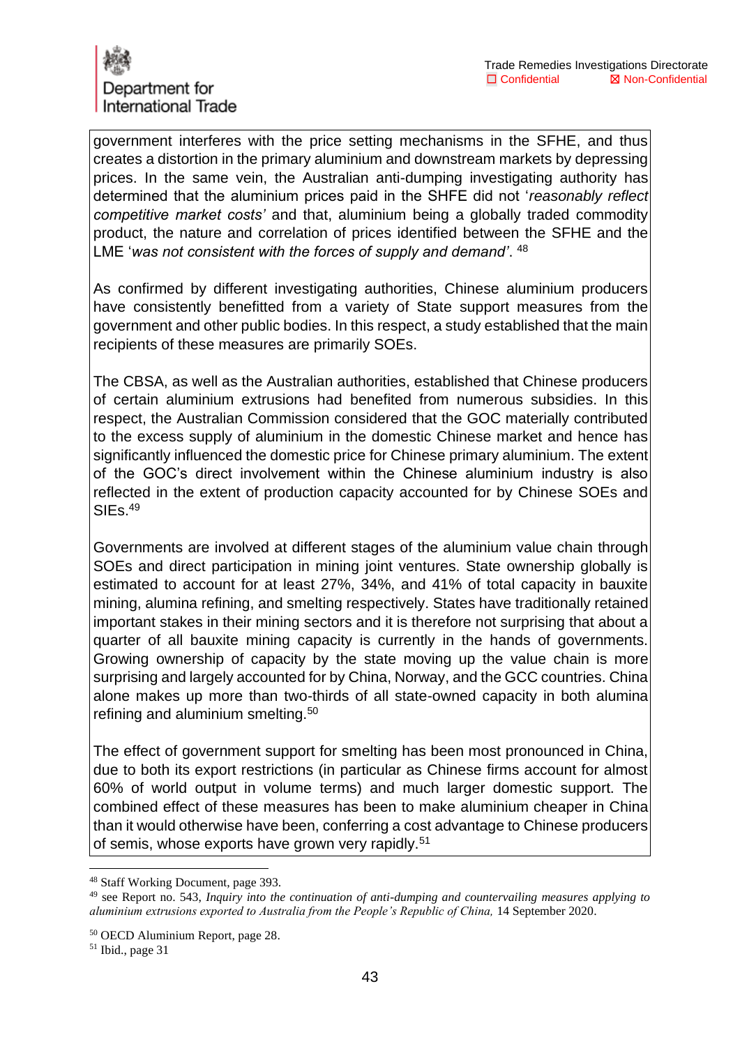government interferes with the price setting mechanisms in the SFHE, and thus creates a distortion in the primary aluminium and downstream markets by depressing prices. In the same vein, the Australian anti-dumping investigating authority has determined that the aluminium prices paid in the SHFE did not '*reasonably reflect competitive market costs'* and that, aluminium being a globally traded commodity product, the nature and correlation of prices identified between the SFHE and the LME '*was not consistent with the forces of supply and demand'*. [48]

As confirmed by different investigating authorities, Chinese aluminium producers have consistently benefitted from a variety of State support measures from the government and other public bodies. In this respect, a study established that the main recipients of these measures are primarily SOEs.

The CBSA, as well as the Australian authorities, established that Chinese producers of certain aluminium extrusions had benefited from numerous subsidies. In this respect, the Australian Commission considered that the GOC materially contributed to the excess supply of aluminium in the domestic Chinese market and hence has significantly influenced the domestic price for Chinese primary aluminium. The extent of the GOC's direct involvement within the Chinese aluminium industry is also reflected in the extent of production capacity accounted for by Chinese SOEs and SIEs.[49]

Governments are involved at different stages of the aluminium value chain through SOEs and direct participation in mining joint ventures. State ownership globally is estimated to account for at least 27%, 34%, and 41% of total capacity in bauxite mining, alumina refining, and smelting respectively. States have traditionally retained important stakes in their mining sectors and it is therefore not surprising that about a quarter of all bauxite mining capacity is currently in the hands of governments. Growing ownership of capacity by the state moving up the value chain is more surprising and largely accounted for by China, Norway, and the GCC countries. China alone makes up more than two-thirds of all state-owned capacity in both alumina refining and aluminium smelting.[50]

The effect of government support for smelting has been most pronounced in China, due to both its export restrictions (in particular as Chinese firms account for almost 60% of world output in volume terms) and much larger domestic support. The combined effect of these measures has been to make aluminium cheaper in China than it would otherwise have been, conferring a cost advantage to Chinese producers of semis, whose exports have grown very rapidly.[51]

---

[48] Staff Working Document, page 393.

[49] see Report no. 543, *Inquiry into the continuation of anti-dumping and countervailing measures applying to aluminium extrusions exported to Australia from the People's Republic of China,* 14 September 2020.

[50] OECD Aluminium Report, page 28.

[51] Ibid., page 31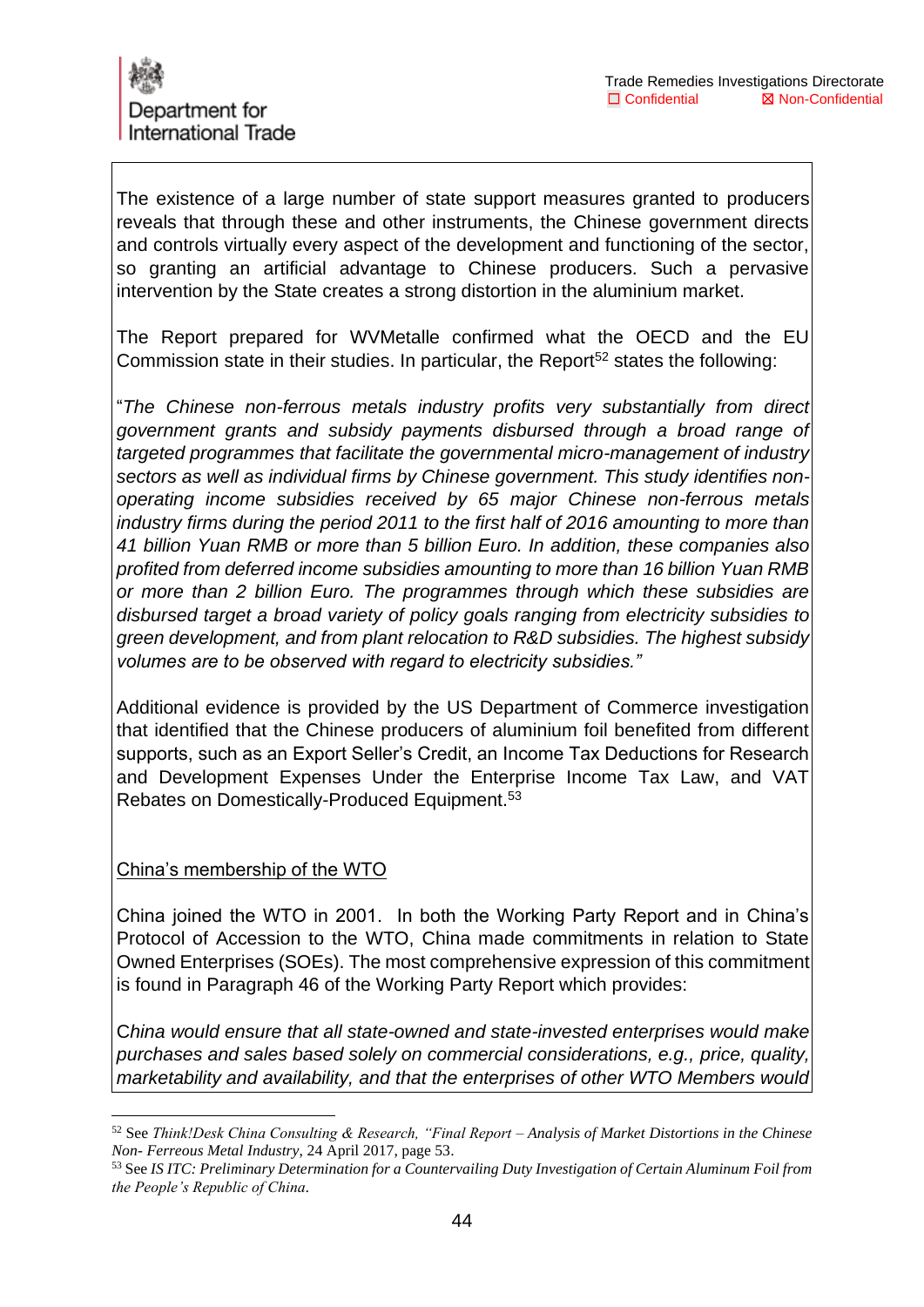The existence of a large number of state support measures granted to producers reveals that through these and other instruments, the Chinese government directs and controls virtually every aspect of the development and functioning of the sector, so granting an artificial advantage to Chinese producers. Such a pervasive intervention by the State creates a strong distortion in the aluminium market.

The Report prepared for WVMetalle confirmed what the OECD and the EU Commission state in their studies. In particular, the Report[52] states the following:

"*The Chinese non-ferrous metals industry profits very substantially from direct government grants and subsidy payments disbursed through a broad range of targeted programmes that facilitate the governmental micro-management of industry sectors as well as individual firms by Chinese government. This study identifies non-operating income subsidies received by 65 major Chinese non-ferrous metals industry firms during the period 2011 to the first half of 2016 amounting to more than 41 billion Yuan RMB or more than 5 billion Euro. In addition, these companies also profited from deferred income subsidies amounting to more than 16 billion Yuan RMB or more than 2 billion Euro. The programmes through which these subsidies are disbursed target a broad variety of policy goals ranging from electricity subsidies to green development, and from plant relocation to R&D subsidies. The highest subsidy volumes are to be observed with regard to electricity subsidies.*"

Additional evidence is provided by the US Department of Commerce investigation that identified that the Chinese producers of aluminium foil benefited from different supports, such as an Export Seller's Credit, an Income Tax Deductions for Research and Development Expenses Under the Enterprise Income Tax Law, and VAT Rebates on Domestically-Produced Equipment.[53]

<u>China's membership of the WTO</u>

China joined the WTO in 2001. In both the Working Party Report and in China's Protocol of Accession to the WTO, China made commitments in relation to State Owned Enterprises (SOEs). The most comprehensive expression of this commitment is found in Paragraph 46 of the Working Party Report which provides:

*China would ensure that all state-owned and state-invested enterprises would make purchases and sales based solely on commercial considerations, e.g., price, quality, marketability and availability, and that the enterprises of other WTO Members would*

---

[52] See *Think!Desk China Consulting & Research, "Final Report – Analysis of Market Distortions in the Chinese Non- Ferreous Metal Industry*, 24 April 2017, page 53.

[53] See *IS ITC: Preliminary Determination for a Countervailing Duty Investigation of Certain Aluminum Foil from the People's Republic of China*.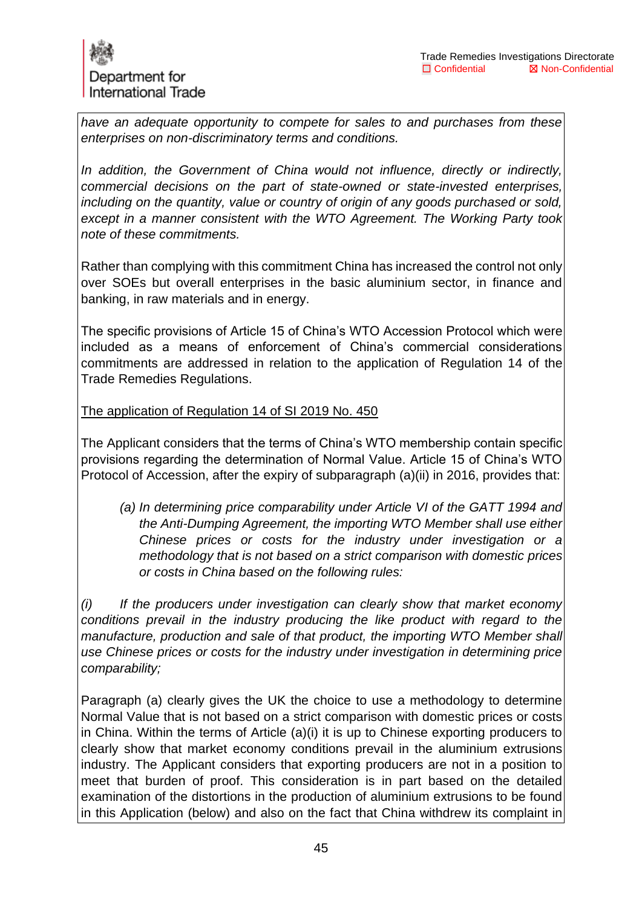*have an adequate opportunity to compete for sales to and purchases from these enterprises on non-discriminatory terms and conditions.*

*In addition, the Government of China would not influence, directly or indirectly, commercial decisions on the part of state-owned or state-invested enterprises, including on the quantity, value or country of origin of any goods purchased or sold, except in a manner consistent with the WTO Agreement. The Working Party took note of these commitments.*

Rather than complying with this commitment China has increased the control not only over SOEs but overall enterprises in the basic aluminium sector, in finance and banking, in raw materials and in energy.

The specific provisions of Article 15 of China's WTO Accession Protocol which were included as a means of enforcement of China's commercial considerations commitments are addressed in relation to the application of Regulation 14 of the Trade Remedies Regulations.

<u>The application of Regulation 14 of SI 2019 No. 450</u>

The Applicant considers that the terms of China's WTO membership contain specific provisions regarding the determination of Normal Value. Article 15 of China's WTO Protocol of Accession, after the expiry of subparagraph (a)(ii) in 2016, provides that:

> *(a) In determining price comparability under Article VI of the GATT 1994 and the Anti-Dumping Agreement, the importing WTO Member shall use either Chinese prices or costs for the industry under investigation or a methodology that is not based on a strict comparison with domestic prices or costs in China based on the following rules:*

*(i) If the producers under investigation can clearly show that market economy conditions prevail in the industry producing the like product with regard to the manufacture, production and sale of that product, the importing WTO Member shall use Chinese prices or costs for the industry under investigation in determining price comparability;*

Paragraph (a) clearly gives the UK the choice to use a methodology to determine Normal Value that is not based on a strict comparison with domestic prices or costs in China. Within the terms of Article (a)(i) it is up to Chinese exporting producers to clearly show that market economy conditions prevail in the aluminium extrusions industry. The Applicant considers that exporting producers are not in a position to meet that burden of proof. This consideration is in part based on the detailed examination of the distortions in the production of aluminium extrusions to be found in this Application (below) and also on the fact that China withdrew its complaint in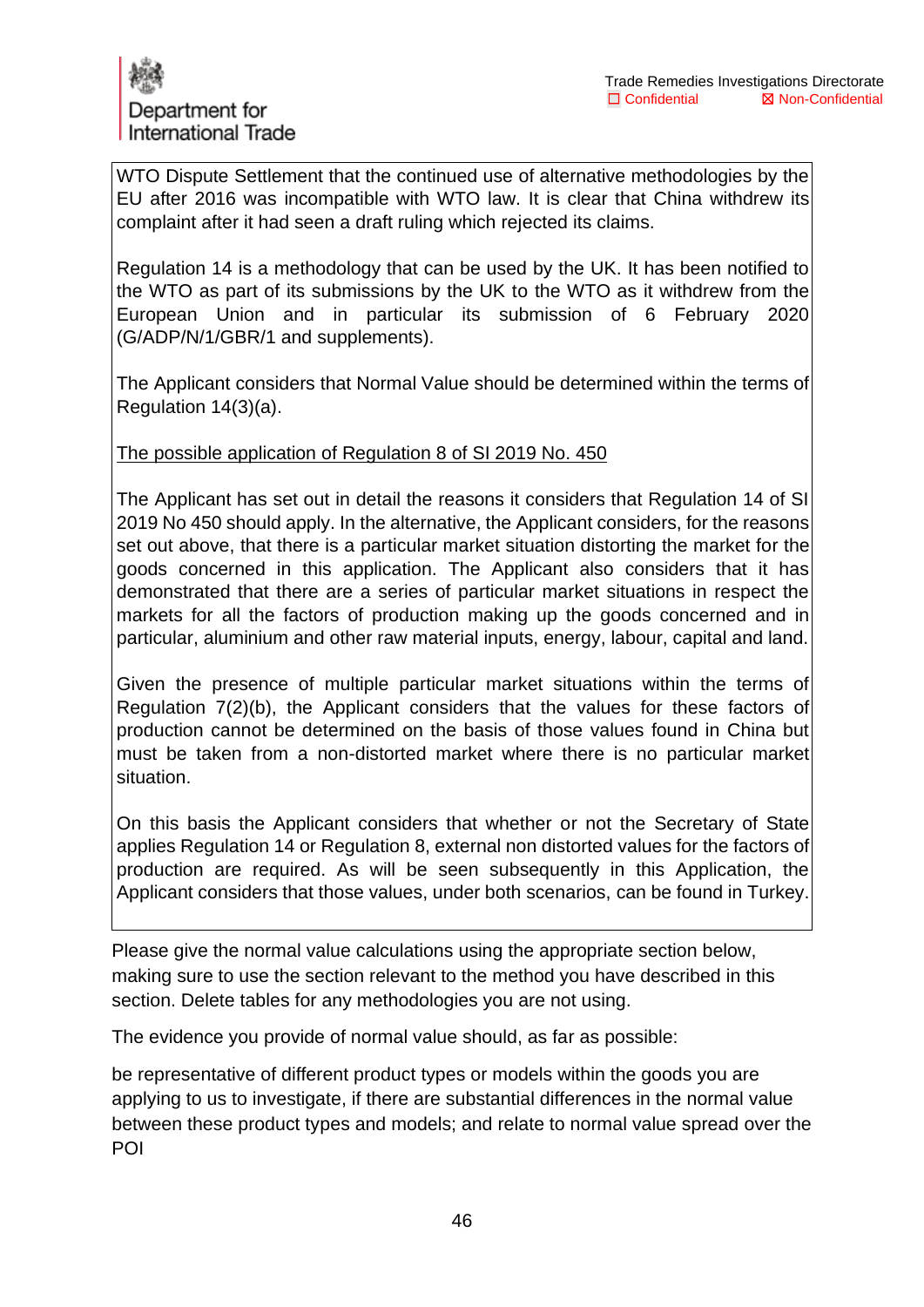WTO Dispute Settlement that the continued use of alternative methodologies by the EU after 2016 was incompatible with WTO law. It is clear that China withdrew its complaint after it had seen a draft ruling which rejected its claims.

Regulation 14 is a methodology that can be used by the UK. It has been notified to the WTO as part of its submissions by the UK to the WTO as it withdrew from the European Union and in particular its submission of 6 February 2020 (G/ADP/N/1/GBR/1 and supplements).

The Applicant considers that Normal Value should be determined within the terms of Regulation 14(3)(a).

<u>The possible application of Regulation 8 of SI 2019 No. 450</u>

The Applicant has set out in detail the reasons it considers that Regulation 14 of SI 2019 No 450 should apply. In the alternative, the Applicant considers, for the reasons set out above, that there is a particular market situation distorting the market for the goods concerned in this application. The Applicant also considers that it has demonstrated that there are a series of particular market situations in respect the markets for all the factors of production making up the goods concerned and in particular, aluminium and other raw material inputs, energy, labour, capital and land.

Given the presence of multiple particular market situations within the terms of Regulation 7(2)(b), the Applicant considers that the values for these factors of production cannot be determined on the basis of those values found in China but must be taken from a non-distorted market where there is no particular market situation.

On this basis the Applicant considers that whether or not the Secretary of State applies Regulation 14 or Regulation 8, external non distorted values for the factors of production are required. As will be seen subsequently in this Application, the Applicant considers that those values, under both scenarios, can be found in Turkey.

Please give the normal value calculations using the appropriate section below, making sure to use the section relevant to the method you have described in this section. Delete tables for any methodologies you are not using.

The evidence you provide of normal value should, as far as possible:

be representative of different product types or models within the goods you are applying to us to investigate, if there are substantial differences in the normal value between these product types and models; and relate to normal value spread over the POI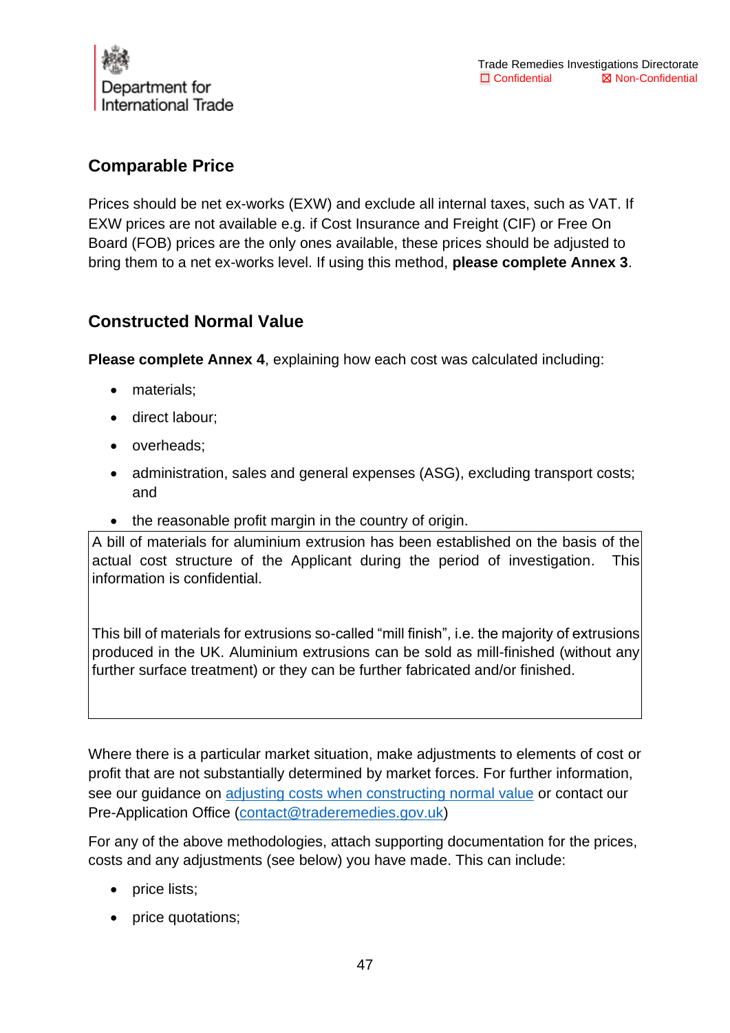## Comparable Price

Prices should be net ex-works (EXW) and exclude all internal taxes, such as VAT. If EXW prices are not available e.g. if Cost Insurance and Freight (CIF) or Free On Board (FOB) prices are the only ones available, these prices should be adjusted to bring them to a net ex-works level. If using this method, **please complete Annex 3**.

## Constructed Normal Value

**Please complete Annex 4**, explaining how each cost was calculated including:

- materials;
- direct labour;
- overheads;
- administration, sales and general expenses (ASG), excluding transport costs; and
- the reasonable profit margin in the country of origin.

| |
|---|
| A bill of materials for aluminium extrusion has been established on the basis of the actual cost structure of the Applicant during the period of investigation. This information is confidential.<br><br>This bill of materials for extrusions so-called "mill finish", i.e. the majority of extrusions produced in the UK. Aluminium extrusions can be sold as mill-finished (without any further surface treatment) or they can be further fabricated and/or finished. |

Where there is a particular market situation, make adjustments to elements of cost or profit that are not substantially determined by market forces. For further information, see our guidance on [adjusting costs when constructing normal value](adjusting costs when constructing normal value) or contact our Pre-Application Office (contact@traderemedies.gov.uk)

For any of the above methodologies, attach supporting documentation for the prices, costs and any adjustments (see below) you have made. This can include:

- price lists;
- price quotations;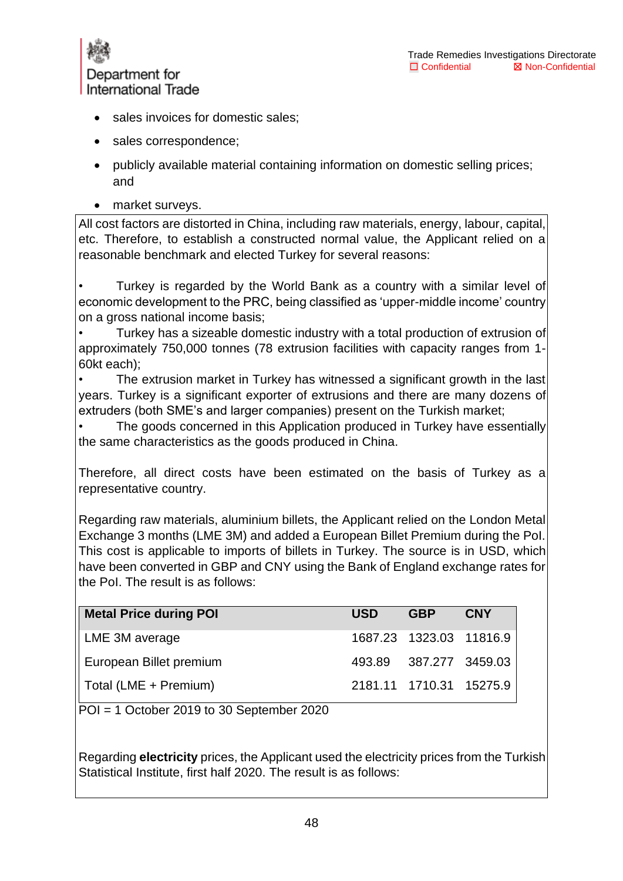- sales invoices for domestic sales;
- sales correspondence;
- publicly available material containing information on domestic selling prices; and
- market surveys.

All cost factors are distorted in China, including raw materials, energy, labour, capital, etc. Therefore, to establish a constructed normal value, the Applicant relied on a reasonable benchmark and elected Turkey for several reasons:

- Turkey is regarded by the World Bank as a country with a similar level of economic development to the PRC, being classified as 'upper-middle income' country on a gross national income basis;
- Turkey has a sizeable domestic industry with a total production of extrusion of approximately 750,000 tonnes (78 extrusion facilities with capacity ranges from 1-60kt each);
- The extrusion market in Turkey has witnessed a significant growth in the last years. Turkey is a significant exporter of extrusions and there are many dozens of extruders (both SME's and larger companies) present on the Turkish market;
- The goods concerned in this Application produced in Turkey have essentially the same characteristics as the goods produced in China.

Therefore, all direct costs have been estimated on the basis of Turkey as a representative country.

Regarding raw materials, aluminium billets, the Applicant relied on the London Metal Exchange 3 months (LME 3M) and added a European Billet Premium during the PoI. This cost is applicable to imports of billets in Turkey. The source is in USD, which have been converted in GBP and CNY using the Bank of England exchange rates for the PoI. The result is as follows:

| Metal Price during POI | USD | GBP | CNY |
|---|---|---|---|
| LME 3M average | 1687.23 | 1323.03 | 11816.9 |
| European Billet premium | 493.89 | 387.277 | 3459.03 |
| Total (LME + Premium) | 2181.11 | 1710.31 | 15275.9 |

POI = 1 October 2019 to 30 September 2020

Regarding **electricity** prices, the Applicant used the electricity prices from the Turkish Statistical Institute, first half 2020. The result is as follows: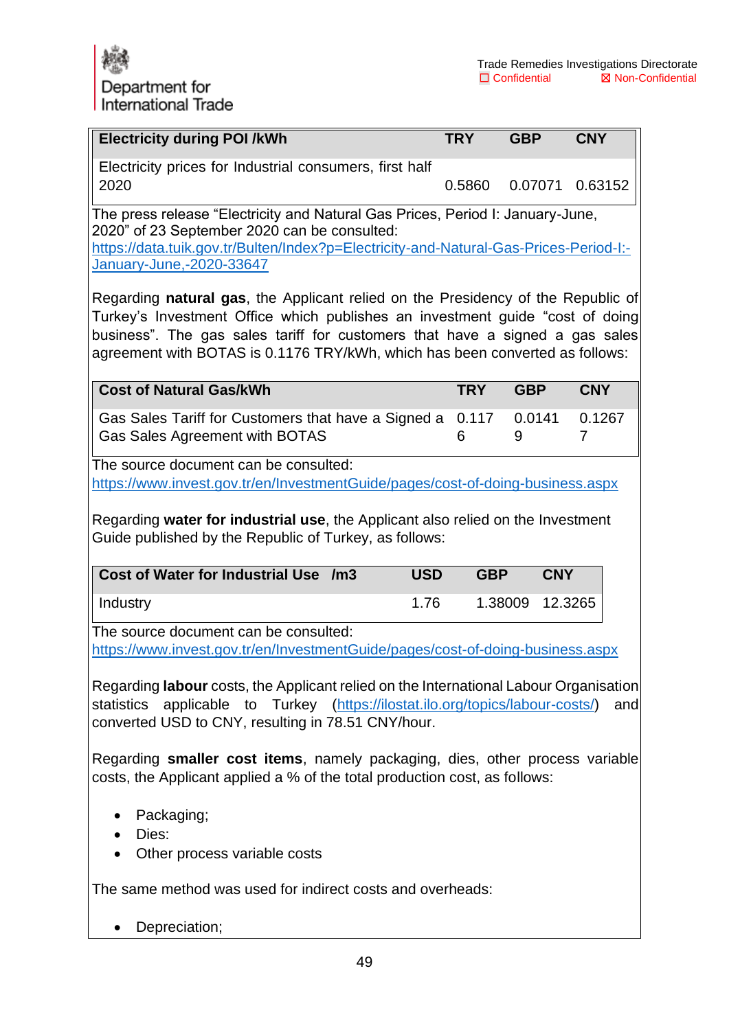| Electricity during POI /kWh | TRY | GBP | CNY |
|---|---|---|---|
| Electricity prices for Industrial consumers, first half 2020 | 0.5860 | 0.07071 | 0.63152 |

The press release "Electricity and Natural Gas Prices, Period I: January-June, 2020" of 23 September 2020 can be consulted: https://data.tuik.gov.tr/Bulten/Index?p=Electricity-and-Natural-Gas-Prices-Period-I:-January-June,-2020-33647

Regarding **natural gas**, the Applicant relied on the Presidency of the Republic of Turkey's Investment Office which publishes an investment guide "cost of doing business". The gas sales tariff for customers that have a signed a gas sales agreement with BOTAS is 0.1176 TRY/kWh, which has been converted as follows:

| Cost of Natural Gas/kWh | TRY | GBP | CNY |
|---|---|---|---|
| Gas Sales Tariff for Customers that have a Signed a Gas Sales Agreement with BOTAS | 0.1176 | 0.01419 | 0.12677 |

The source document can be consulted: https://www.invest.gov.tr/en/InvestmentGuide/pages/cost-of-doing-business.aspx

Regarding **water for industrial use**, the Applicant also relied on the Investment Guide published by the Republic of Turkey, as follows:

| Cost of Water for Industrial Use /m3 | USD | GBP | CNY |
|---|---|---|---|
| Industry | 1.76 | 1.38009 | 12.3265 |

The source document can be consulted: https://www.invest.gov.tr/en/InvestmentGuide/pages/cost-of-doing-business.aspx

Regarding **labour** costs, the Applicant relied on the International Labour Organisation statistics applicable to Turkey (https://ilostat.ilo.org/topics/labour-costs/) and converted USD to CNY, resulting in 78.51 CNY/hour.

Regarding **smaller cost items**, namely packaging, dies, other process variable costs, the Applicant applied a % of the total production cost, as follows:

- Packaging;
- Dies:
- Other process variable costs

The same method was used for indirect costs and overheads:

- Depreciation;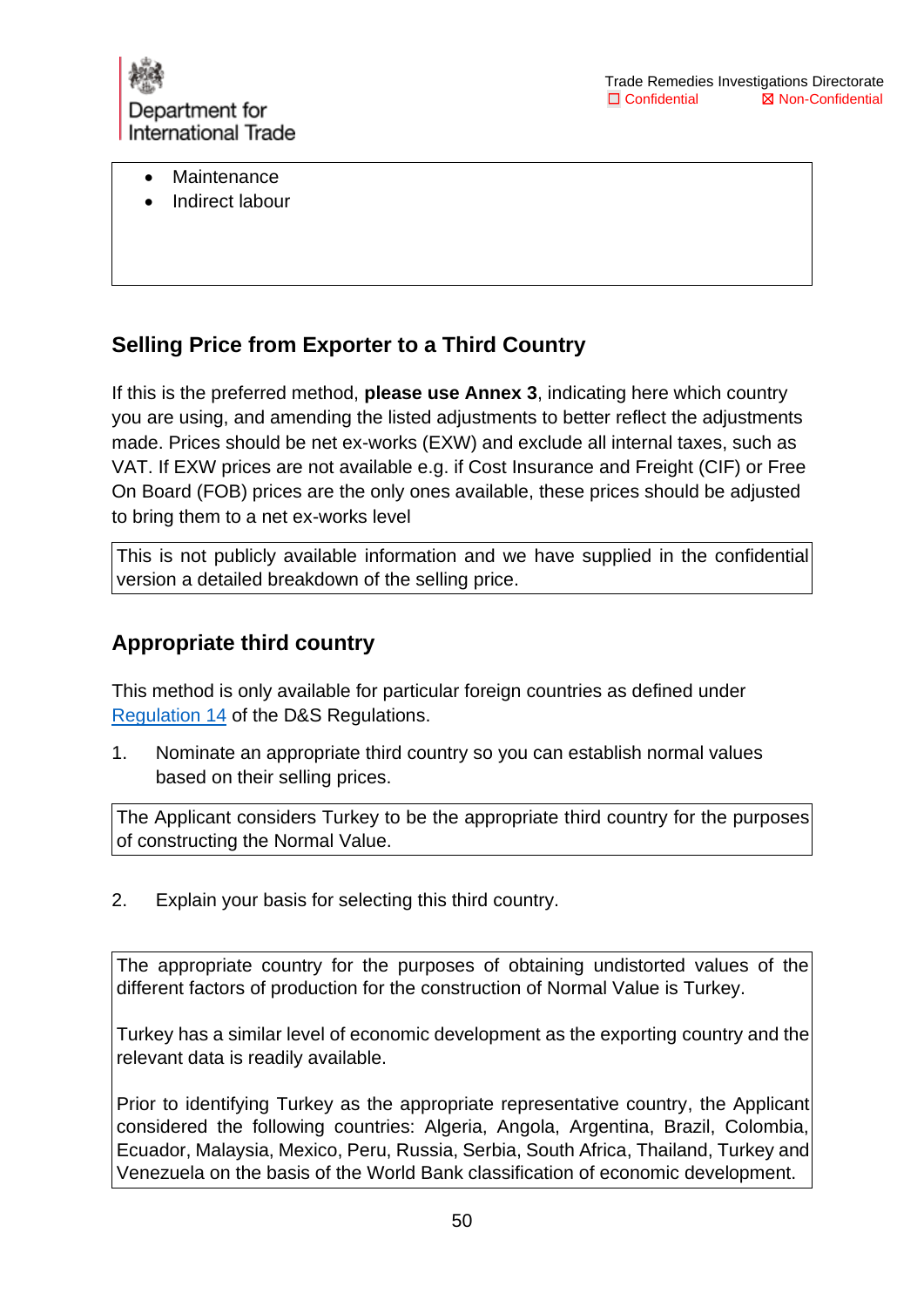- Maintenance
- Indirect labour

## Selling Price from Exporter to a Third Country

If this is the preferred method, **please use Annex 3**, indicating here which country you are using, and amending the listed adjustments to better reflect the adjustments made. Prices should be net ex-works (EXW) and exclude all internal taxes, such as VAT. If EXW prices are not available e.g. if Cost Insurance and Freight (CIF) or Free On Board (FOB) prices are the only ones available, these prices should be adjusted to bring them to a net ex-works level

This is not publicly available information and we have supplied in the confidential version a detailed breakdown of the selling price.

## Appropriate third country

This method is only available for particular foreign countries as defined under Regulation 14 of the D&S Regulations.

1. Nominate an appropriate third country so you can establish normal values based on their selling prices.

The Applicant considers Turkey to be the appropriate third country for the purposes of constructing the Normal Value.

2. Explain your basis for selecting this third country.

The appropriate country for the purposes of obtaining undistorted values of the different factors of production for the construction of Normal Value is Turkey.

Turkey has a similar level of economic development as the exporting country and the relevant data is readily available.

Prior to identifying Turkey as the appropriate representative country, the Applicant considered the following countries: Algeria, Angola, Argentina, Brazil, Colombia, Ecuador, Malaysia, Mexico, Peru, Russia, Serbia, South Africa, Thailand, Turkey and Venezuela on the basis of the World Bank classification of economic development.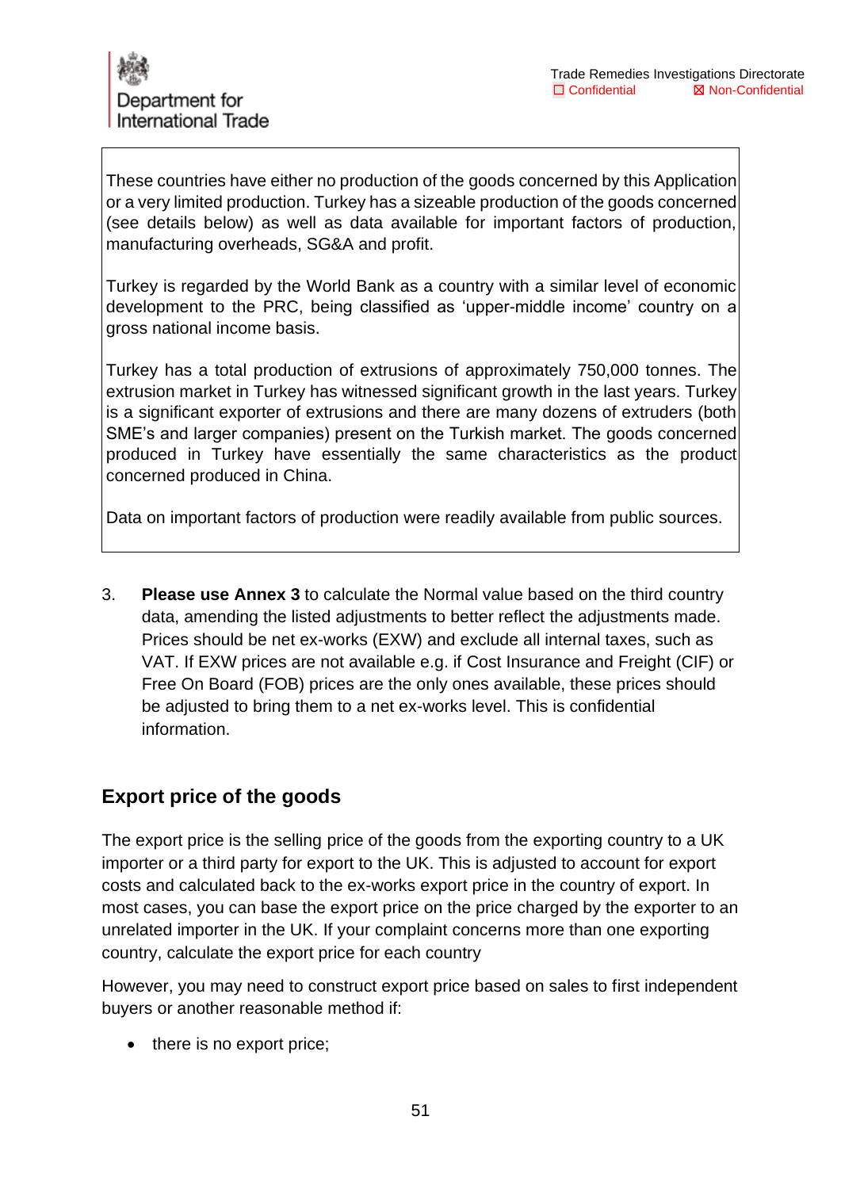These countries have either no production of the goods concerned by this Application or a very limited production. Turkey has a sizeable production of the goods concerned (see details below) as well as data available for important factors of production, manufacturing overheads, SG&A and profit.

Turkey is regarded by the World Bank as a country with a similar level of economic development to the PRC, being classified as 'upper-middle income' country on a gross national income basis.

Turkey has a total production of extrusions of approximately 750,000 tonnes. The extrusion market in Turkey has witnessed significant growth in the last years. Turkey is a significant exporter of extrusions and there are many dozens of extruders (both SME's and larger companies) present on the Turkish market. The goods concerned produced in Turkey have essentially the same characteristics as the product concerned produced in China.

Data on important factors of production were readily available from public sources.

3. **Please use Annex 3** to calculate the Normal value based on the third country data, amending the listed adjustments to better reflect the adjustments made. Prices should be net ex-works (EXW) and exclude all internal taxes, such as VAT. If EXW prices are not available e.g. if Cost Insurance and Freight (CIF) or Free On Board (FOB) prices are the only ones available, these prices should be adjusted to bring them to a net ex-works level. This is confidential information.

## Export price of the goods

The export price is the selling price of the goods from the exporting country to a UK importer or a third party for export to the UK. This is adjusted to account for export costs and calculated back to the ex-works export price in the country of export. In most cases, you can base the export price on the price charged by the exporter to an unrelated importer in the UK. If your complaint concerns more than one exporting country, calculate the export price for each country

However, you may need to construct export price based on sales to first independent buyers or another reasonable method if:

- there is no export price;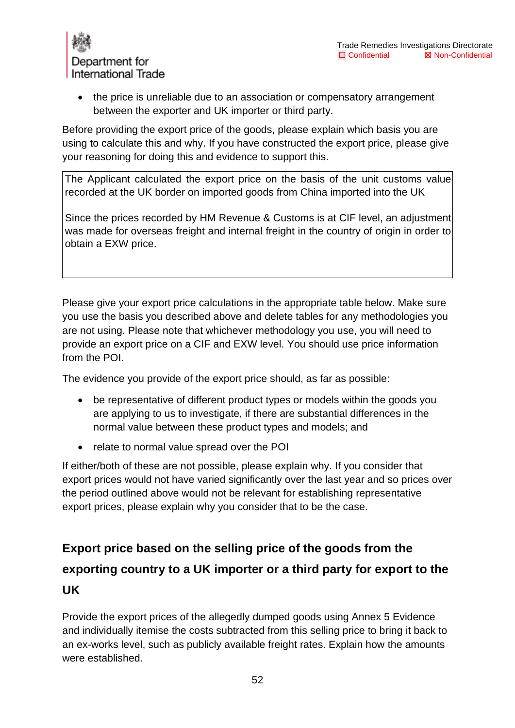- the price is unreliable due to an association or compensatory arrangement between the exporter and UK importer or third party.

Before providing the export price of the goods, please explain which basis you are using to calculate this and why. If you have constructed the export price, please give your reasoning for doing this and evidence to support this.

| |
|---|
| The Applicant calculated the export price on the basis of the unit customs value recorded at the UK border on imported goods from China imported into the UK<br><br>Since the prices recorded by HM Revenue & Customs is at CIF level, an adjustment was made for overseas freight and internal freight in the country of origin in order to obtain a EXW price. |

Please give your export price calculations in the appropriate table below. Make sure you use the basis you described above and delete tables for any methodologies you are not using. Please note that whichever methodology you use, you will need to provide an export price on a CIF and EXW level. You should use price information from the POI.

The evidence you provide of the export price should, as far as possible:

- be representative of different product types or models within the goods you are applying to us to investigate, if there are substantial differences in the normal value between these product types and models; and
- relate to normal value spread over the POI

If either/both of these are not possible, please explain why. If you consider that export prices would not have varied significantly over the last year and so prices over the period outlined above would not be relevant for establishing representative export prices, please explain why you consider that to be the case.

## Export price based on the selling price of the goods from the exporting country to a UK importer or a third party for export to the UK

Provide the export prices of the allegedly dumped goods using Annex 5 Evidence and individually itemise the costs subtracted from this selling price to bring it back to an ex-works level, such as publicly available freight rates. Explain how the amounts were established.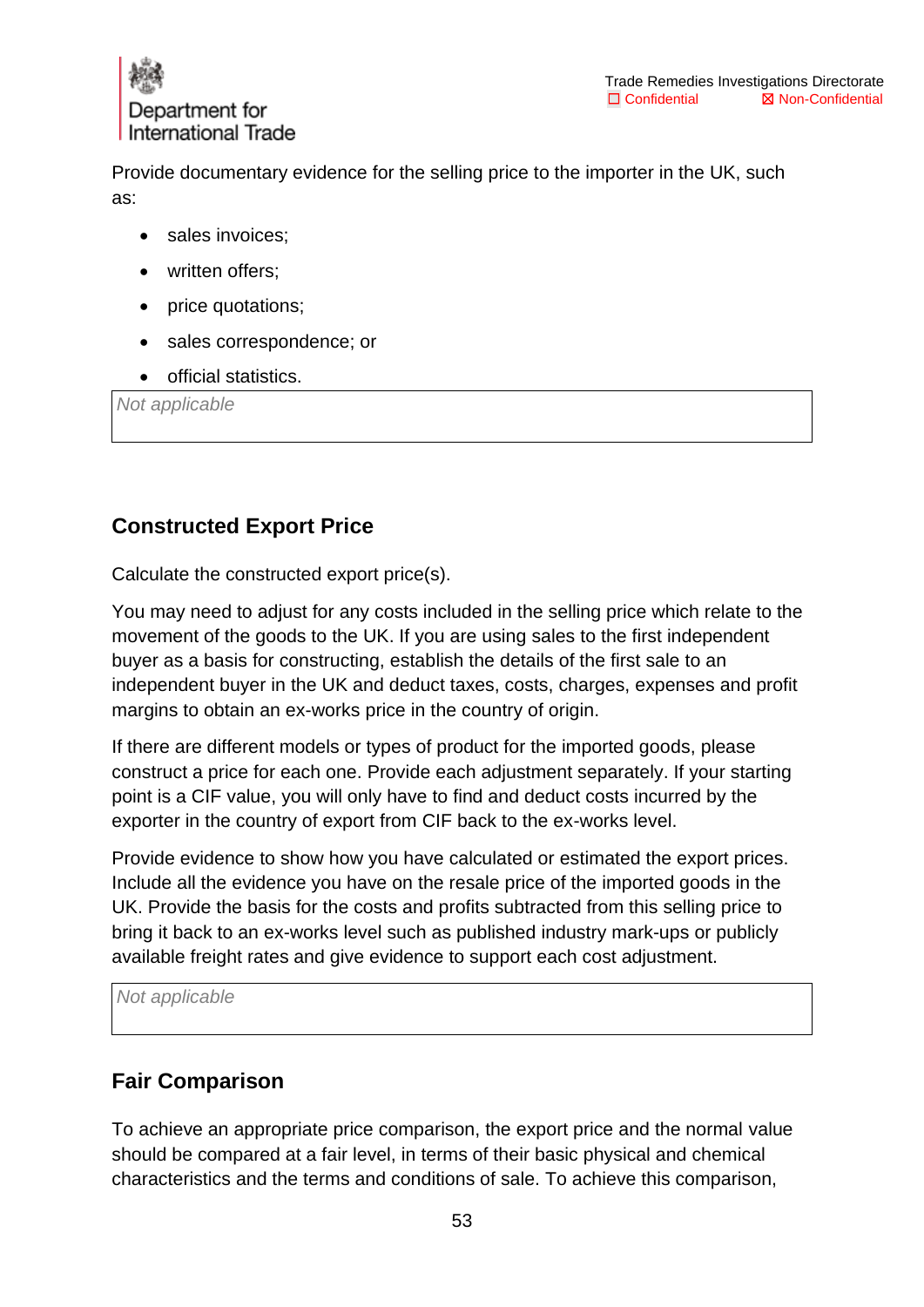Provide documentary evidence for the selling price to the importer in the UK, such as:

- sales invoices;
- written offers;
- price quotations;
- sales correspondence; or
- official statistics.

| |
|---|
| *Not applicable* |

## Constructed Export Price

Calculate the constructed export price(s).

You may need to adjust for any costs included in the selling price which relate to the movement of the goods to the UK. If you are using sales to the first independent buyer as a basis for constructing, establish the details of the first sale to an independent buyer in the UK and deduct taxes, costs, charges, expenses and profit margins to obtain an ex-works price in the country of origin.

If there are different models or types of product for the imported goods, please construct a price for each one. Provide each adjustment separately. If your starting point is a CIF value, you will only have to find and deduct costs incurred by the exporter in the country of export from CIF back to the ex-works level.

Provide evidence to show how you have calculated or estimated the export prices. Include all the evidence you have on the resale price of the imported goods in the UK. Provide the basis for the costs and profits subtracted from this selling price to bring it back to an ex-works level such as published industry mark-ups or publicly available freight rates and give evidence to support each cost adjustment.

| |
|---|
| *Not applicable* |

## Fair Comparison

To achieve an appropriate price comparison, the export price and the normal value should be compared at a fair level, in terms of their basic physical and chemical characteristics and the terms and conditions of sale. To achieve this comparison,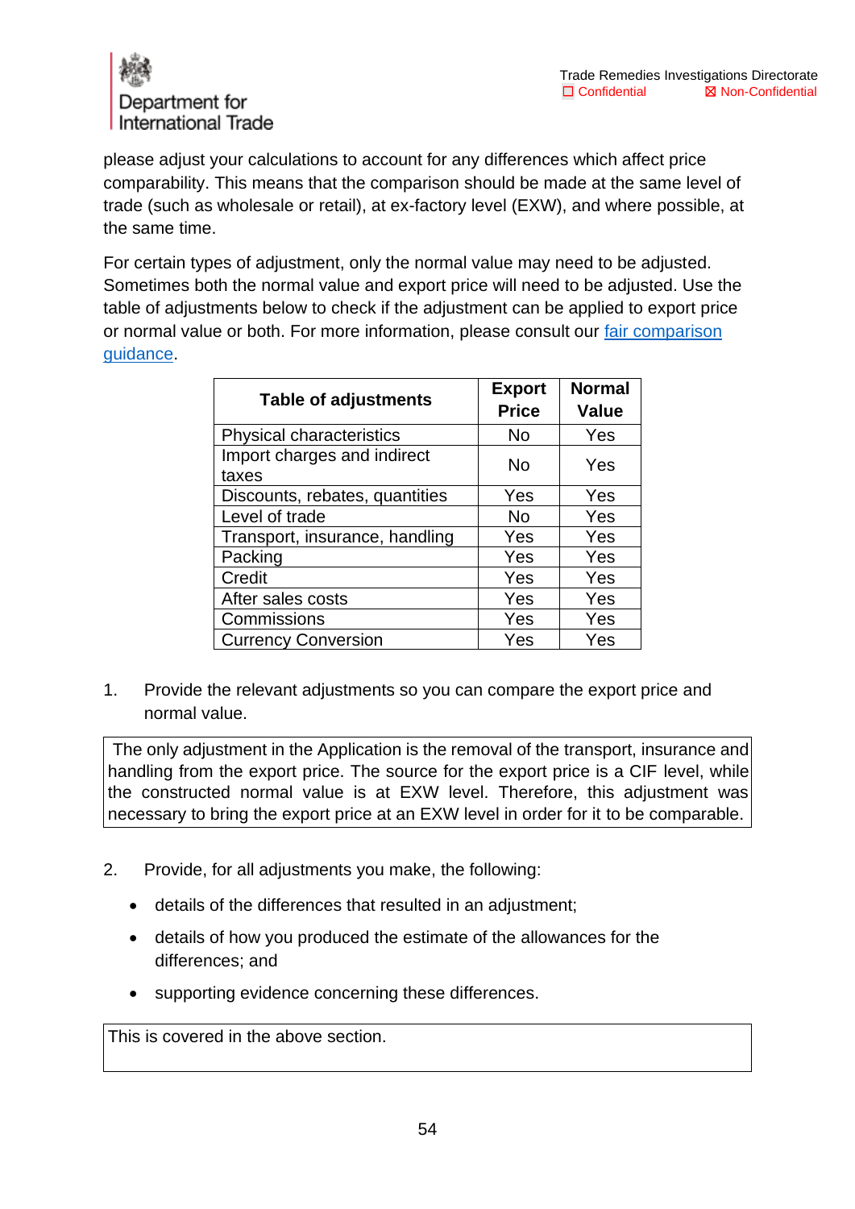please adjust your calculations to account for any differences which affect price comparability. This means that the comparison should be made at the same level of trade (such as wholesale or retail), at ex-factory level (EXW), and where possible, at the same time.

For certain types of adjustment, only the normal value may need to be adjusted. Sometimes both the normal value and export price will need to be adjusted. Use the table of adjustments below to check if the adjustment can be applied to export price or normal value or both. For more information, please consult our fair comparison guidance.

| Table of adjustments | Export Price | Normal Value |
|---|---|---|
| Physical characteristics | No | Yes |
| Import charges and indirect taxes | No | Yes |
| Discounts, rebates, quantities | Yes | Yes |
| Level of trade | No | Yes |
| Transport, insurance, handling | Yes | Yes |
| Packing | Yes | Yes |
| Credit | Yes | Yes |
| After sales costs | Yes | Yes |
| Commissions | Yes | Yes |
| Currency Conversion | Yes | Yes |

1. Provide the relevant adjustments so you can compare the export price and normal value.

The only adjustment in the Application is the removal of the transport, insurance and handling from the export price. The source for the export price is a CIF level, while the constructed normal value is at EXW level. Therefore, this adjustment was necessary to bring the export price at an EXW level in order for it to be comparable.

2. Provide, for all adjustments you make, the following:

- details of the differences that resulted in an adjustment;
- details of how you produced the estimate of the allowances for the differences; and
- supporting evidence concerning these differences.

This is covered in the above section.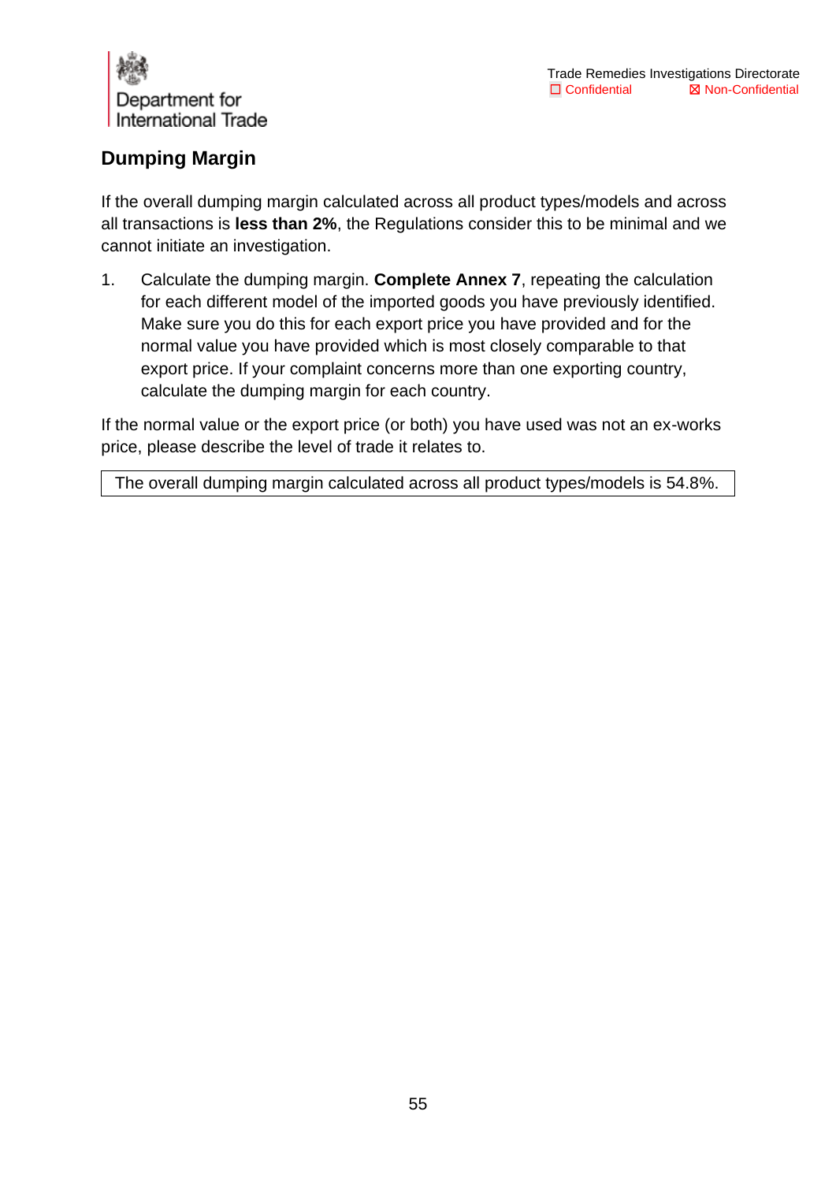## Dumping Margin

If the overall dumping margin calculated across all product types/models and across all transactions is **less than 2%**, the Regulations consider this to be minimal and we cannot initiate an investigation.

1. Calculate the dumping margin. **Complete Annex 7**, repeating the calculation for each different model of the imported goods you have previously identified. Make sure you do this for each export price you have provided and for the normal value you have provided which is most closely comparable to that export price. If your complaint concerns more than one exporting country, calculate the dumping margin for each country.

If the normal value or the export price (or both) you have used was not an ex-works price, please describe the level of trade it relates to.

The overall dumping margin calculated across all product types/models is 54.8%.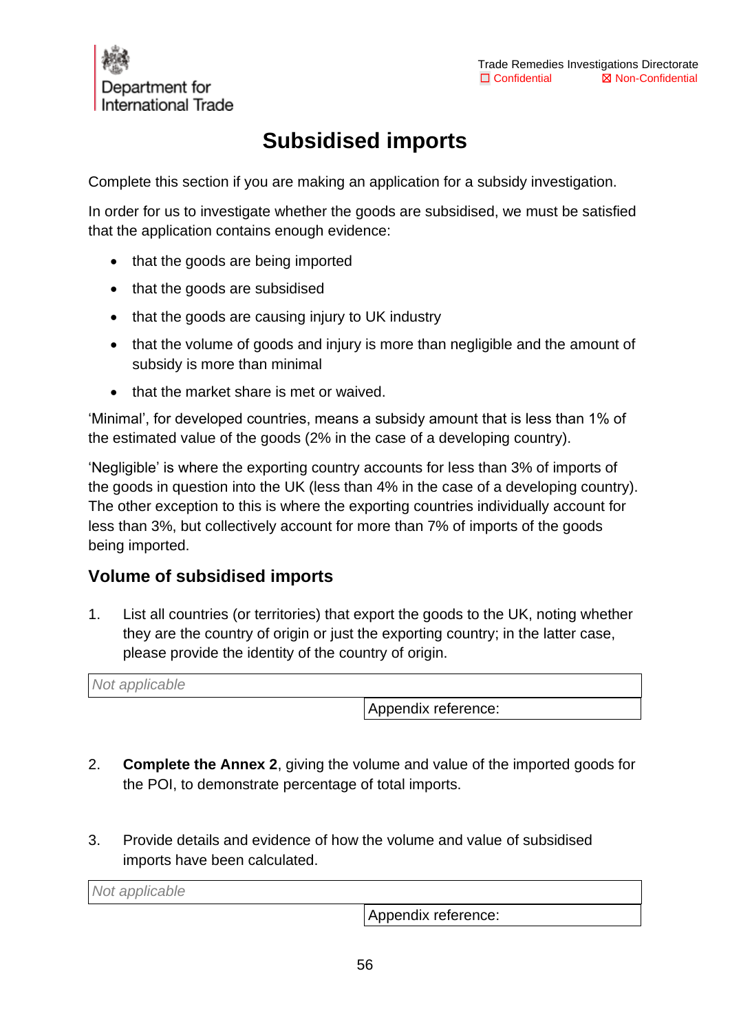Trade Remedies Investigations Directorate
☐ Confidential ☒ Non-Confidential

# Subsidised imports

Complete this section if you are making an application for a subsidy investigation.

In order for us to investigate whether the goods are subsidised, we must be satisfied that the application contains enough evidence:

- that the goods are being imported
- that the goods are subsidised
- that the goods are causing injury to UK industry
- that the volume of goods and injury is more than negligible and the amount of subsidy is more than minimal
- that the market share is met or waived.

'Minimal', for developed countries, means a subsidy amount that is less than 1% of the estimated value of the goods (2% in the case of a developing country).

'Negligible' is where the exporting country accounts for less than 3% of imports of the goods in question into the UK (less than 4% in the case of a developing country). The other exception to this is where the exporting countries individually account for less than 3%, but collectively account for more than 7% of imports of the goods being imported.

## Volume of subsidised imports

1. List all countries (or territories) that export the goods to the UK, noting whether they are the country of origin or just the exporting country; in the latter case, please provide the identity of the country of origin.

*Not applicable*

Appendix reference:

2. **Complete the Annex 2**, giving the volume and value of the imported goods for the POI, to demonstrate percentage of total imports.

3. Provide details and evidence of how the volume and value of subsidised imports have been calculated.

*Not applicable*

Appendix reference: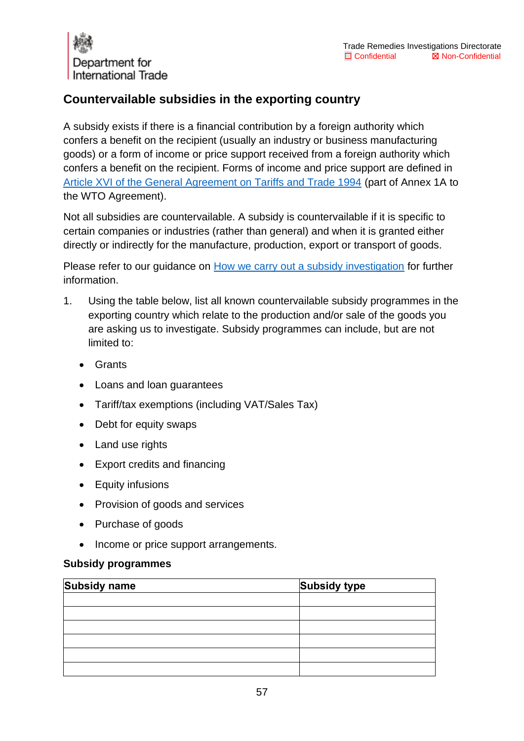## Countervailable subsidies in the exporting country

A subsidy exists if there is a financial contribution by a foreign authority which confers a benefit on the recipient (usually an industry or business manufacturing goods) or a form of income or price support received from a foreign authority which confers a benefit on the recipient. Forms of income and price support are defined in Article XVI of the General Agreement on Tariffs and Trade 1994 (part of Annex 1A to the WTO Agreement).

Not all subsidies are countervailable. A subsidy is countervailable if it is specific to certain companies or industries (rather than general) and when it is granted either directly or indirectly for the manufacture, production, export or transport of goods.

Please refer to our guidance on How we carry out a subsidy investigation for further information.

1. Using the table below, list all known countervailable subsidy programmes in the exporting country which relate to the production and/or sale of the goods you are asking us to investigate. Subsidy programmes can include, but are not limited to:

   - Grants
   - Loans and loan guarantees
   - Tariff/tax exemptions (including VAT/Sales Tax)
   - Debt for equity swaps
   - Land use rights
   - Export credits and financing
   - Equity infusions
   - Provision of goods and services
   - Purchase of goods
   - Income or price support arrangements.

**Subsidy programmes**

| Subsidy name | Subsidy type |
|---|---|
| | |
| | |
| | |
| | |
| | |
| | |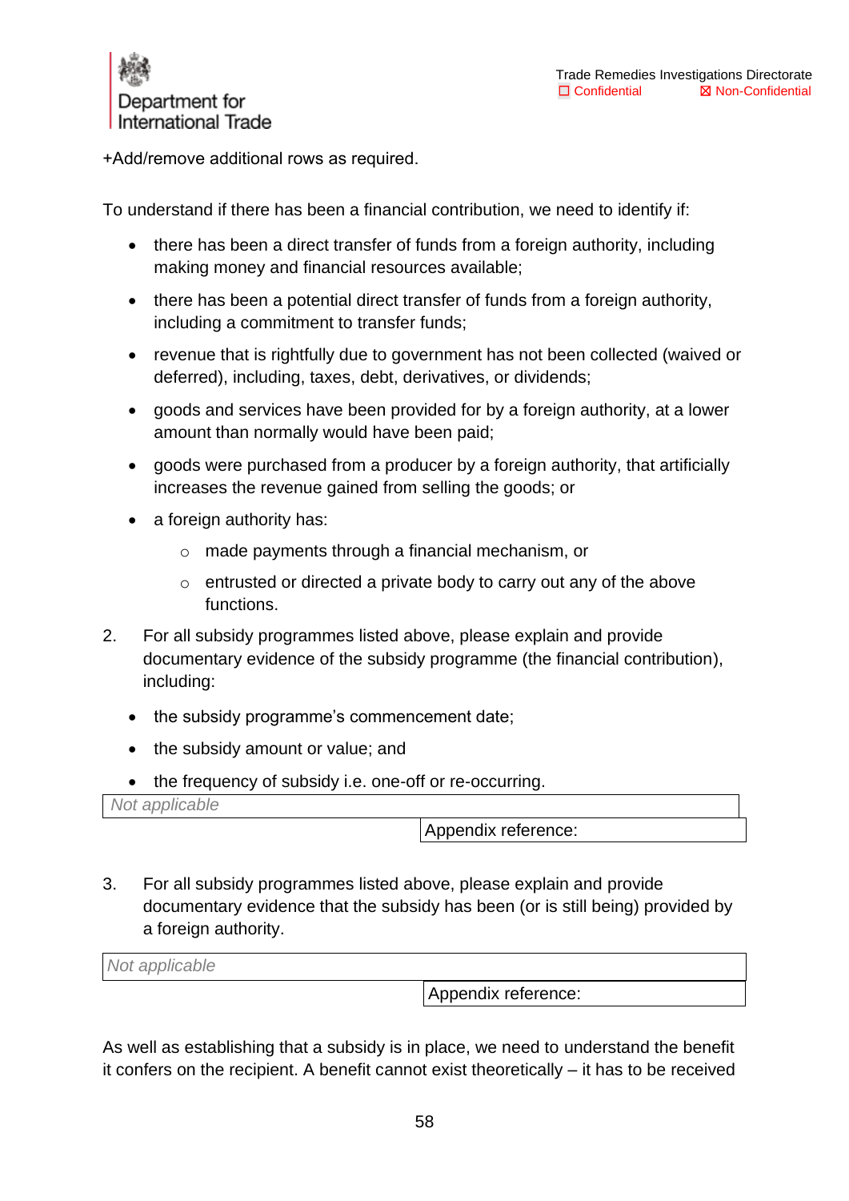+Add/remove additional rows as required.

To understand if there has been a financial contribution, we need to identify if:

- there has been a direct transfer of funds from a foreign authority, including making money and financial resources available;
- there has been a potential direct transfer of funds from a foreign authority, including a commitment to transfer funds;
- revenue that is rightfully due to government has not been collected (waived or deferred), including, taxes, debt, derivatives, or dividends;
- goods and services have been provided for by a foreign authority, at a lower amount than normally would have been paid;
- goods were purchased from a producer by a foreign authority, that artificially increases the revenue gained from selling the goods; or
- a foreign authority has:
    - made payments through a financial mechanism, or
    - entrusted or directed a private body to carry out any of the above functions.

2. For all subsidy programmes listed above, please explain and provide documentary evidence of the subsidy programme (the financial contribution), including:

- the subsidy programme's commencement date;
- the subsidy amount or value; and
- the frequency of subsidy i.e. one-off or re-occurring.

| |
|---|
| *Not applicable* |

Appendix reference:

3. For all subsidy programmes listed above, please explain and provide documentary evidence that the subsidy has been (or is still being) provided by a foreign authority.

| |
|---|
| *Not applicable* |

Appendix reference:

As well as establishing that a subsidy is in place, we need to understand the benefit it confers on the recipient. A benefit cannot exist theoretically – it has to be received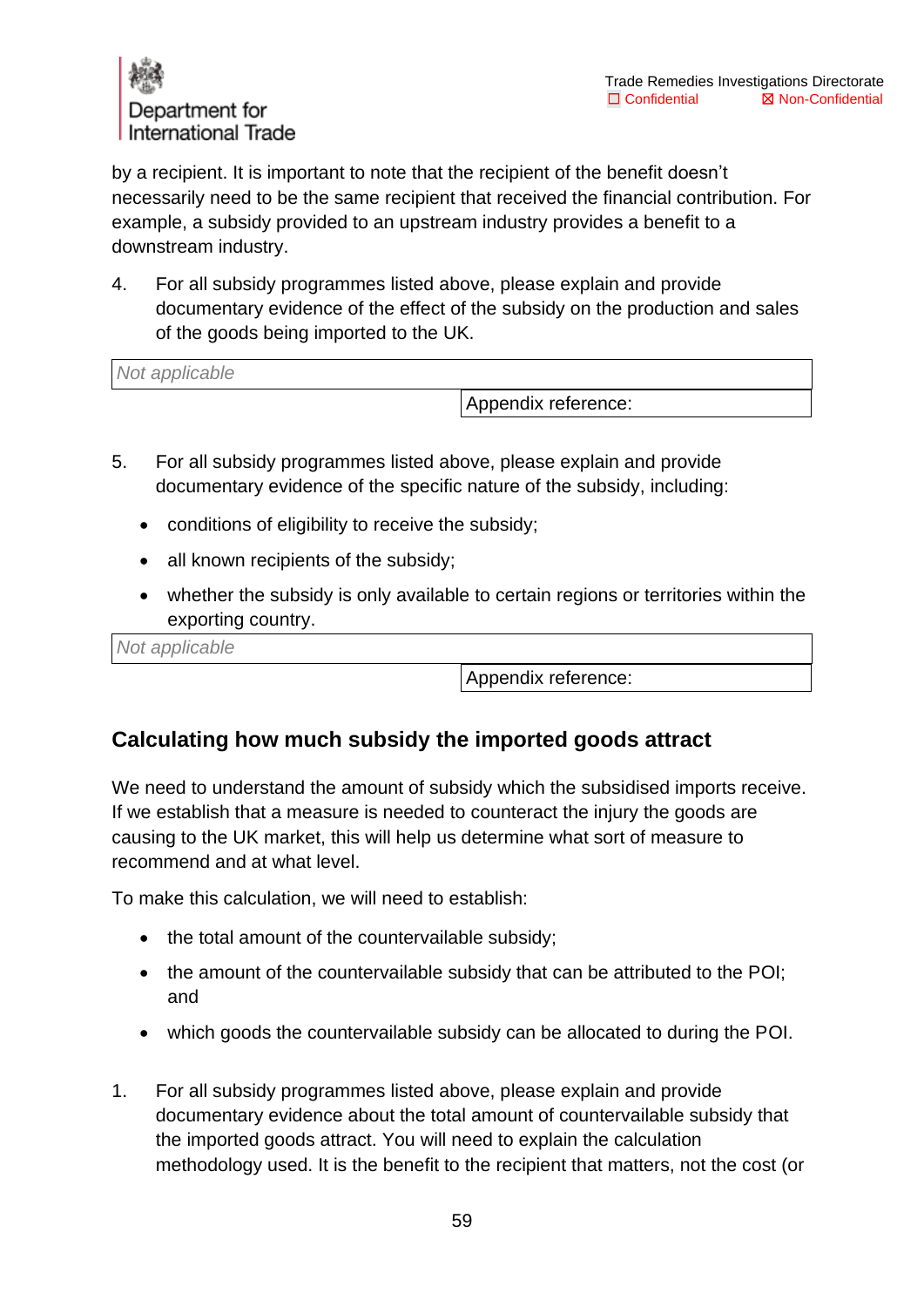by a recipient. It is important to note that the recipient of the benefit doesn't necessarily need to be the same recipient that received the financial contribution. For example, a subsidy provided to an upstream industry provides a benefit to a downstream industry.

4. For all subsidy programmes listed above, please explain and provide documentary evidence of the effect of the subsidy on the production and sales of the goods being imported to the UK.

| |
|---|
| *Not applicable* |
| Appendix reference: |

5. For all subsidy programmes listed above, please explain and provide documentary evidence of the specific nature of the subsidy, including:

   - conditions of eligibility to receive the subsidy;
   - all known recipients of the subsidy;
   - whether the subsidy is only available to certain regions or territories within the exporting country.

| |
|---|
| *Not applicable* |
| Appendix reference: |

## Calculating how much subsidy the imported goods attract

We need to understand the amount of subsidy which the subsidised imports receive. If we establish that a measure is needed to counteract the injury the goods are causing to the UK market, this will help us determine what sort of measure to recommend and at what level.

To make this calculation, we will need to establish:

- the total amount of the countervailable subsidy;
- the amount of the countervailable subsidy that can be attributed to the POI; and
- which goods the countervailable subsidy can be allocated to during the POI.

1. For all subsidy programmes listed above, please explain and provide documentary evidence about the total amount of countervailable subsidy that the imported goods attract. You will need to explain the calculation methodology used. It is the benefit to the recipient that matters, not the cost (or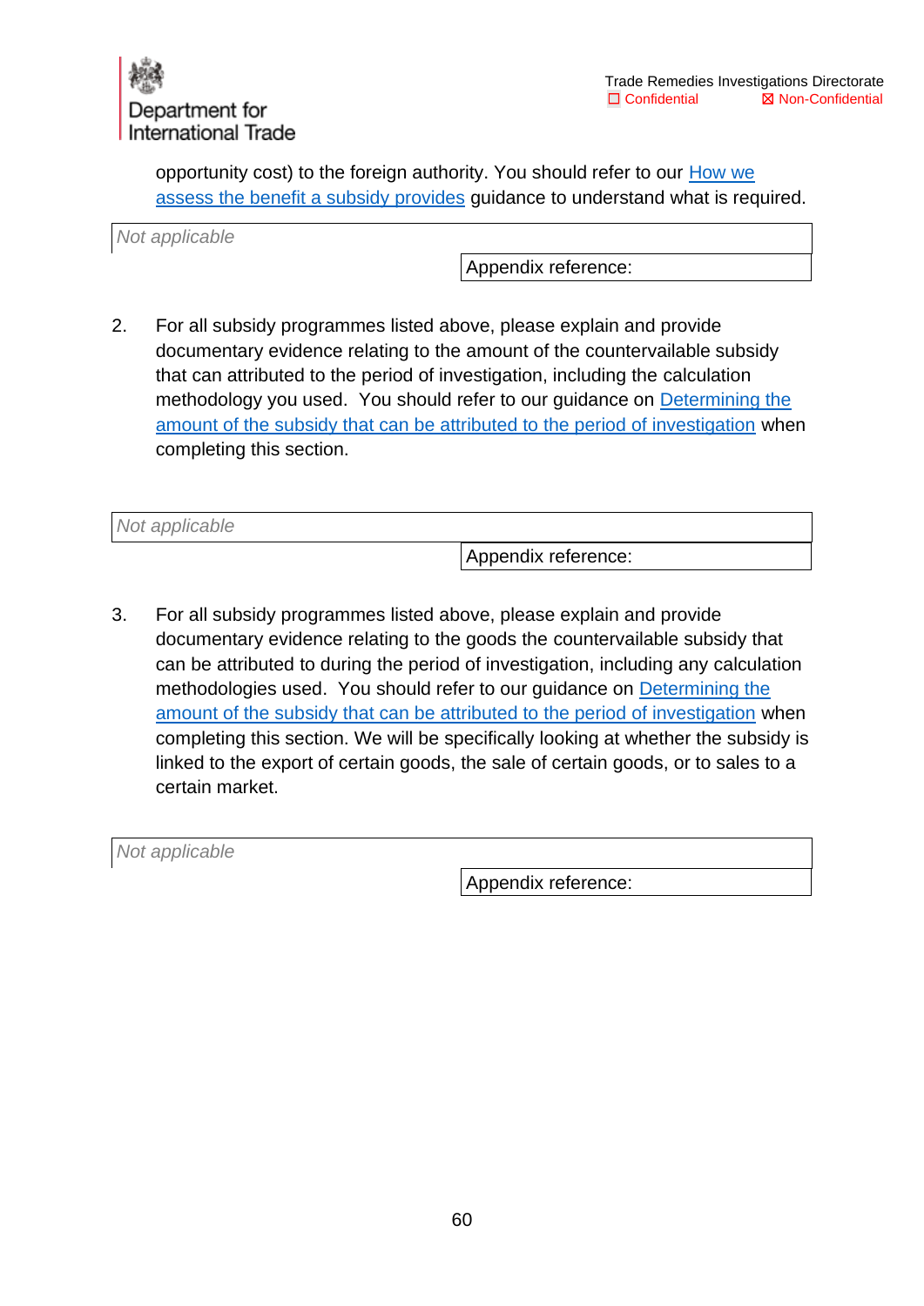opportunity cost) to the foreign authority. You should refer to our [How we assess the benefit a subsidy provides] guidance to understand what is required.

| | |
|---|---|
| *Not applicable* | |
| | Appendix reference: |

2. For all subsidy programmes listed above, please explain and provide documentary evidence relating to the amount of the countervailable subsidy that can attributed to the period of investigation, including the calculation methodology you used. You should refer to our guidance on [Determining the amount of the subsidy that can be attributed to the period of investigation] when completing this section.

| | |
|---|---|
| *Not applicable* | |
| | Appendix reference: |

3. For all subsidy programmes listed above, please explain and provide documentary evidence relating to the goods the countervailable subsidy that can be attributed to during the period of investigation, including any calculation methodologies used. You should refer to our guidance on [Determining the amount of the subsidy that can be attributed to the period of investigation] when completing this section. We will be specifically looking at whether the subsidy is linked to the export of certain goods, the sale of certain goods, or to sales to a certain market.

| | |
|---|---|
| *Not applicable* | |
| | Appendix reference: |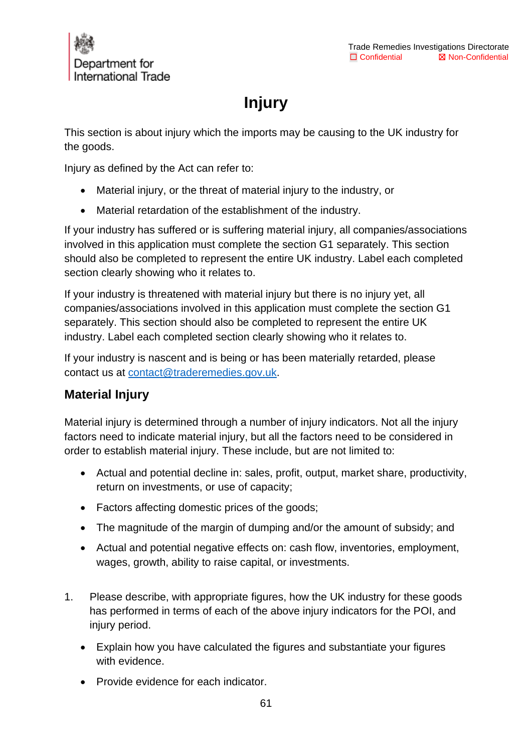# Injury

This section is about injury which the imports may be causing to the UK industry for the goods.

Injury as defined by the Act can refer to:

- Material injury, or the threat of material injury to the industry, or
- Material retardation of the establishment of the industry.

If your industry has suffered or is suffering material injury, all companies/associations involved in this application must complete the section G1 separately. This section should also be completed to represent the entire UK industry. Label each completed section clearly showing who it relates to.

If your industry is threatened with material injury but there is no injury yet, all companies/associations involved in this application must complete the section G1 separately. This section should also be completed to represent the entire UK industry. Label each completed section clearly showing who it relates to.

If your industry is nascent and is being or has been materially retarded, please contact us at contact@traderemedies.gov.uk.

## Material Injury

Material injury is determined through a number of injury indicators. Not all the injury factors need to indicate material injury, but all the factors need to be considered in order to establish material injury. These include, but are not limited to:

- Actual and potential decline in: sales, profit, output, market share, productivity, return on investments, or use of capacity;
- Factors affecting domestic prices of the goods;
- The magnitude of the margin of dumping and/or the amount of subsidy; and
- Actual and potential negative effects on: cash flow, inventories, employment, wages, growth, ability to raise capital, or investments.

1. Please describe, with appropriate figures, how the UK industry for these goods has performed in terms of each of the above injury indicators for the POI, and injury period.

   - Explain how you have calculated the figures and substantiate your figures with evidence.
   - Provide evidence for each indicator.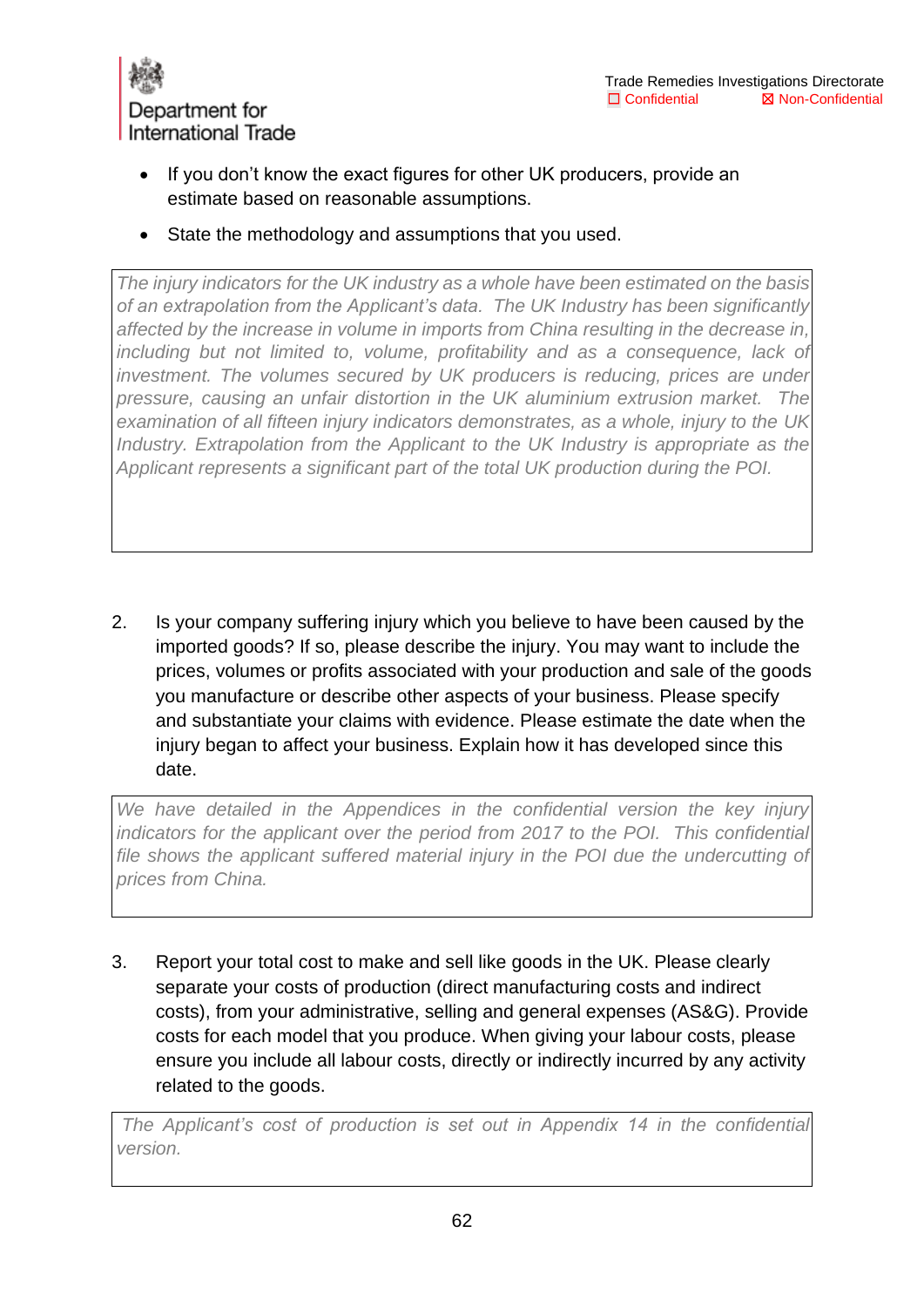- If you don't know the exact figures for other UK producers, provide an estimate based on reasonable assumptions.
- State the methodology and assumptions that you used.

*The injury indicators for the UK industry as a whole have been estimated on the basis of an extrapolation from the Applicant's data. The UK Industry has been significantly affected by the increase in volume in imports from China resulting in the decrease in, including but not limited to, volume, profitability and as a consequence, lack of investment. The volumes secured by UK producers is reducing, prices are under pressure, causing an unfair distortion in the UK aluminium extrusion market. The examination of all fifteen injury indicators demonstrates, as a whole, injury to the UK Industry. Extrapolation from the Applicant to the UK Industry is appropriate as the Applicant represents a significant part of the total UK production during the POI.*

2. Is your company suffering injury which you believe to have been caused by the imported goods? If so, please describe the injury. You may want to include the prices, volumes or profits associated with your production and sale of the goods you manufacture or describe other aspects of your business. Please specify and substantiate your claims with evidence. Please estimate the date when the injury began to affect your business. Explain how it has developed since this date.

*We have detailed in the Appendices in the confidential version the key injury indicators for the applicant over the period from 2017 to the POI. This confidential file shows the applicant suffered material injury in the POI due the undercutting of prices from China.*

3. Report your total cost to make and sell like goods in the UK. Please clearly separate your costs of production (direct manufacturing costs and indirect costs), from your administrative, selling and general expenses (AS&G). Provide costs for each model that you produce. When giving your labour costs, please ensure you include all labour costs, directly or indirectly incurred by any activity related to the goods.

*The Applicant's cost of production is set out in Appendix 14 in the confidential version.*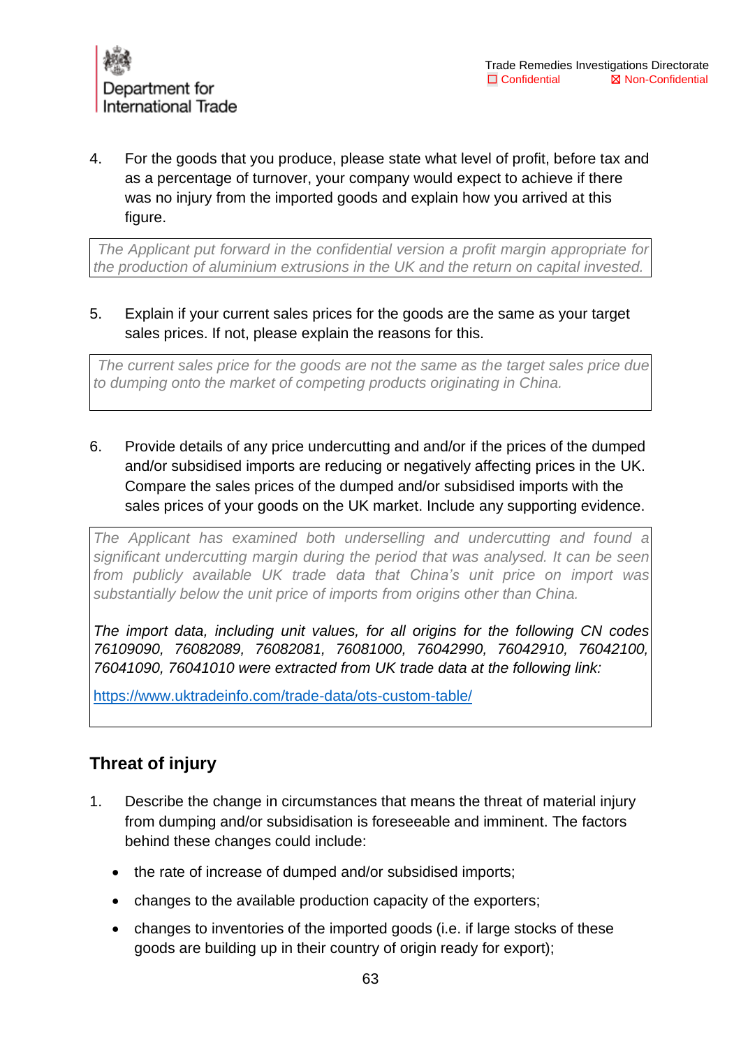4. For the goods that you produce, please state what level of profit, before tax and as a percentage of turnover, your company would expect to achieve if there was no injury from the imported goods and explain how you arrived at this figure.

*The Applicant put forward in the confidential version a profit margin appropriate for the production of aluminium extrusions in the UK and the return on capital invested.*

5. Explain if your current sales prices for the goods are the same as your target sales prices. If not, please explain the reasons for this.

*The current sales price for the goods are not the same as the target sales price due to dumping onto the market of competing products originating in China.*

6. Provide details of any price undercutting and and/or if the prices of the dumped and/or subsidised imports are reducing or negatively affecting prices in the UK. Compare the sales prices of the dumped and/or subsidised imports with the sales prices of your goods on the UK market. Include any supporting evidence.

*The Applicant has examined both underselling and undercutting and found a significant undercutting margin during the period that was analysed. It can be seen from publicly available UK trade data that China's unit price on import was substantially below the unit price of imports from origins other than China.*

*The import data, including unit values, for all origins for the following CN codes 76109090, 76082089, 76082081, 76081000, 76042990, 76042910, 76042100, 76041090, 76041010 were extracted from UK trade data at the following link:*

https://www.uktradeinfo.com/trade-data/ots-custom-table/

## Threat of injury

1. Describe the change in circumstances that means the threat of material injury from dumping and/or subsidisation is foreseeable and imminent. The factors behind these changes could include:

- the rate of increase of dumped and/or subsidised imports;
- changes to the available production capacity of the exporters;
- changes to inventories of the imported goods (i.e. if large stocks of these goods are building up in their country of origin ready for export);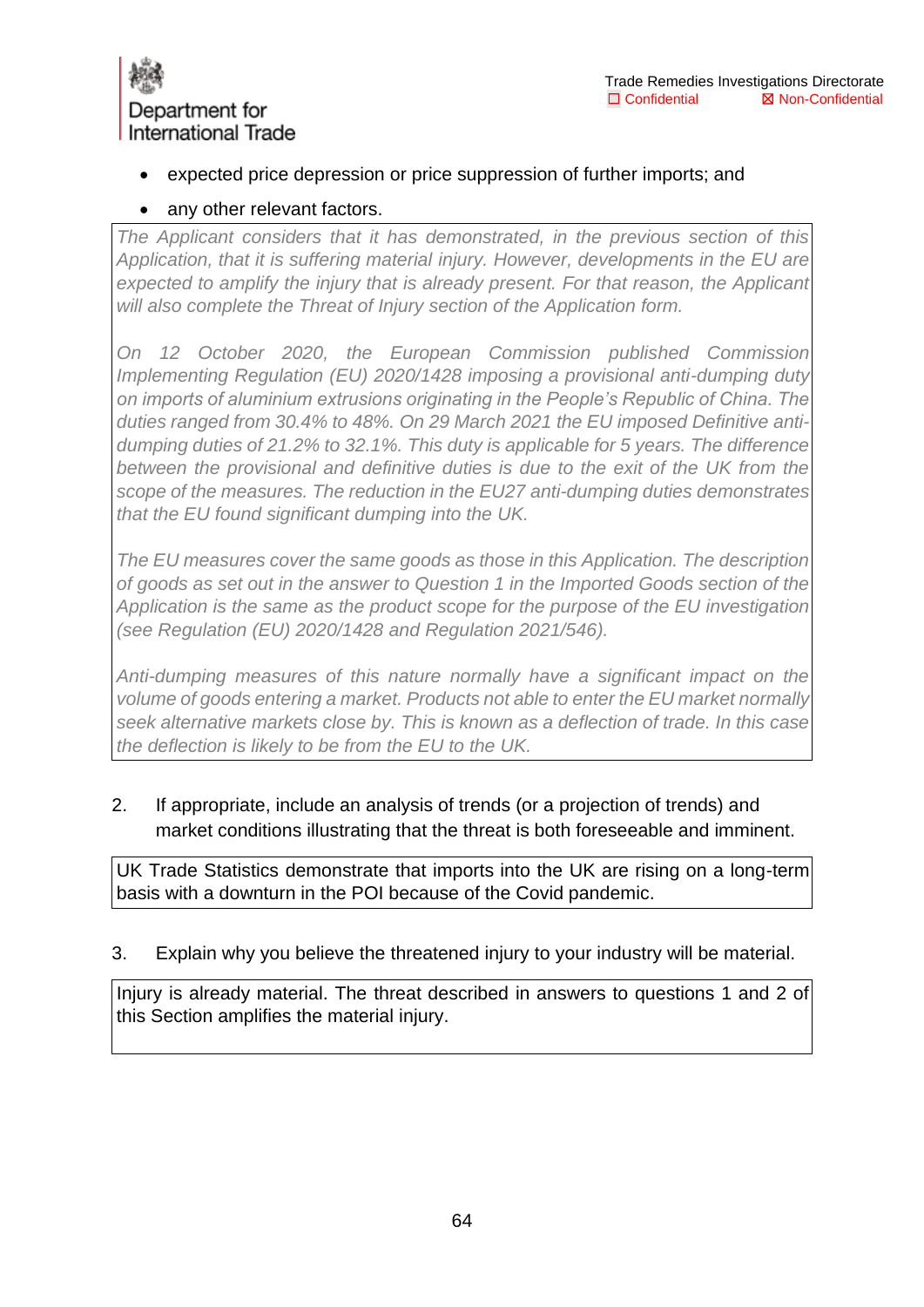- expected price depression or price suppression of further imports; and
- any other relevant factors.

> *The Applicant considers that it has demonstrated, in the previous section of this Application, that it is suffering material injury. However, developments in the EU are expected to amplify the injury that is already present. For that reason, the Applicant will also complete the Threat of Injury section of the Application form.*
>
> *On 12 October 2020, the European Commission published Commission Implementing Regulation (EU) 2020/1428 imposing a provisional anti-dumping duty on imports of aluminium extrusions originating in the People's Republic of China. The duties ranged from 30.4% to 48%. On 29 March 2021 the EU imposed Definitive anti-dumping duties of 21.2% to 32.1%. This duty is applicable for 5 years. The difference between the provisional and definitive duties is due to the exit of the UK from the scope of the measures. The reduction in the EU27 anti-dumping duties demonstrates that the EU found significant dumping into the UK.*
>
> *The EU measures cover the same goods as those in this Application. The description of goods as set out in the answer to Question 1 in the Imported Goods section of the Application is the same as the product scope for the purpose of the EU investigation (see Regulation (EU) 2020/1428 and Regulation 2021/546).*
>
> *Anti-dumping measures of this nature normally have a significant impact on the volume of goods entering a market. Products not able to enter the EU market normally seek alternative markets close by. This is known as a deflection of trade. In this case the deflection is likely to be from the EU to the UK.*

2. If appropriate, include an analysis of trends (or a projection of trends) and market conditions illustrating that the threat is both foreseeable and imminent.

> UK Trade Statistics demonstrate that imports into the UK are rising on a long-term basis with a downturn in the POI because of the Covid pandemic.

3. Explain why you believe the threatened injury to your industry will be material.

> Injury is already material. The threat described in answers to questions 1 and 2 of this Section amplifies the material injury.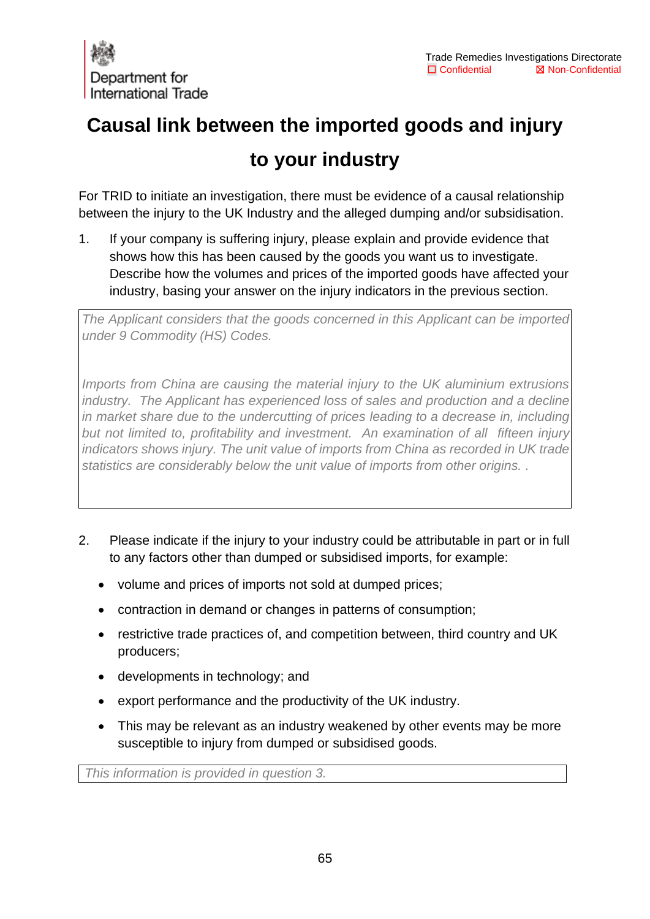Department for International Trade

Trade Remedies Investigations Directorate
☐ Confidential ☒ Non-Confidential

# Causal link between the imported goods and injury to your industry

For TRID to initiate an investigation, there must be evidence of a causal relationship between the injury to the UK Industry and the alleged dumping and/or subsidisation.

1. If your company is suffering injury, please explain and provide evidence that shows how this has been caused by the goods you want us to investigate. Describe how the volumes and prices of the imported goods have affected your industry, basing your answer on the injury indicators in the previous section.

> *The Applicant considers that the goods concerned in this Applicant can be imported under 9 Commodity (HS) Codes.*
>
> *Imports from China are causing the material injury to the UK aluminium extrusions industry. The Applicant has experienced loss of sales and production and a decline in market share due to the undercutting of prices leading to a decrease in, including but not limited to, profitability and investment. An examination of all fifteen injury indicators shows injury. The unit value of imports from China as recorded in UK trade statistics are considerably below the unit value of imports from other origins. .*

2. Please indicate if the injury to your industry could be attributable in part or in full to any factors other than dumped or subsidised imports, for example:

- volume and prices of imports not sold at dumped prices;
- contraction in demand or changes in patterns of consumption;
- restrictive trade practices of, and competition between, third country and UK producers;
- developments in technology; and
- export performance and the productivity of the UK industry.
- This may be relevant as an industry weakened by other events may be more susceptible to injury from dumped or subsidised goods.

> *This information is provided in question 3.*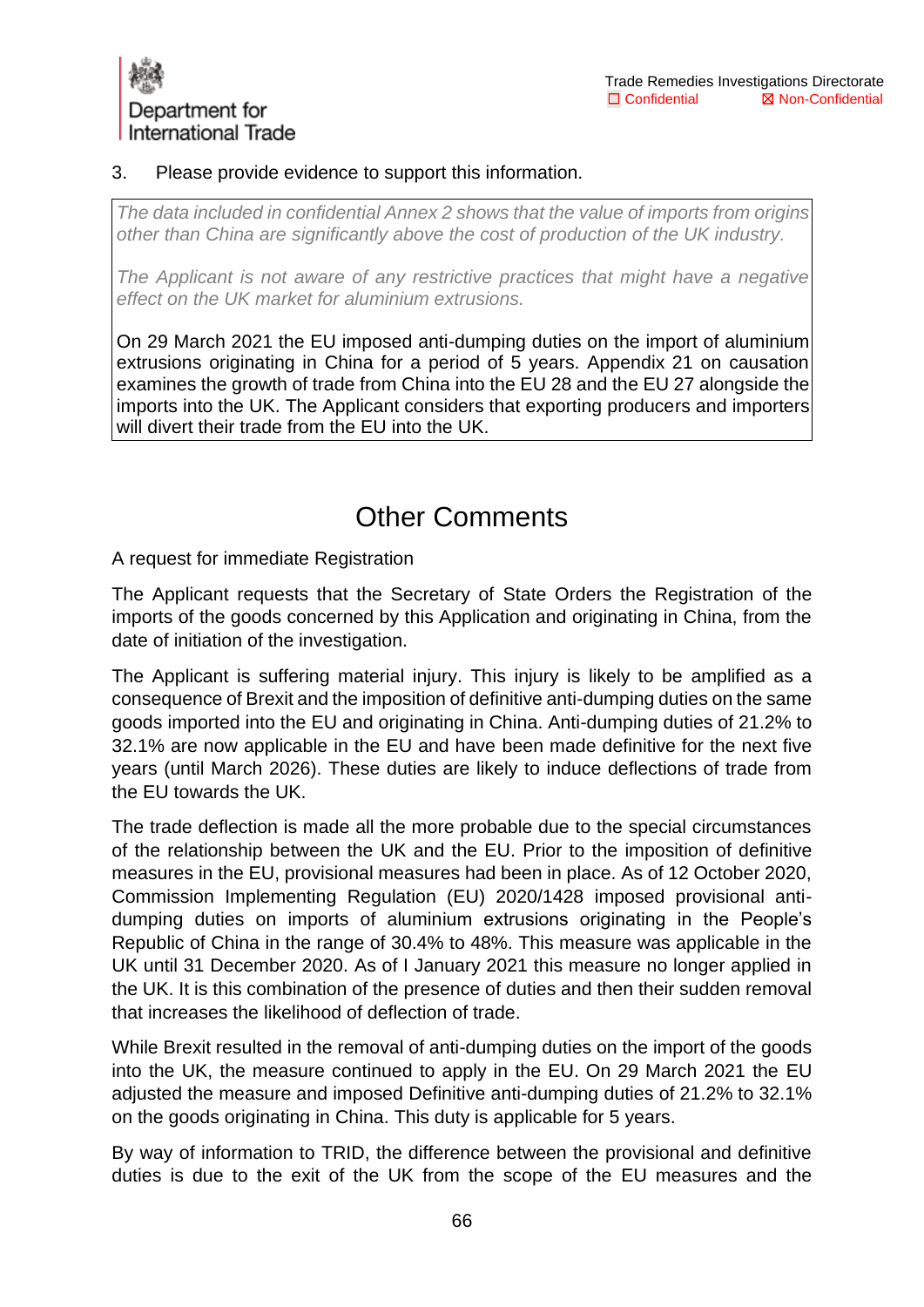3. Please provide evidence to support this information.

*The data included in confidential Annex 2 shows that the value of imports from origins other than China are significantly above the cost of production of the UK industry.*

*The Applicant is not aware of any restrictive practices that might have a negative effect on the UK market for aluminium extrusions.*

On 29 March 2021 the EU imposed anti-dumping duties on the import of aluminium extrusions originating in China for a period of 5 years. Appendix 21 on causation examines the growth of trade from China into the EU 28 and the EU 27 alongside the imports into the UK. The Applicant considers that exporting producers and importers will divert their trade from the EU into the UK.

# Other Comments

A request for immediate Registration

The Applicant requests that the Secretary of State Orders the Registration of the imports of the goods concerned by this Application and originating in China, from the date of initiation of the investigation.

The Applicant is suffering material injury. This injury is likely to be amplified as a consequence of Brexit and the imposition of definitive anti-dumping duties on the same goods imported into the EU and originating in China. Anti-dumping duties of 21.2% to 32.1% are now applicable in the EU and have been made definitive for the next five years (until March 2026). These duties are likely to induce deflections of trade from the EU towards the UK.

The trade deflection is made all the more probable due to the special circumstances of the relationship between the UK and the EU. Prior to the imposition of definitive measures in the EU, provisional measures had been in place. As of 12 October 2020, Commission Implementing Regulation (EU) 2020/1428 imposed provisional anti-dumping duties on imports of aluminium extrusions originating in the People's Republic of China in the range of 30.4% to 48%. This measure was applicable in the UK until 31 December 2020. As of I January 2021 this measure no longer applied in the UK. It is this combination of the presence of duties and then their sudden removal that increases the likelihood of deflection of trade.

While Brexit resulted in the removal of anti-dumping duties on the import of the goods into the UK, the measure continued to apply in the EU. On 29 March 2021 the EU adjusted the measure and imposed Definitive anti-dumping duties of 21.2% to 32.1% on the goods originating in China. This duty is applicable for 5 years.

By way of information to TRID, the difference between the provisional and definitive duties is due to the exit of the UK from the scope of the EU measures and the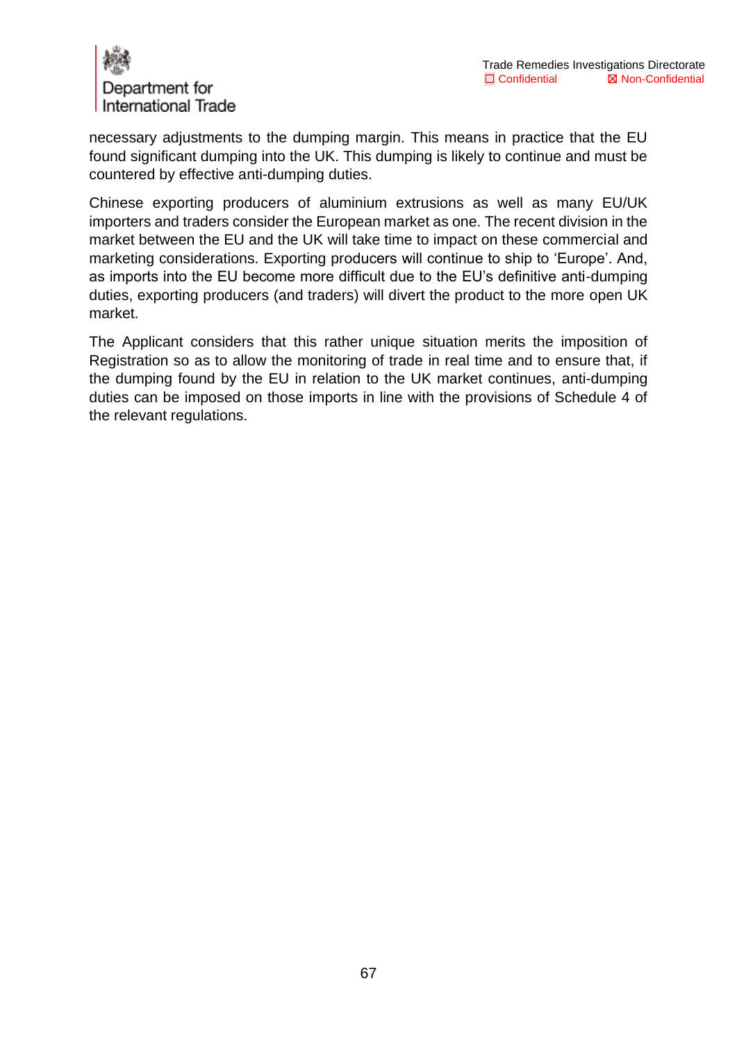necessary adjustments to the dumping margin. This means in practice that the EU found significant dumping into the UK. This dumping is likely to continue and must be countered by effective anti-dumping duties.

Chinese exporting producers of aluminium extrusions as well as many EU/UK importers and traders consider the European market as one. The recent division in the market between the EU and the UK will take time to impact on these commercial and marketing considerations. Exporting producers will continue to ship to 'Europe'. And, as imports into the EU become more difficult due to the EU's definitive anti-dumping duties, exporting producers (and traders) will divert the product to the more open UK market.

The Applicant considers that this rather unique situation merits the imposition of Registration so as to allow the monitoring of trade in real time and to ensure that, if the dumping found by the EU in relation to the UK market continues, anti-dumping duties can be imposed on those imports in line with the provisions of Schedule 4 of the relevant regulations.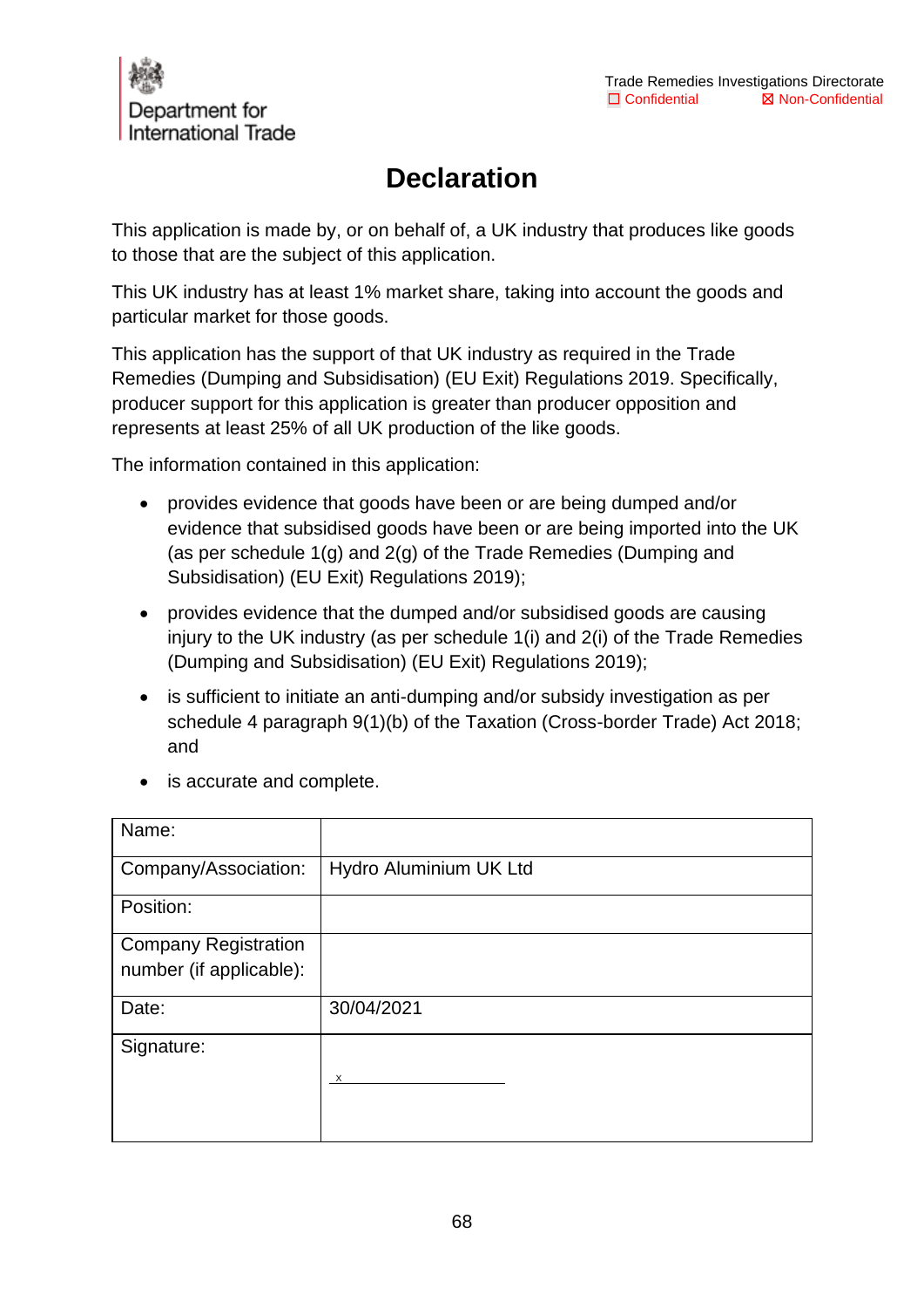Department for International Trade

Trade Remedies Investigations Directorate
☐ Confidential ☒ Non-Confidential

# Declaration

This application is made by, or on behalf of, a UK industry that produces like goods to those that are the subject of this application.

This UK industry has at least 1% market share, taking into account the goods and particular market for those goods.

This application has the support of that UK industry as required in the Trade Remedies (Dumping and Subsidisation) (EU Exit) Regulations 2019. Specifically, producer support for this application is greater than producer opposition and represents at least 25% of all UK production of the like goods.

The information contained in this application:

- provides evidence that goods have been or are being dumped and/or evidence that subsidised goods have been or are being imported into the UK (as per schedule 1(g) and 2(g) of the Trade Remedies (Dumping and Subsidisation) (EU Exit) Regulations 2019);
- provides evidence that the dumped and/or subsidised goods are causing injury to the UK industry (as per schedule 1(i) and 2(i) of the Trade Remedies (Dumping and Subsidisation) (EU Exit) Regulations 2019);
- is sufficient to initiate an anti-dumping and/or subsidy investigation as per schedule 4 paragraph 9(1)(b) of the Taxation (Cross-border Trade) Act 2018; and
- is accurate and complete.

| | |
|---|---|
| Name: | |
| Company/Association: | Hydro Aluminium UK Ltd |
| Position: | |
| Company Registration number (if applicable): | |
| Date: | 30/04/2021 |
| Signature: | x ______________________ |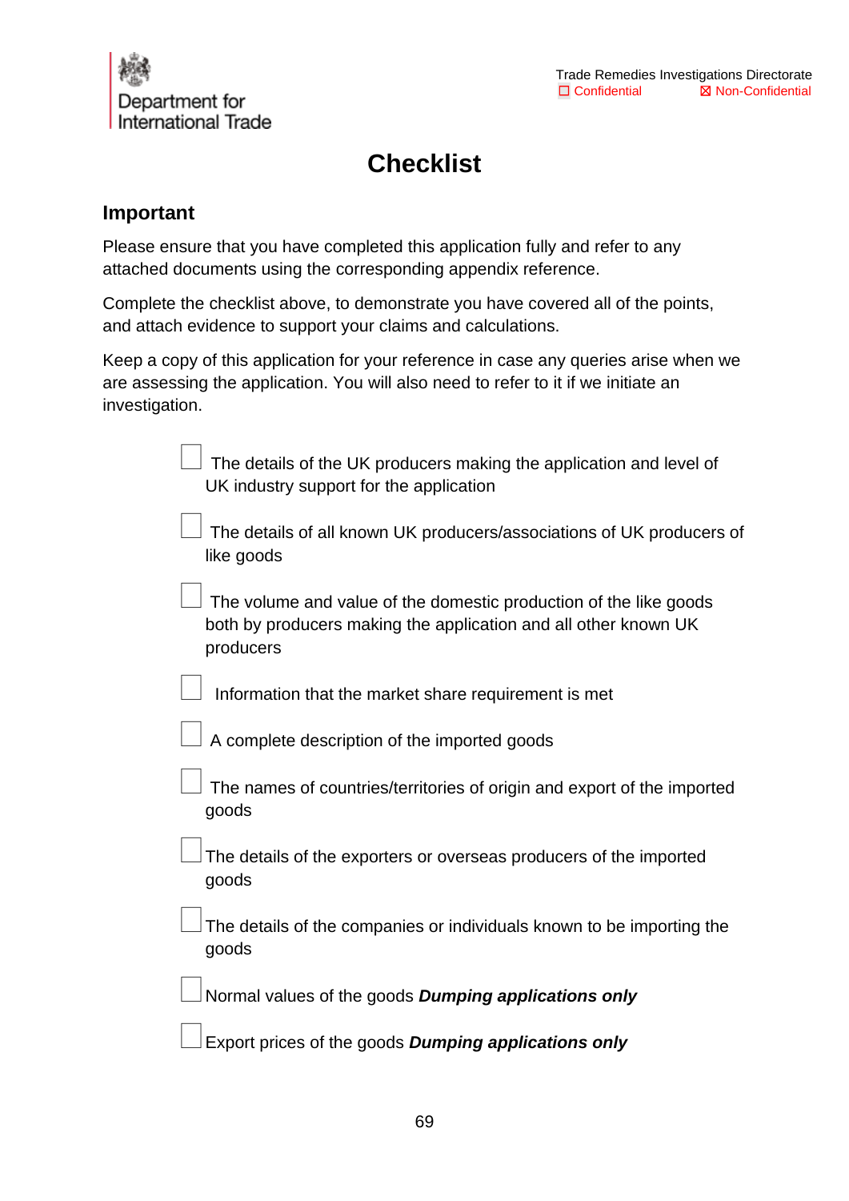Trade Remedies Investigations Directorate
☐ Confidential ☒ Non-Confidential

# Checklist

## Important

Please ensure that you have completed this application fully and refer to any attached documents using the corresponding appendix reference.

Complete the checklist above, to demonstrate you have covered all of the points, and attach evidence to support your claims and calculations.

Keep a copy of this application for your reference in case any queries arise when we are assessing the application. You will also need to refer to it if we initiate an investigation.

- ☐ The details of the UK producers making the application and level of UK industry support for the application
- ☐ The details of all known UK producers/associations of UK producers of like goods
- ☐ The volume and value of the domestic production of the like goods both by producers making the application and all other known UK producers
- ☐ Information that the market share requirement is met
- ☐ A complete description of the imported goods
- ☐ The names of countries/territories of origin and export of the imported goods
- ☐ The details of the exporters or overseas producers of the imported goods
- ☐ The details of the companies or individuals known to be importing the goods
- ☐ Normal values of the goods ***Dumping applications only***
- ☐ Export prices of the goods ***Dumping applications only***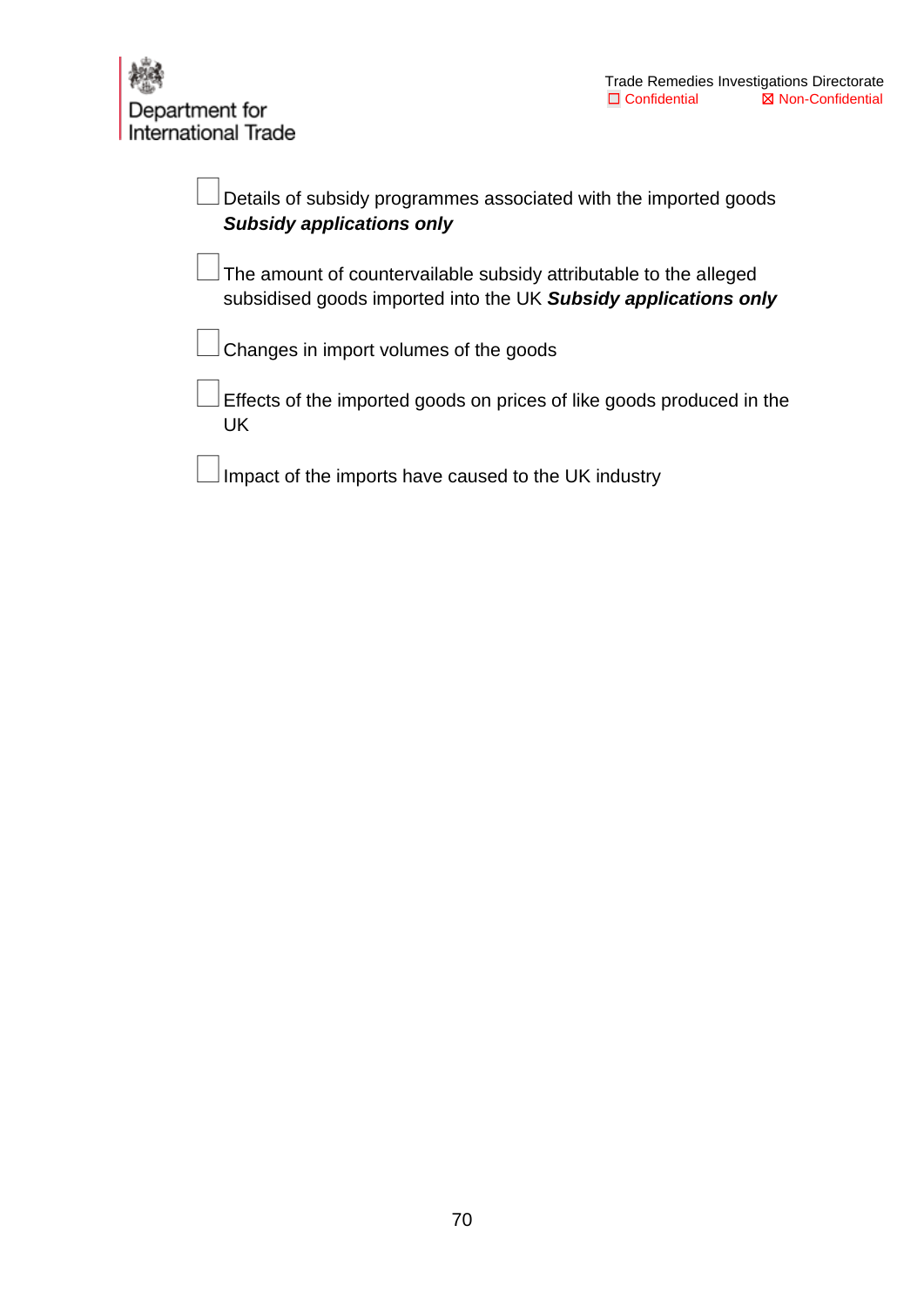- ☐ Details of subsidy programmes associated with the imported goods ***Subsidy applications only***

- ☐ The amount of countervailable subsidy attributable to the alleged subsidised goods imported into the UK ***Subsidy applications only***

- ☐ Changes in import volumes of the goods

- ☐ Effects of the imported goods on prices of like goods produced in the UK

- ☐ Impact of the imports have caused to the UK industry